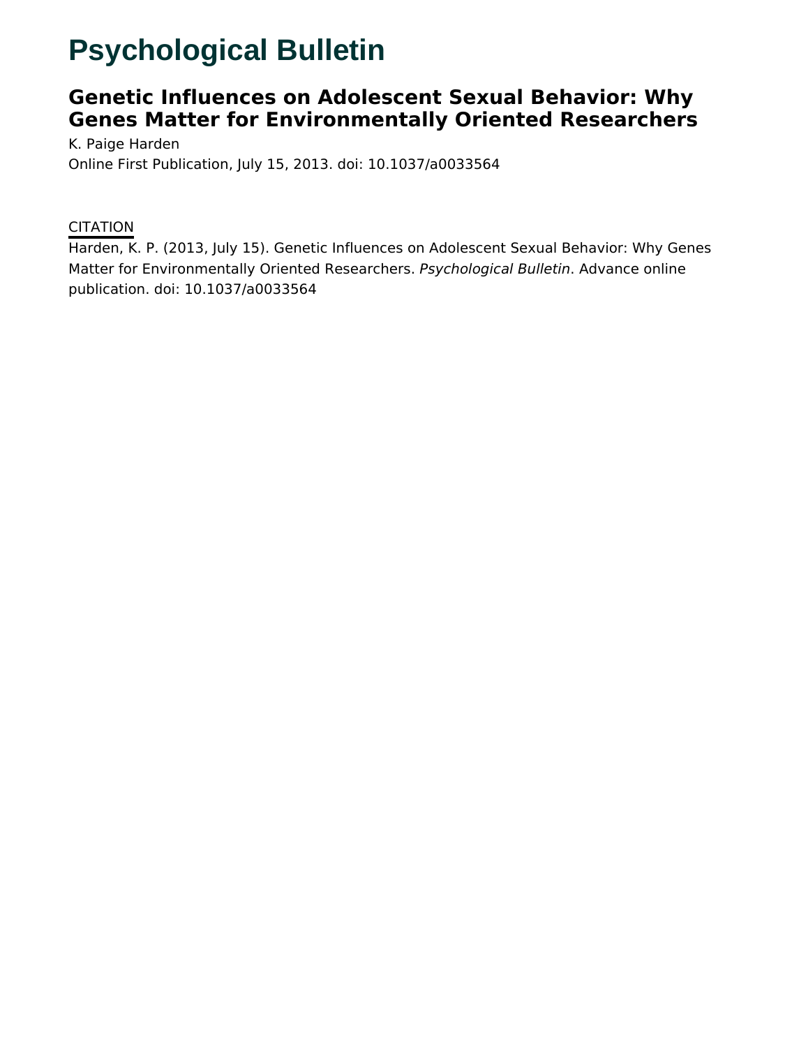# Psychological Bulletin

## Genetic Influences on Adolescent Sexual Behavior: Why Genes Matter for Environmentally Oriented Researchers

K. Paige Harden

Online First Publication, July 15, 2013. doi: 10.1037/a0033564

CITATION

Harden, K. P. (2013, July 15). Genetic Influences on Adolescent Sexual Behavior: Why Genes Matter for Environmentally Oriented Researchers. *Psychological Bulletin*. Advance online publication. doi: 10.1037/a0033564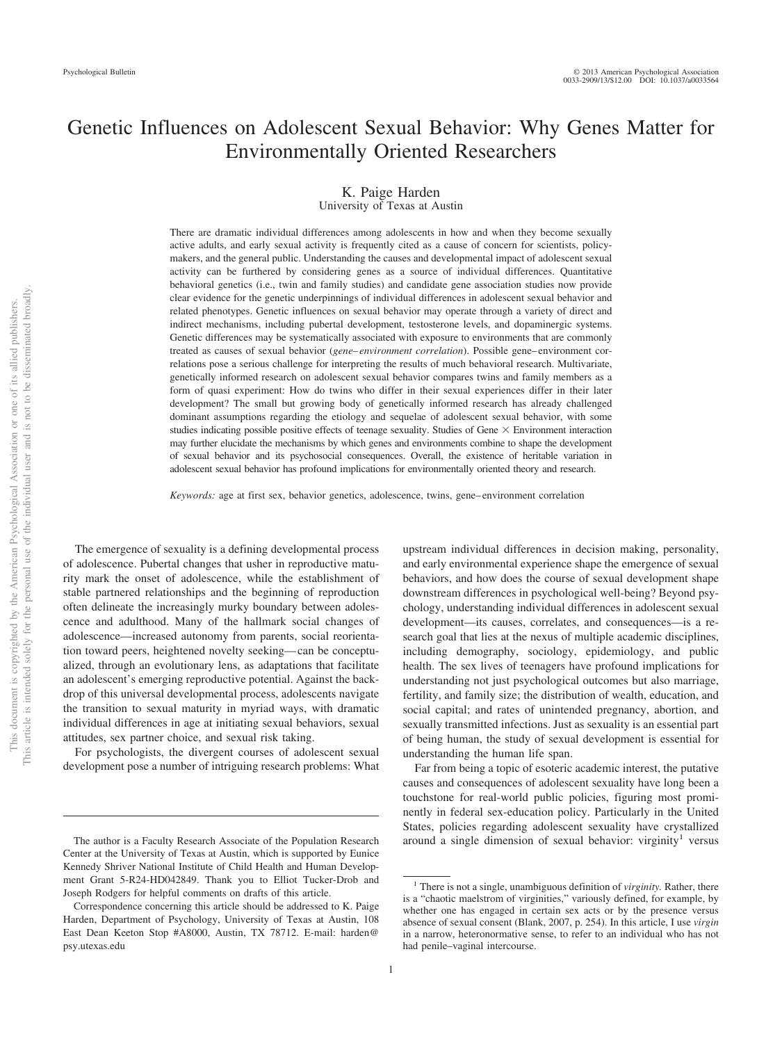# Genetic Influences on Adolescent Sexual Behavior: Why Genes Matter for Environmentally Oriented Researchers

K. Paige Harden
University of Texas at Austin

There are dramatic individual differences among adolescents in how and when they become sexually active adults, and early sexual activity is frequently cited as a cause of concern for scientists, policymakers, and the general public. Understanding the causes and developmental impact of adolescent sexual activity can be furthered by considering genes as a source of individual differences. Quantitative behavioral genetics (i.e., twin and family studies) and candidate gene association studies now provide clear evidence for the genetic underpinnings of individual differences in adolescent sexual behavior and related phenotypes. Genetic influences on sexual behavior may operate through a variety of direct and indirect mechanisms, including pubertal development, testosterone levels, and dopaminergic systems. Genetic differences may be systematically associated with exposure to environments that are commonly treated as causes of sexual behavior (*gene–environment correlation*). Possible gene–environment correlations pose a serious challenge for interpreting the results of much behavioral research. Multivariate, genetically informed research on adolescent sexual behavior compares twins and family members as a form of quasi experiment: How do twins who differ in their sexual experiences differ in their later development? The small but growing body of genetically informed research has already challenged dominant assumptions regarding the etiology and sequelae of adolescent sexual behavior, with some studies indicating possible positive effects of teenage sexuality. Studies of Gene × Environment interaction may further elucidate the mechanisms by which genes and environments combine to shape the development of sexual behavior and its psychosocial consequences. Overall, the existence of heritable variation in adolescent sexual behavior has profound implications for environmentally oriented theory and research.

*Keywords:* age at first sex, behavior genetics, adolescence, twins, gene–environment correlation

The emergence of sexuality is a defining developmental process of adolescence. Pubertal changes that usher in reproductive maturity mark the onset of adolescence, while the establishment of stable partnered relationships and the beginning of reproduction often delineate the increasingly murky boundary between adolescence and adulthood. Many of the hallmark social changes of adolescence—increased autonomy from parents, social reorientation toward peers, heightened novelty seeking—can be conceptualized, through an evolutionary lens, as adaptations that facilitate an adolescent's emerging reproductive potential. Against the backdrop of this universal developmental process, adolescents navigate the transition to sexual maturity in myriad ways, with dramatic individual differences in age at initiating sexual behaviors, sexual attitudes, sex partner choice, and sexual risk taking.

For psychologists, the divergent courses of adolescent sexual development pose a number of intriguing research problems: What upstream individual differences in decision making, personality, and early environmental experience shape the emergence of sexual behaviors, and how does the course of sexual development shape downstream differences in psychological well-being? Beyond psychology, understanding individual differences in adolescent sexual development—its causes, correlates, and consequences—is a research goal that lies at the nexus of multiple academic disciplines, including demography, sociology, epidemiology, and public health. The sex lives of teenagers have profound implications for understanding not just psychological outcomes but also marriage, fertility, and family size; the distribution of wealth, education, and social capital; and rates of unintended pregnancy, abortion, and sexually transmitted infections. Just as sexuality is an essential part of being human, the study of sexual development is essential for understanding the human life span.

Far from being a topic of esoteric academic interest, the putative causes and consequences of adolescent sexuality have long been a touchstone for real-world public policies, figuring most prominently in federal sex-education policy. Particularly in the United States, policies regarding adolescent sexuality have crystallized around a single dimension of sexual behavior: virginity[1] versus

The author is a Faculty Research Associate of the Population Research Center at the University of Texas at Austin, which is supported by Eunice Kennedy Shriver National Institute of Child Health and Human Development Grant 5-R24-HD042849. Thank you to Elliot Tucker-Drob and Joseph Rodgers for helpful comments on drafts of this article.

Correspondence concerning this article should be addressed to K. Paige Harden, Department of Psychology, University of Texas at Austin, 108 East Dean Keeton Stop #A8000, Austin, TX 78712. E-mail: harden@psy.utexas.edu

[1] There is not a single, unambiguous definition of *virginity.* Rather, there is a "chaotic maelstrom of virginities," variously defined, for example, by whether one has engaged in certain sex acts or by the presence versus absence of sexual consent (Blank, 2007, p. 254). In this article, I use *virgin* in a narrow, heteronormative sense, to refer to an individual who has not had penile–vaginal intercourse.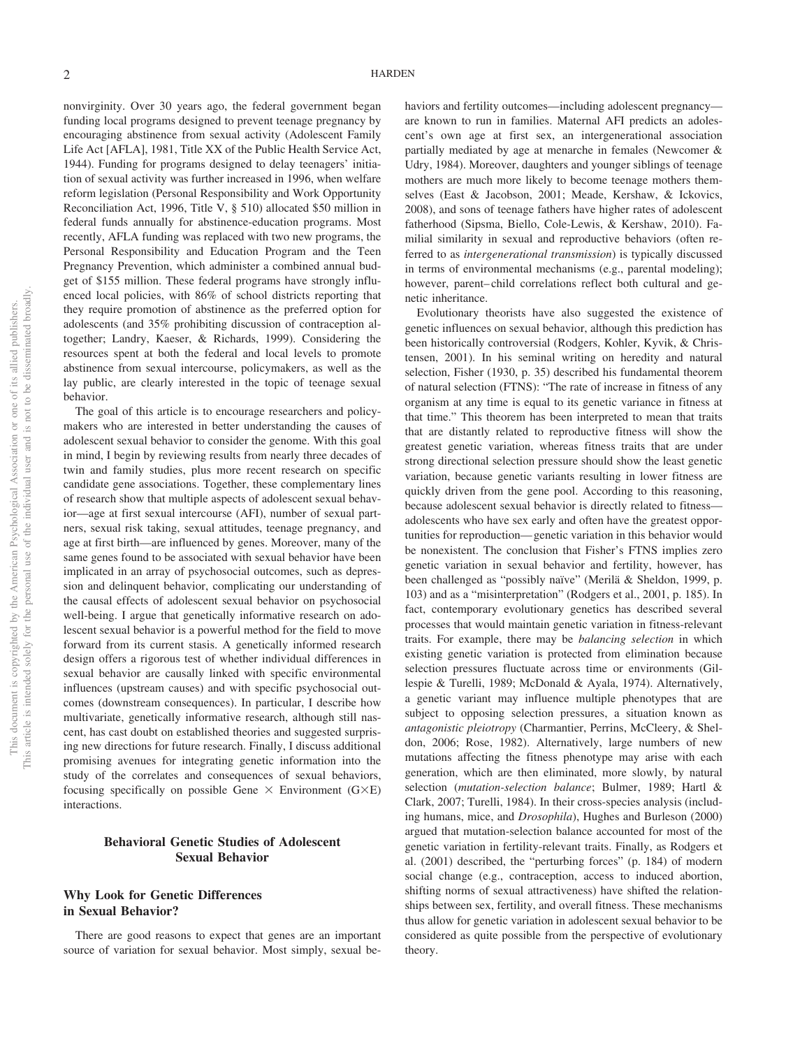nonvirginity. Over 30 years ago, the federal government began funding local programs designed to prevent teenage pregnancy by encouraging abstinence from sexual activity (Adolescent Family Life Act [AFLA], 1981, Title XX of the Public Health Service Act, 1944). Funding for programs designed to delay teenagers' initiation of sexual activity was further increased in 1996, when welfare reform legislation (Personal Responsibility and Work Opportunity Reconciliation Act, 1996, Title V, § 510) allocated $50 million in federal funds annually for abstinence-education programs. Most recently, AFLA funding was replaced with two new programs, the Personal Responsibility and Education Program and the Teen Pregnancy Prevention, which administer a combined annual budget of $155 million. These federal programs have strongly influenced local policies, with 86% of school districts reporting that they require promotion of abstinence as the preferred option for adolescents (and 35% prohibiting discussion of contraception altogether; Landry, Kaeser, & Richards, 1999). Considering the resources spent at both the federal and local levels to promote abstinence from sexual intercourse, policymakers, as well as the lay public, are clearly interested in the topic of teenage sexual behavior.

The goal of this article is to encourage researchers and policymakers who are interested in better understanding the causes of adolescent sexual behavior to consider the genome. With this goal in mind, I begin by reviewing results from nearly three decades of twin and family studies, plus more recent research on specific candidate gene associations. Together, these complementary lines of research show that multiple aspects of adolescent sexual behavior—age at first sexual intercourse (AFI), number of sexual partners, sexual risk taking, sexual attitudes, teenage pregnancy, and age at first birth—are influenced by genes. Moreover, many of the same genes found to be associated with sexual behavior have been implicated in an array of psychosocial outcomes, such as depression and delinquent behavior, complicating our understanding of the causal effects of adolescent sexual behavior on psychosocial well-being. I argue that genetically informative research on adolescent sexual behavior is a powerful method for the field to move forward from its current stasis. A genetically informed research design offers a rigorous test of whether individual differences in sexual behavior are causally linked with specific environmental influences (upstream causes) and with specific psychosocial outcomes (downstream consequences). In particular, I describe how multivariate, genetically informative research, although still nascent, has cast doubt on established theories and suggested surprising new directions for future research. Finally, I discuss additional promising avenues for integrating genetic information into the study of the correlates and consequences of sexual behaviors, focusing specifically on possible Gene × Environment (G×E) interactions.

## Behavioral Genetic Studies of Adolescent Sexual Behavior

### Why Look for Genetic Differences in Sexual Behavior?

There are good reasons to expect that genes are an important source of variation for sexual behavior. Most simply, sexual behaviors and fertility outcomes—including adolescent pregnancy—are known to run in families. Maternal AFI predicts an adolescent's own age at first sex, an intergenerational association partially mediated by age at menarche in females (Newcomer & Udry, 1984). Moreover, daughters and younger siblings of teenage mothers are much more likely to become teenage mothers themselves (East & Jacobson, 2001; Meade, Kershaw, & Ickovics, 2008), and sons of teenage fathers have higher rates of adolescent fatherhood (Sipsma, Biello, Cole-Lewis, & Kershaw, 2010). Familial similarity in sexual and reproductive behaviors (often referred to as *intergenerational transmission*) is typically discussed in terms of environmental mechanisms (e.g., parental modeling); however, parent–child correlations reflect both cultural and genetic inheritance.

Evolutionary theorists have also suggested the existence of genetic influences on sexual behavior, although this prediction has been historically controversial (Rodgers, Kohler, Kyvik, & Christensen, 2001). In his seminal writing on heredity and natural selection, Fisher (1930, p. 35) described his fundamental theorem of natural selection (FTNS): "The rate of increase in fitness of any organism at any time is equal to its genetic variance in fitness at that time." This theorem has been interpreted to mean that traits that are distantly related to reproductive fitness will show the greatest genetic variation, whereas fitness traits that are under strong directional selection pressure should show the least genetic variation, because genetic variants resulting in lower fitness are quickly driven from the gene pool. According to this reasoning, because adolescent sexual behavior is directly related to fitness—adolescents who have sex early and often have the greatest opportunities for reproduction—genetic variation in this behavior would be nonexistent. The conclusion that Fisher's FTNS implies zero genetic variation in sexual behavior and fertility, however, has been challenged as "possibly naïve" (Merilä & Sheldon, 1999, p. 103) and as a "misinterpretation" (Rodgers et al., 2001, p. 185). In fact, contemporary evolutionary genetics has described several processes that would maintain genetic variation in fitness-relevant traits. For example, there may be *balancing selection* in which existing genetic variation is protected from elimination because selection pressures fluctuate across time or environments (Gillespie & Turelli, 1989; McDonald & Ayala, 1974). Alternatively, a genetic variant may influence multiple phenotypes that are subject to opposing selection pressures, a situation known as *antagonistic pleiotropy* (Charmantier, Perrins, McCleery, & Sheldon, 2006; Rose, 1982). Alternatively, large numbers of new mutations affecting the fitness phenotype may arise with each generation, which are then eliminated, more slowly, by natural selection (*mutation-selection balance*; Bulmer, 1989; Hartl & Clark, 2007; Turelli, 1984). In their cross-species analysis (including humans, mice, and *Drosophila*), Hughes and Burleson (2000) argued that mutation-selection balance accounted for most of the genetic variation in fertility-relevant traits. Finally, as Rodgers et al. (2001) described, the "perturbing forces" (p. 184) of modern social change (e.g., contraception, access to induced abortion, shifting norms of sexual attractiveness) have shifted the relationships between sex, fertility, and overall fitness. These mechanisms thus allow for genetic variation in adolescent sexual behavior to be considered as quite possible from the perspective of evolutionary theory.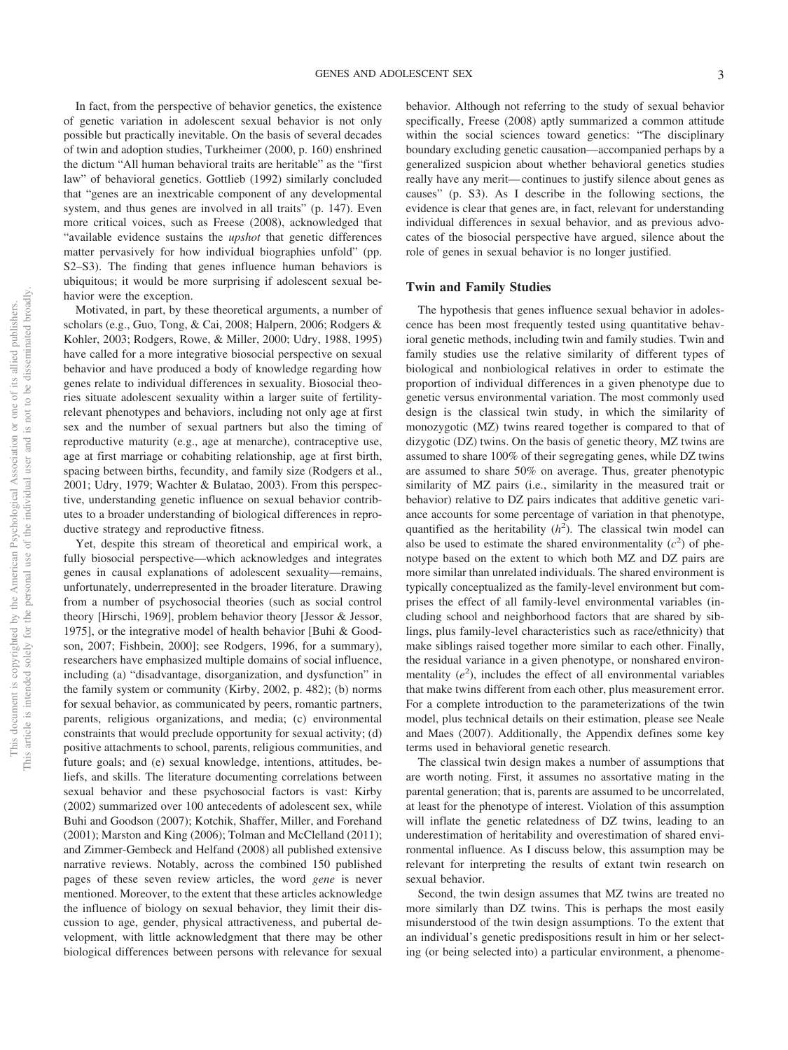In fact, from the perspective of behavior genetics, the existence of genetic variation in adolescent sexual behavior is not only possible but practically inevitable. On the basis of several decades of twin and adoption studies, Turkheimer (2000, p. 160) enshrined the dictum "All human behavioral traits are heritable" as the "first law" of behavioral genetics. Gottlieb (1992) similarly concluded that "genes are an inextricable component of any developmental system, and thus genes are involved in all traits" (p. 147). Even more critical voices, such as Freese (2008), acknowledged that "available evidence sustains the *upshot* that genetic differences matter pervasively for how individual biographies unfold" (pp. S2–S3). The finding that genes influence human behaviors is ubiquitous; it would be more surprising if adolescent sexual behavior were the exception.

Motivated, in part, by these theoretical arguments, a number of scholars (e.g., Guo, Tong, & Cai, 2008; Halpern, 2006; Rodgers & Kohler, 2003; Rodgers, Rowe, & Miller, 2000; Udry, 1988, 1995) have called for a more integrative biosocial perspective on sexual behavior and have produced a body of knowledge regarding how genes relate to individual differences in sexuality. Biosocial theories situate adolescent sexuality within a larger suite of fertility-relevant phenotypes and behaviors, including not only age at first sex and the number of sexual partners but also the timing of reproductive maturity (e.g., age at menarche), contraceptive use, age at first marriage or cohabiting relationship, age at first birth, spacing between births, fecundity, and family size (Rodgers et al., 2001; Udry, 1979; Wachter & Bulatao, 2003). From this perspective, understanding genetic influence on sexual behavior contributes to a broader understanding of biological differences in reproductive strategy and reproductive fitness.

Yet, despite this stream of theoretical and empirical work, a fully biosocial perspective—which acknowledges and integrates genes in causal explanations of adolescent sexuality—remains, unfortunately, underrepresented in the broader literature. Drawing from a number of psychosocial theories (such as social control theory [Hirschi, 1969], problem behavior theory [Jessor & Jessor, 1975], or the integrative model of health behavior [Buhi & Goodson, 2007; Fishbein, 2000]; see Rodgers, 1996, for a summary), researchers have emphasized multiple domains of social influence, including (a) "disadvantage, disorganization, and dysfunction" in the family system or community (Kirby, 2002, p. 482); (b) norms for sexual behavior, as communicated by peers, romantic partners, parents, religious organizations, and media; (c) environmental constraints that would preclude opportunity for sexual activity; (d) positive attachments to school, parents, religious communities, and future goals; and (e) sexual knowledge, intentions, attitudes, beliefs, and skills. The literature documenting correlations between sexual behavior and these psychosocial factors is vast: Kirby (2002) summarized over 100 antecedents of adolescent sex, while Buhi and Goodson (2007); Kotchik, Shaffer, Miller, and Forehand (2001); Marston and King (2006); Tolman and McClelland (2011); and Zimmer-Gembeck and Helfand (2008) all published extensive narrative reviews. Notably, across the combined 150 published pages of these seven review articles, the word *gene* is never mentioned. Moreover, to the extent that these articles acknowledge the influence of biology on sexual behavior, they limit their discussion to age, gender, physical attractiveness, and pubertal development, with little acknowledgment that there may be other biological differences between persons with relevance for sexual behavior. Although not referring to the study of sexual behavior specifically, Freese (2008) aptly summarized a common attitude within the social sciences toward genetics: "The disciplinary boundary excluding genetic causation—accompanied perhaps by a generalized suspicion about whether behavioral genetics studies really have any merit—continues to justify silence about genes as causes" (p. S3). As I describe in the following sections, the evidence is clear that genes are, in fact, relevant for understanding individual differences in sexual behavior, and as previous advocates of the biosocial perspective have argued, silence about the role of genes in sexual behavior is no longer justified.

## Twin and Family Studies

The hypothesis that genes influence sexual behavior in adolescence has been most frequently tested using quantitative behavioral genetic methods, including twin and family studies. Twin and family studies use the relative similarity of different types of biological and nonbiological relatives in order to estimate the proportion of individual differences in a given phenotype due to genetic versus environmental variation. The most commonly used design is the classical twin study, in which the similarity of monozygotic (MZ) twins reared together is compared to that of dizygotic (DZ) twins. On the basis of genetic theory, MZ twins are assumed to share 100% of their segregating genes, while DZ twins are assumed to share 50% on average. Thus, greater phenotypic similarity of MZ pairs (i.e., similarity in the measured trait or behavior) relative to DZ pairs indicates that additive genetic variance accounts for some percentage of variation in that phenotype, quantified as the heritability ($h^2$). The classical twin model can also be used to estimate the shared environmentality ($c^2$) of phenotype based on the extent to which both MZ and DZ pairs are more similar than unrelated individuals. The shared environment is typically conceptualized as the family-level environment but comprises the effect of all family-level environmental variables (including school and neighborhood factors that are shared by siblings, plus family-level characteristics such as race/ethnicity) that make siblings raised together more similar to each other. Finally, the residual variance in a given phenotype, or nonshared environmentality ($e^2$), includes the effect of all environmental variables that make twins different from each other, plus measurement error. For a complete introduction to the parameterizations of the twin model, plus technical details on their estimation, please see Neale and Maes (2007). Additionally, the Appendix defines some key terms used in behavioral genetic research.

The classical twin design makes a number of assumptions that are worth noting. First, it assumes no assortative mating in the parental generation; that is, parents are assumed to be uncorrelated, at least for the phenotype of interest. Violation of this assumption will inflate the genetic relatedness of DZ twins, leading to an underestimation of heritability and overestimation of shared environmental influence. As I discuss below, this assumption may be relevant for interpreting the results of extant twin research on sexual behavior.

Second, the twin design assumes that MZ twins are treated no more similarly than DZ twins. This is perhaps the most easily misunderstood of the twin design assumptions. To the extent that an individual's genetic predispositions result in him or her selecting (or being selected into) a particular environment, a phenome-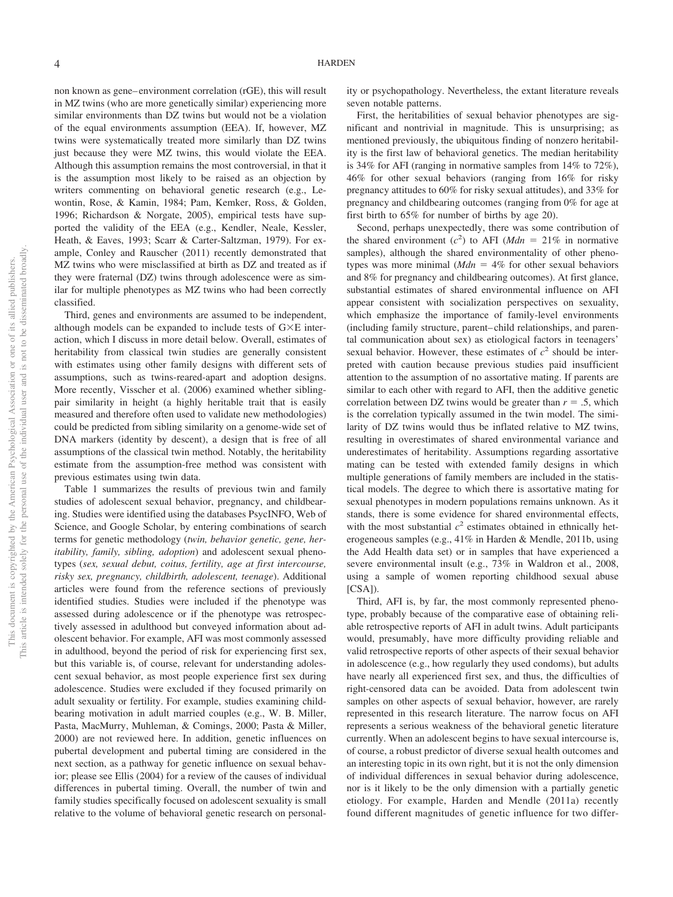non known as gene–environment correlation (rGE), this will result in MZ twins (who are more genetically similar) experiencing more similar environments than DZ twins but would not be a violation of the equal environments assumption (EEA). If, however, MZ twins were systematically treated more similarly than DZ twins just because they were MZ twins, this would violate the EEA. Although this assumption remains the most controversial, in that it is the assumption most likely to be raised as an objection by writers commenting on behavioral genetic research (e.g., Lewontin, Rose, & Kamin, 1984; Pam, Kemker, Ross, & Golden, 1996; Richardson & Norgate, 2005), empirical tests have supported the validity of the EEA (e.g., Kendler, Neale, Kessler, Heath, & Eaves, 1993; Scarr & Carter-Saltzman, 1979). For example, Conley and Rauscher (2011) recently demonstrated that MZ twins who were misclassified at birth as DZ and treated as if they were fraternal (DZ) twins through adolescence were as similar for multiple phenotypes as MZ twins who had been correctly classified.

Third, genes and environments are assumed to be independent, although models can be expanded to include tests of G×E interaction, which I discuss in more detail below. Overall, estimates of heritability from classical twin studies are generally consistent with estimates using other family designs with different sets of assumptions, such as twins-reared-apart and adoption designs. More recently, Visscher et al. (2006) examined whether sibling-pair similarity in height (a highly heritable trait that is easily measured and therefore often used to validate new methodologies) could be predicted from sibling similarity on a genome-wide set of DNA markers (identity by descent), a design that is free of all assumptions of the classical twin method. Notably, the heritability estimate from the assumption-free method was consistent with previous estimates using twin data.

Table 1 summarizes the results of previous twin and family studies of adolescent sexual behavior, pregnancy, and childbearing. Studies were identified using the databases PsycINFO, Web of Science, and Google Scholar, by entering combinations of search terms for genetic methodology (*twin, behavior genetic, gene, heritability, family, sibling, adoption*) and adolescent sexual phenotypes (*sex, sexual debut, coitus, fertility, age at first intercourse, risky sex, pregnancy, childbirth, adolescent, teenage*). Additional articles were found from the reference sections of previously identified studies. Studies were included if the phenotype was assessed during adolescence or if the phenotype was retrospectively assessed in adulthood but conveyed information about adolescent behavior. For example, AFI was most commonly assessed in adulthood, beyond the period of risk for experiencing first sex, but this variable is, of course, relevant for understanding adolescent sexual behavior, as most people experience first sex during adolescence. Studies were excluded if they focused primarily on adult sexuality or fertility. For example, studies examining childbearing motivation in adult married couples (e.g., W. B. Miller, Pasta, MacMurry, Muhleman, & Comings, 2000; Pasta & Miller, 2000) are not reviewed here. In addition, genetic influences on pubertal development and pubertal timing are considered in the next section, as a pathway for genetic influence on sexual behavior; please see Ellis (2004) for a review of the causes of individual differences in pubertal timing. Overall, the number of twin and family studies specifically focused on adolescent sexuality is small relative to the volume of behavioral genetic research on personality or psychopathology. Nevertheless, the extant literature reveals seven notable patterns.

First, the heritabilities of sexual behavior phenotypes are significant and nontrivial in magnitude. This is unsurprising; as mentioned previously, the ubiquitous finding of nonzero heritability is the first law of behavioral genetics. The median heritability is 34% for AFI (ranging in normative samples from 14% to 72%), 46% for other sexual behaviors (ranging from 16% for risky pregnancy attitudes to 60% for risky sexual attitudes), and 33% for pregnancy and childbearing outcomes (ranging from 0% for age at first birth to 65% for number of births by age 20).

Second, perhaps unexpectedly, there was some contribution of the shared environment ($c^2$) to AFI (*Mdn* = 21% in normative samples), although the shared environmentality of other phenotypes was more minimal (*Mdn* = 4% for other sexual behaviors and 8% for pregnancy and childbearing outcomes). At first glance, substantial estimates of shared environmental influence on AFI appear consistent with socialization perspectives on sexuality, which emphasize the importance of family-level environments (including family structure, parent–child relationships, and parental communication about sex) as etiological factors in teenagers' sexual behavior. However, these estimates of $c^2$ should be interpreted with caution because previous studies paid insufficient attention to the assumption of no assortative mating. If parents are similar to each other with regard to AFI, then the additive genetic correlation between DZ twins would be greater than $r = .5$, which is the correlation typically assumed in the twin model. The similarity of DZ twins would thus be inflated relative to MZ twins, resulting in overestimates of shared environmental variance and underestimates of heritability. Assumptions regarding assortative mating can be tested with extended family designs in which multiple generations of family members are included in the statistical models. The degree to which there is assortative mating for sexual phenotypes in modern populations remains unknown. As it stands, there is some evidence for shared environmental effects, with the most substantial $c^2$ estimates obtained in ethnically heterogeneous samples (e.g., 41% in Harden & Mendle, 2011b, using the Add Health data set) or in samples that have experienced a severe environmental insult (e.g., 73% in Waldron et al., 2008, using a sample of women reporting childhood sexual abuse [CSA]).

Third, AFI is, by far, the most commonly represented phenotype, probably because of the comparative ease of obtaining reliable retrospective reports of AFI in adult twins. Adult participants would, presumably, have more difficulty providing reliable and valid retrospective reports of other aspects of their sexual behavior in adolescence (e.g., how regularly they used condoms), but adults have nearly all experienced first sex, and thus, the difficulties of right-censored data can be avoided. Data from adolescent twin samples on other aspects of sexual behavior, however, are rarely represented in this research literature. The narrow focus on AFI represents a serious weakness of the behavioral genetic literature currently. When an adolescent begins to have sexual intercourse is, of course, a robust predictor of diverse sexual health outcomes and an interesting topic in its own right, but it is not the only dimension of individual differences in sexual behavior during adolescence, nor is it likely to be the only dimension with a partially genetic etiology. For example, Harden and Mendle (2011a) recently found different magnitudes of genetic influence for two differ-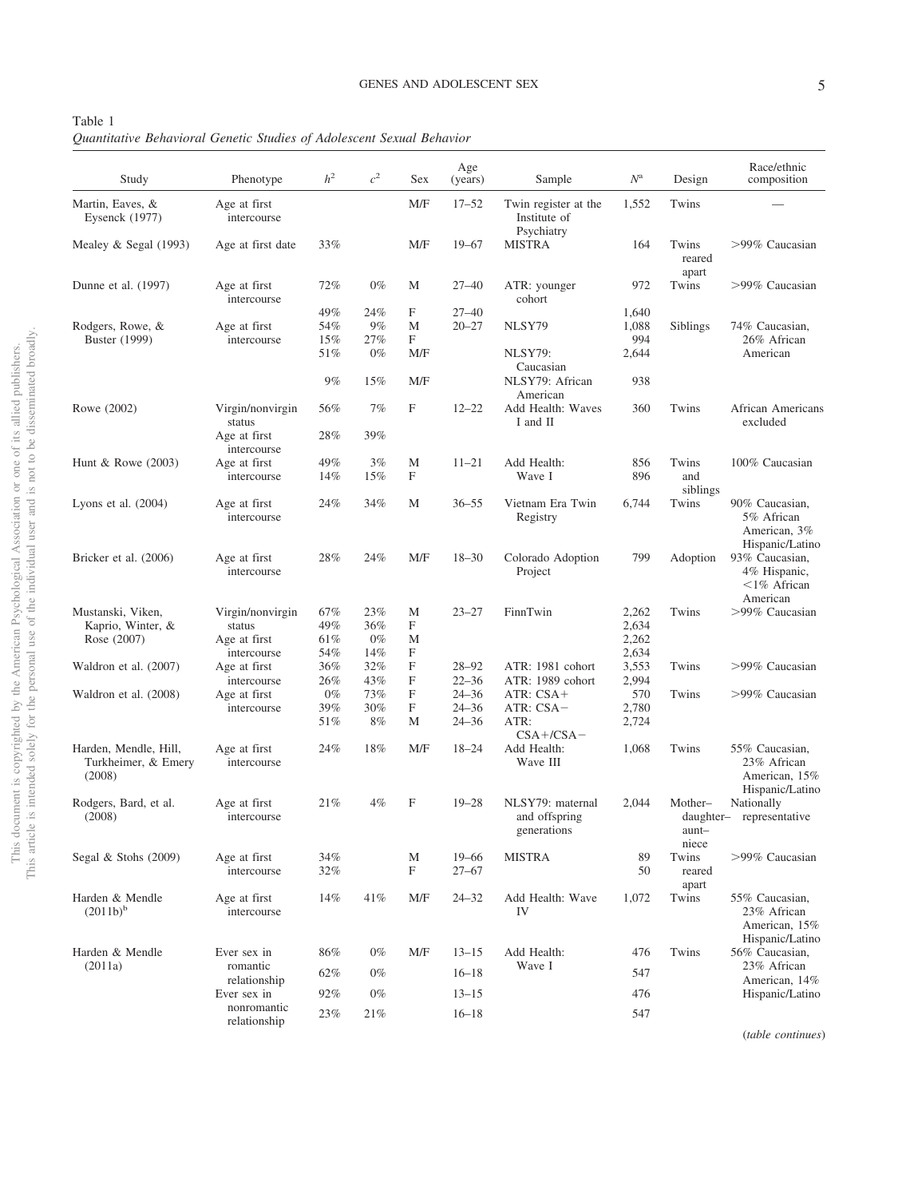Table 1
*Quantitative Behavioral Genetic Studies of Adolescent Sexual Behavior*

| Study | Phenotype | $h^2$ | $c^2$ | Sex | Age (years) | Sample | $N$[a] | Design | Race/ethnic composition |
|---|---|---|---|---|---|---|---|---|---|
| Martin, Eaves, & Eysenck (1977) | Age at first intercourse | | | M/F | 17–52 | Twin register at the Institute of Psychiatry | 1,552 | Twins | — |
| Mealey & Segal (1993) | Age at first date | 33% | | M/F | 19–67 | MISTRA | 164 | Twins reared apart | >99% Caucasian |
| Dunne et al. (1997) | Age at first intercourse | 72% | 0% | M | 27–40 | ATR: younger cohort | 972 | Twins | >99% Caucasian |
| | | 49% | 24% | F | 27–40 | | 1,640 | | |
| Rodgers, Rowe, & Buster (1999) | Age at first intercourse | 54% | 9% | M | 20–27 | NLSY79 | 1,088 | Siblings | 74% Caucasian, 26% African American |
| | | 15% | 27% | F | | | 994 | | |
| | | 51% | 0% | M/F | | NLSY79: Caucasian | 2,644 | | |
| | | 9% | 15% | M/F | | NLSY79: African American | 938 | | |
| Rowe (2002) | Virgin/nonvirgin status | 56% | 7% | F | 12–22 | Add Health: Waves I and II | 360 | Twins | African Americans excluded |
| | Age at first intercourse | 28% | 39% | | | | | | |
| Hunt & Rowe (2003) | Age at first intercourse | 49% | 3% | M | 11–21 | Add Health: Wave I | 856 | Twins and siblings | 100% Caucasian |
| | | 14% | 15% | F | | | 896 | | |
| Lyons et al. (2004) | Age at first intercourse | 24% | 34% | M | 36–55 | Vietnam Era Twin Registry | 6,744 | Twins | 90% Caucasian, 5% African American, 3% Hispanic/Latino |
| Bricker et al. (2006) | Age at first intercourse | 28% | 24% | M/F | 18–30 | Colorado Adoption Project | 799 | Adoption | 93% Caucasian, 4% Hispanic, <1% African American |
| Mustanski, Viken, Kaprio, Winter, & Rose (2007) | Virgin/nonvirgin status | 67% | 23% | M | 23–27 | FinnTwin | 2,262 | Twins | >99% Caucasian |
| | | 49% | 36% | F | | | 2,634 | | |
| | Age at first intercourse | 61% | 0% | M | | | 2,262 | | |
| | | 54% | 14% | F | | | 2,634 | | |
| Waldron et al. (2007) | Age at first intercourse | 36% | 32% | F | 28–92 | ATR: 1981 cohort | 3,553 | Twins | >99% Caucasian |
| | | 26% | 43% | F | 22–36 | ATR: 1989 cohort | 2,994 | | |
| Waldron et al. (2008) | Age at first intercourse | 0% | 73% | F | 24–36 | ATR: CSA+ | 570 | Twins | >99% Caucasian |
| | | 39% | 30% | F | 24–36 | ATR: CSA− | 2,780 | | |
| | | 51% | 8% | M | 24–36 | ATR: CSA+/CSA− | 2,724 | | |
| Harden, Mendle, Hill, Turkheimer, & Emery (2008) | Age at first intercourse | 24% | 18% | M/F | 18–24 | Add Health: Wave III | 1,068 | Twins | 55% Caucasian, 23% African American, 15% Hispanic/Latino |
| Rodgers, Bard, et al. (2008) | Age at first intercourse | 21% | 4% | F | 19–28 | NLSY79: maternal and offspring generations | 2,044 | Mother–daughter–aunt–niece | Nationally representative |
| Segal & Stohs (2009) | Age at first intercourse | 34% | | M | 19–66 | MISTRA | 89 | Twins reared apart | >99% Caucasian |
| | | 32% | | F | 27–67 | | 50 | | |
| Harden & Mendle (2011b)[b] | Age at first intercourse | 14% | 41% | M/F | 24–32 | Add Health: Wave IV | 1,072 | Twins | 55% Caucasian, 23% African American, 15% Hispanic/Latino |
| Harden & Mendle (2011a) | Ever sex in romantic relationship | 86% | 0% | M/F | 13–15 | Add Health: Wave I | 476 | Twins | 56% Caucasian, 23% African American, 14% Hispanic/Latino |
| | | 62% | 0% | | 16–18 | | 547 | | |
| | Ever sex in nonromantic relationship | 92% | 0% | | 13–15 | | 476 | | |
| | | 23% | 21% | | 16–18 | | 547 | | |

(*table continues*)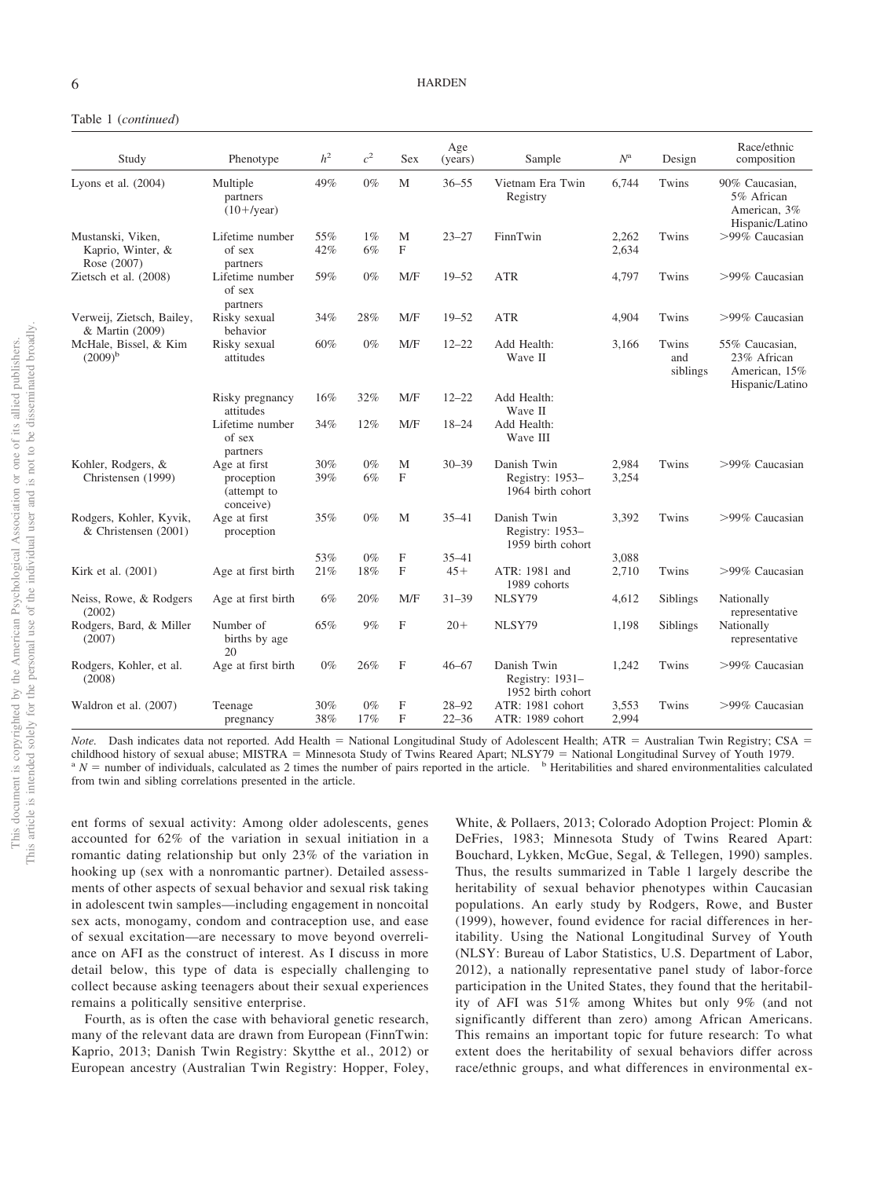Table 1 (*continued*)

| Study | Phenotype | $h^2$ | $c^2$ | Sex | Age (years) | Sample | $N$[a] | Design | Race/ethnic composition |
|---|---|---|---|---|---|---|---|---|---|
| Lyons et al. (2004) | Multiple partners (10+/year) | 49% | 0% | M | 36–55 | Vietnam Era Twin Registry | 6,744 | Twins | 90% Caucasian, 5% African American, 3% Hispanic/Latino |
| Mustanski, Viken, Kaprio, Winter, & Rose (2007) | Lifetime number of sex partners | 55% | 1% | M | 23–27 | FinnTwin | 2,262 | Twins | >99% Caucasian |
| | | 42% | 6% | F | | | 2,634 | | |
| Zietsch et al. (2008) | Lifetime number of sex partners | 59% | 0% | M/F | 19–52 | ATR | 4,797 | Twins | >99% Caucasian |
| Verweij, Zietsch, Bailey, & Martin (2009) | Risky sexual behavior | 34% | 28% | M/F | 19–52 | ATR | 4,904 | Twins | >99% Caucasian |
| McHale, Bissel, & Kim (2009)[b] | Risky sexual attitudes | 60% | 0% | M/F | 12–22 | Add Health: Wave II | 3,166 | Twins and siblings | 55% Caucasian, 23% African American, 15% Hispanic/Latino |
| | Risky pregnancy attitudes | 16% | 32% | M/F | 12–22 | Add Health: Wave II | | | |
| | Lifetime number of sex partners | 34% | 12% | M/F | 18–24 | Add Health: Wave III | | | |
| Kohler, Rodgers, & Christensen (1999) | Age at first proception (attempt to conceive) | 30% | 0% | M | 30–39 | Danish Twin Registry: 1953–1964 birth cohort | 2,984 | Twins | >99% Caucasian |
| | | 39% | 6% | F | | | 3,254 | | |
| Rodgers, Kohler, Kyvik, & Christensen (2001) | Age at first proception | 35% | 0% | M | 35–41 | Danish Twin Registry: 1953–1959 birth cohort | 3,392 | Twins | >99% Caucasian |
| | | 53% | 0% | F | 35–41 | | 3,088 | | |
| Kirk et al. (2001) | Age at first birth | 21% | 18% | F | 45+ | ATR: 1981 and 1989 cohorts | 2,710 | Twins | >99% Caucasian |
| Neiss, Rowe, & Rodgers (2002) | Age at first birth | 6% | 20% | M/F | 31–39 | NLSY79 | 4,612 | Siblings | Nationally representative |
| Rodgers, Bard, & Miller (2007) | Number of births by age 20 | 65% | 9% | F | 20+ | NLSY79 | 1,198 | Siblings | Nationally representative |
| Rodgers, Kohler, et al. (2008) | Age at first birth | 0% | 26% | F | 46–67 | Danish Twin Registry: 1931–1952 birth cohort | 1,242 | Twins | >99% Caucasian |
| Waldron et al. (2007) | Teenage pregnancy | 30% | 0% | F | 28–92 | ATR: 1981 cohort | 3,553 | Twins | >99% Caucasian |
| | | 38% | 17% | F | 22–36 | ATR: 1989 cohort | 2,994 | | |

*Note.* Dash indicates data not reported. Add Health = National Longitudinal Study of Adolescent Health; ATR = Australian Twin Registry; CSA = childhood history of sexual abuse; MISTRA = Minnesota Study of Twins Reared Apart; NLSY79 = National Longitudinal Survey of Youth 1979.
[a] $N$ = number of individuals, calculated as 2 times the number of pairs reported in the article. [b] Heritabilities and shared environmentalities calculated from twin and sibling correlations presented in the article.

ent forms of sexual activity: Among older adolescents, genes accounted for 62% of the variation in sexual initiation in a romantic dating relationship but only 23% of the variation in hooking up (sex with a nonromantic partner). Detailed assessments of other aspects of sexual behavior and sexual risk taking in adolescent twin samples—including engagement in noncoital sex acts, monogamy, condom and contraception use, and ease of sexual excitation—are necessary to move beyond overreliance on AFI as the construct of interest. As I discuss in more detail below, this type of data is especially challenging to collect because asking teenagers about their sexual experiences remains a politically sensitive enterprise.

Fourth, as is often the case with behavioral genetic research, many of the relevant data are drawn from European (FinnTwin: Kaprio, 2013; Danish Twin Registry: Skytthe et al., 2012) or European ancestry (Australian Twin Registry: Hopper, Foley, White, & Pollaers, 2013; Colorado Adoption Project: Plomin & DeFries, 1983; Minnesota Study of Twins Reared Apart: Bouchard, Lykken, McGue, Segal, & Tellegen, 1990) samples. Thus, the results summarized in Table 1 largely describe the heritability of sexual behavior phenotypes within Caucasian populations. An early study by Rodgers, Rowe, and Buster (1999), however, found evidence for racial differences in heritability. Using the National Longitudinal Survey of Youth (NLSY: Bureau of Labor Statistics, U.S. Department of Labor, 2012), a nationally representative panel study of labor-force participation in the United States, they found that the heritability of AFI was 51% among Whites but only 9% (and not significantly different than zero) among African Americans. This remains an important topic for future research: To what extent does the heritability of sexual behaviors differ across race/ethnic groups, and what differences in environmental ex-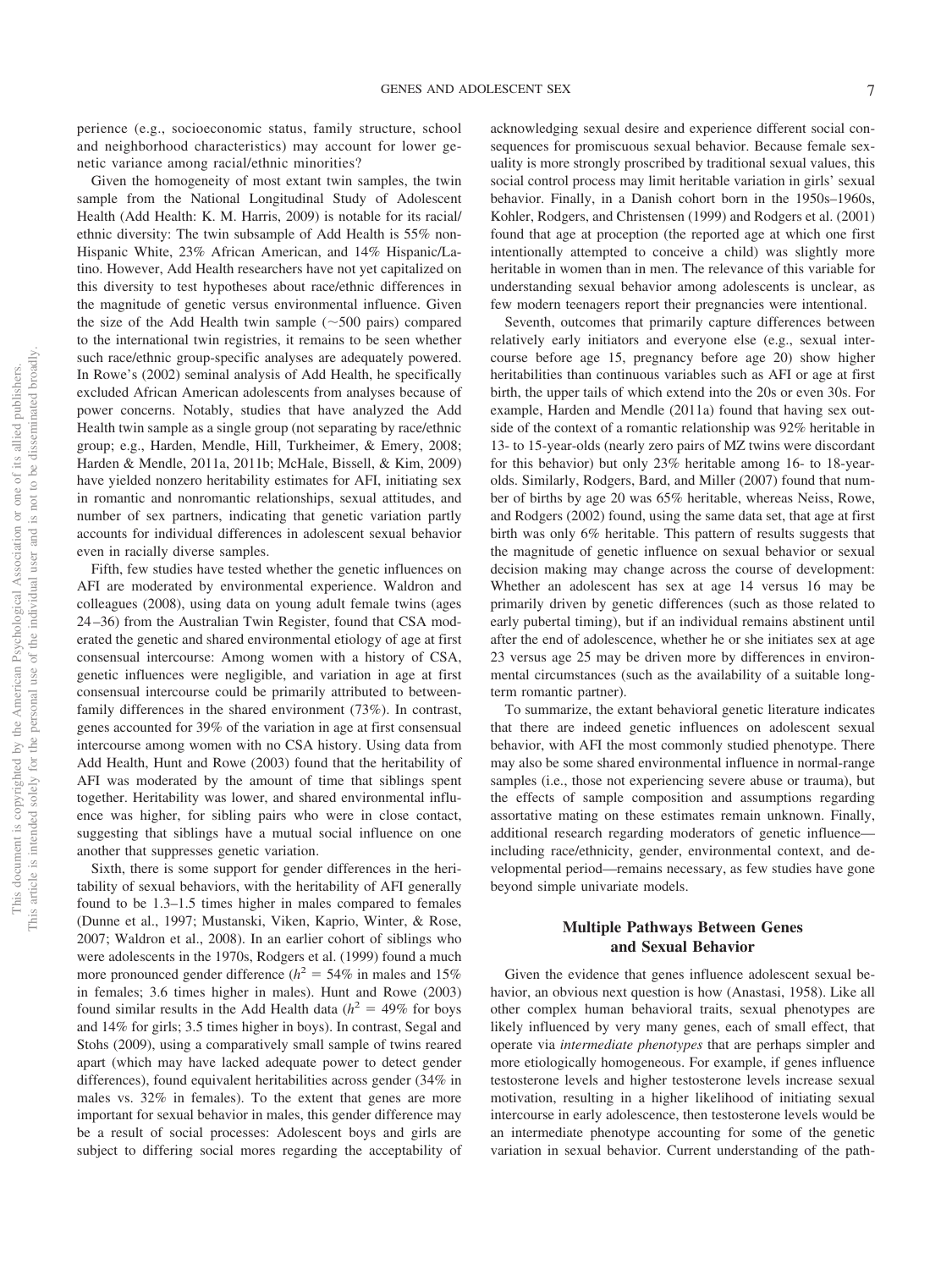perience (e.g., socioeconomic status, family structure, school and neighborhood characteristics) may account for lower genetic variance among racial/ethnic minorities?

Given the homogeneity of most extant twin samples, the twin sample from the National Longitudinal Study of Adolescent Health (Add Health: K. M. Harris, 2009) is notable for its racial/ethnic diversity: The twin subsample of Add Health is 55% non-Hispanic White, 23% African American, and 14% Hispanic/Latino. However, Add Health researchers have not yet capitalized on this diversity to test hypotheses about race/ethnic differences in the magnitude of genetic versus environmental influence. Given the size of the Add Health twin sample (~500 pairs) compared to the international twin registries, it remains to be seen whether such race/ethnic group-specific analyses are adequately powered. In Rowe's (2002) seminal analysis of Add Health, he specifically excluded African American adolescents from analyses because of power concerns. Notably, studies that have analyzed the Add Health twin sample as a single group (not separating by race/ethnic group; e.g., Harden, Mendle, Hill, Turkheimer, & Emery, 2008; Harden & Mendle, 2011a, 2011b; McHale, Bissell, & Kim, 2009) have yielded nonzero heritability estimates for AFI, initiating sex in romantic and nonromantic relationships, sexual attitudes, and number of sex partners, indicating that genetic variation partly accounts for individual differences in adolescent sexual behavior even in racially diverse samples.

Fifth, few studies have tested whether the genetic influences on AFI are moderated by environmental experience. Waldron and colleagues (2008), using data on young adult female twins (ages 24–36) from the Australian Twin Register, found that CSA moderated the genetic and shared environmental etiology of age at first consensual intercourse: Among women with a history of CSA, genetic influences were negligible, and variation in age at first consensual intercourse could be primarily attributed to between-family differences in the shared environment (73%). In contrast, genes accounted for 39% of the variation in age at first consensual intercourse among women with no CSA history. Using data from Add Health, Hunt and Rowe (2003) found that the heritability of AFI was moderated by the amount of time that siblings spent together. Heritability was lower, and shared environmental influence was higher, for sibling pairs who were in close contact, suggesting that siblings have a mutual social influence on one another that suppresses genetic variation.

Sixth, there is some support for gender differences in the heritability of sexual behaviors, with the heritability of AFI generally found to be 1.3–1.5 times higher in males compared to females (Dunne et al., 1997; Mustanski, Viken, Kaprio, Winter, & Rose, 2007; Waldron et al., 2008). In an earlier cohort of siblings who were adolescents in the 1970s, Rodgers et al. (1999) found a much more pronounced gender difference ($h^2$ = 54% in males and 15% in females; 3.6 times higher in males). Hunt and Rowe (2003) found similar results in the Add Health data ($h^2$ = 49% for boys and 14% for girls; 3.5 times higher in boys). In contrast, Segal and Stohs (2009), using a comparatively small sample of twins reared apart (which may have lacked adequate power to detect gender differences), found equivalent heritabilities across gender (34% in males vs. 32% in females). To the extent that genes are more important for sexual behavior in males, this gender difference may be a result of social processes: Adolescent boys and girls are subject to differing social mores regarding the acceptability of acknowledging sexual desire and experience different social consequences for promiscuous sexual behavior. Because female sexuality is more strongly proscribed by traditional sexual values, this social control process may limit heritable variation in girls' sexual behavior. Finally, in a Danish cohort born in the 1950s–1960s, Kohler, Rodgers, and Christensen (1999) and Rodgers et al. (2001) found that age at proception (the reported age at which one first intentionally attempted to conceive a child) was slightly more heritable in women than in men. The relevance of this variable for understanding sexual behavior among adolescents is unclear, as few modern teenagers report their pregnancies were intentional.

Seventh, outcomes that primarily capture differences between relatively early initiators and everyone else (e.g., sexual intercourse before age 15, pregnancy before age 20) show higher heritabilities than continuous variables such as AFI or age at first birth, the upper tails of which extend into the 20s or even 30s. For example, Harden and Mendle (2011a) found that having sex outside of the context of a romantic relationship was 92% heritable in 13- to 15-year-olds (nearly zero pairs of MZ twins were discordant for this behavior) but only 23% heritable among 16- to 18-year-olds. Similarly, Rodgers, Bard, and Miller (2007) found that number of births by age 20 was 65% heritable, whereas Neiss, Rowe, and Rodgers (2002) found, using the same data set, that age at first birth was only 6% heritable. This pattern of results suggests that the magnitude of genetic influence on sexual behavior or sexual decision making may change across the course of development: Whether an adolescent has sex at age 14 versus 16 may be primarily driven by genetic differences (such as those related to early pubertal timing), but if an individual remains abstinent until after the end of adolescence, whether he or she initiates sex at age 23 versus age 25 may be driven more by differences in environmental circumstances (such as the availability of a suitable long-term romantic partner).

To summarize, the extant behavioral genetic literature indicates that there are indeed genetic influences on adolescent sexual behavior, with AFI the most commonly studied phenotype. There may also be some shared environmental influence in normal-range samples (i.e., those not experiencing severe abuse or trauma), but the effects of sample composition and assumptions regarding assortative mating on these estimates remain unknown. Finally, additional research regarding moderators of genetic influence—including race/ethnicity, gender, environmental context, and developmental period—remains necessary, as few studies have gone beyond simple univariate models.

## Multiple Pathways Between Genes and Sexual Behavior

Given the evidence that genes influence adolescent sexual behavior, an obvious next question is how (Anastasi, 1958). Like all other complex human behavioral traits, sexual phenotypes are likely influenced by very many genes, each of small effect, that operate via *intermediate phenotypes* that are perhaps simpler and more etiologically homogeneous. For example, if genes influence testosterone levels and higher testosterone levels increase sexual motivation, resulting in a higher likelihood of initiating sexual intercourse in early adolescence, then testosterone levels would be an intermediate phenotype accounting for some of the genetic variation in sexual behavior. Current understanding of the path-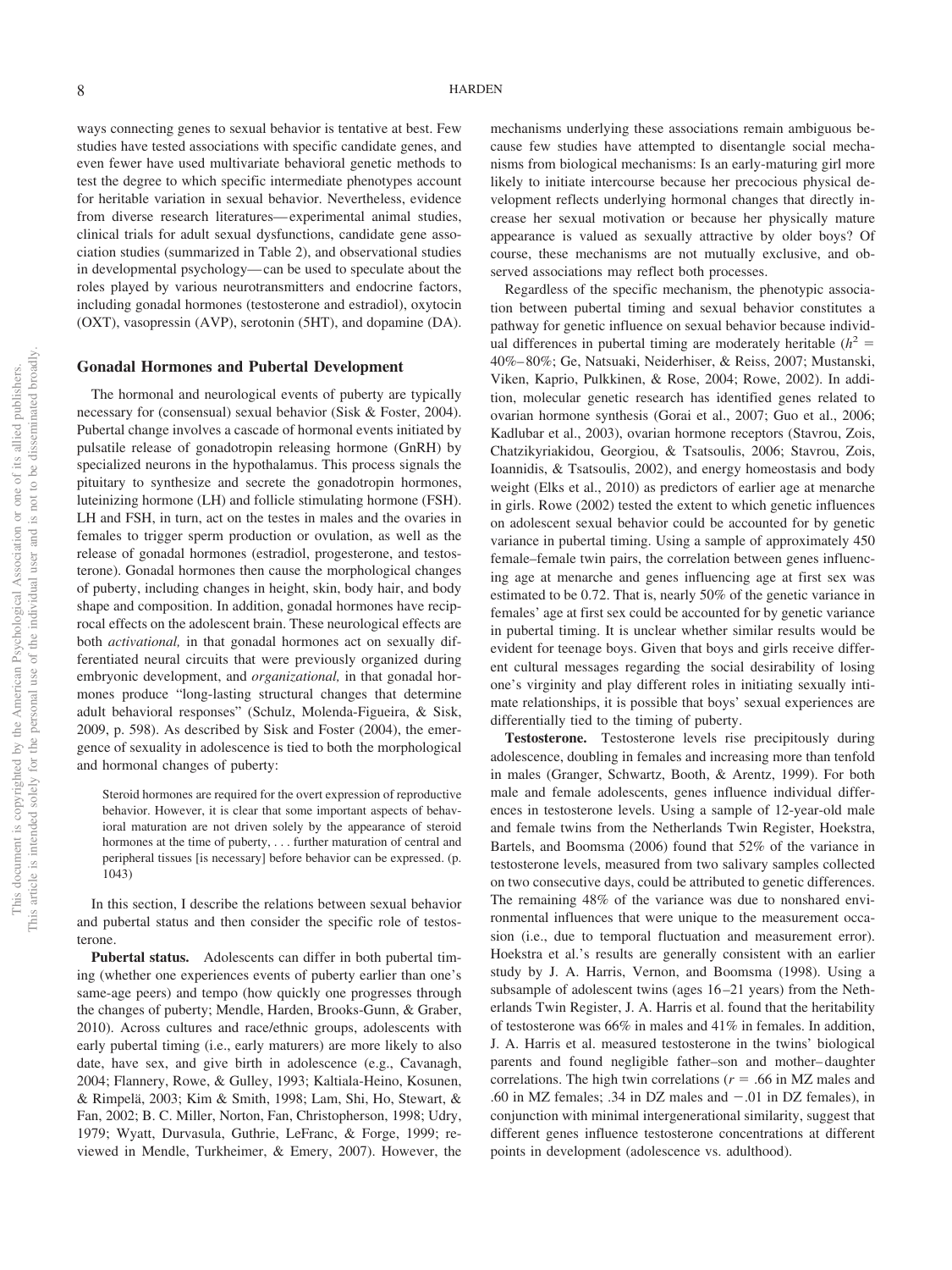ways connecting genes to sexual behavior is tentative at best. Few studies have tested associations with specific candidate genes, and even fewer have used multivariate behavioral genetic methods to test the degree to which specific intermediate phenotypes account for heritable variation in sexual behavior. Nevertheless, evidence from diverse research literatures—experimental animal studies, clinical trials for adult sexual dysfunctions, candidate gene association studies (summarized in Table 2), and observational studies in developmental psychology—can be used to speculate about the roles played by various neurotransmitters and endocrine factors, including gonadal hormones (testosterone and estradiol), oxytocin (OXT), vasopressin (AVP), serotonin (5HT), and dopamine (DA).

## Gonadal Hormones and Pubertal Development

The hormonal and neurological events of puberty are typically necessary for (consensual) sexual behavior (Sisk & Foster, 2004). Pubertal change involves a cascade of hormonal events initiated by pulsatile release of gonadotropin releasing hormone (GnRH) by specialized neurons in the hypothalamus. This process signals the pituitary to synthesize and secrete the gonadotropin hormones, luteinizing hormone (LH) and follicle stimulating hormone (FSH). LH and FSH, in turn, act on the testes in males and the ovaries in females to trigger sperm production or ovulation, as well as the release of gonadal hormones (estradiol, progesterone, and testosterone). Gonadal hormones then cause the morphological changes of puberty, including changes in height, skin, body hair, and body shape and composition. In addition, gonadal hormones have reciprocal effects on the adolescent brain. These neurological effects are both *activational,* in that gonadal hormones act on sexually differentiated neural circuits that were previously organized during embryonic development, and *organizational,* in that gonadal hormones produce "long-lasting structural changes that determine adult behavioral responses" (Schulz, Molenda-Figueira, & Sisk, 2009, p. 598). As described by Sisk and Foster (2004), the emergence of sexuality in adolescence is tied to both the morphological and hormonal changes of puberty:

> Steroid hormones are required for the overt expression of reproductive behavior. However, it is clear that some important aspects of behavioral maturation are not driven solely by the appearance of steroid hormones at the time of puberty, . . . further maturation of central and peripheral tissues [is necessary] before behavior can be expressed. (p. 1043)

In this section, I describe the relations between sexual behavior and pubertal status and then consider the specific role of testosterone.

**Pubertal status.** Adolescents can differ in both pubertal timing (whether one experiences events of puberty earlier than one's same-age peers) and tempo (how quickly one progresses through the changes of puberty; Mendle, Harden, Brooks-Gunn, & Graber, 2010). Across cultures and race/ethnic groups, adolescents with early pubertal timing (i.e., early maturers) are more likely to also date, have sex, and give birth in adolescence (e.g., Cavanagh, 2004; Flannery, Rowe, & Gulley, 1993; Kaltiala-Heino, Kosunen, & Rimpelä, 2003; Kim & Smith, 1998; Lam, Shi, Ho, Stewart, & Fan, 2002; B. C. Miller, Norton, Fan, Christopherson, 1998; Udry, 1979; Wyatt, Durvasula, Guthrie, LeFranc, & Forge, 1999; reviewed in Mendle, Turkheimer, & Emery, 2007). However, the mechanisms underlying these associations remain ambiguous because few studies have attempted to disentangle social mechanisms from biological mechanisms: Is an early-maturing girl more likely to initiate intercourse because her precocious physical development reflects underlying hormonal changes that directly increase her sexual motivation or because her physically mature appearance is valued as sexually attractive by older boys? Of course, these mechanisms are not mutually exclusive, and observed associations may reflect both processes.

Regardless of the specific mechanism, the phenotypic association between pubertal timing and sexual behavior constitutes a pathway for genetic influence on sexual behavior because individual differences in pubertal timing are moderately heritable ($h^2$ = 40%–80%; Ge, Natsuaki, Neiderhiser, & Reiss, 2007; Mustanski, Viken, Kaprio, Pulkkinen, & Rose, 2004; Rowe, 2002). In addition, molecular genetic research has identified genes related to ovarian hormone synthesis (Gorai et al., 2007; Guo et al., 2006; Kadlubar et al., 2003), ovarian hormone receptors (Stavrou, Zois, Chatzikyriakidou, Georgiou, & Tsatsoulis, 2006; Stavrou, Zois, Ioannidis, & Tsatsoulis, 2002), and energy homeostasis and body weight (Elks et al., 2010) as predictors of earlier age at menarche in girls. Rowe (2002) tested the extent to which genetic influences on adolescent sexual behavior could be accounted for by genetic variance in pubertal timing. Using a sample of approximately 450 female–female twin pairs, the correlation between genes influencing age at menarche and genes influencing age at first sex was estimated to be 0.72. That is, nearly 50% of the genetic variance in females' age at first sex could be accounted for by genetic variance in pubertal timing. It is unclear whether similar results would be evident for teenage boys. Given that boys and girls receive different cultural messages regarding the social desirability of losing one's virginity and play different roles in initiating sexually intimate relationships, it is possible that boys' sexual experiences are differentially tied to the timing of puberty.

**Testosterone.** Testosterone levels rise precipitously during adolescence, doubling in females and increasing more than tenfold in males (Granger, Schwartz, Booth, & Arentz, 1999). For both male and female adolescents, genes influence individual differences in testosterone levels. Using a sample of 12-year-old male and female twins from the Netherlands Twin Register, Hoekstra, Bartels, and Boomsma (2006) found that 52% of the variance in testosterone levels, measured from two salivary samples collected on two consecutive days, could be attributed to genetic differences. The remaining 48% of the variance was due to nonshared environmental influences that were unique to the measurement occasion (i.e., due to temporal fluctuation and measurement error). Hoekstra et al.'s results are generally consistent with an earlier study by J. A. Harris, Vernon, and Boomsma (1998). Using a subsample of adolescent twins (ages 16–21 years) from the Netherlands Twin Register, J. A. Harris et al. found that the heritability of testosterone was 66% in males and 41% in females. In addition, J. A. Harris et al. measured testosterone in the twins' biological parents and found negligible father–son and mother–daughter correlations. The high twin correlations ($r$ = .66 in MZ males and .60 in MZ females; .34 in DZ males and −.01 in DZ females), in conjunction with minimal intergenerational similarity, suggest that different genes influence testosterone concentrations at different points in development (adolescence vs. adulthood).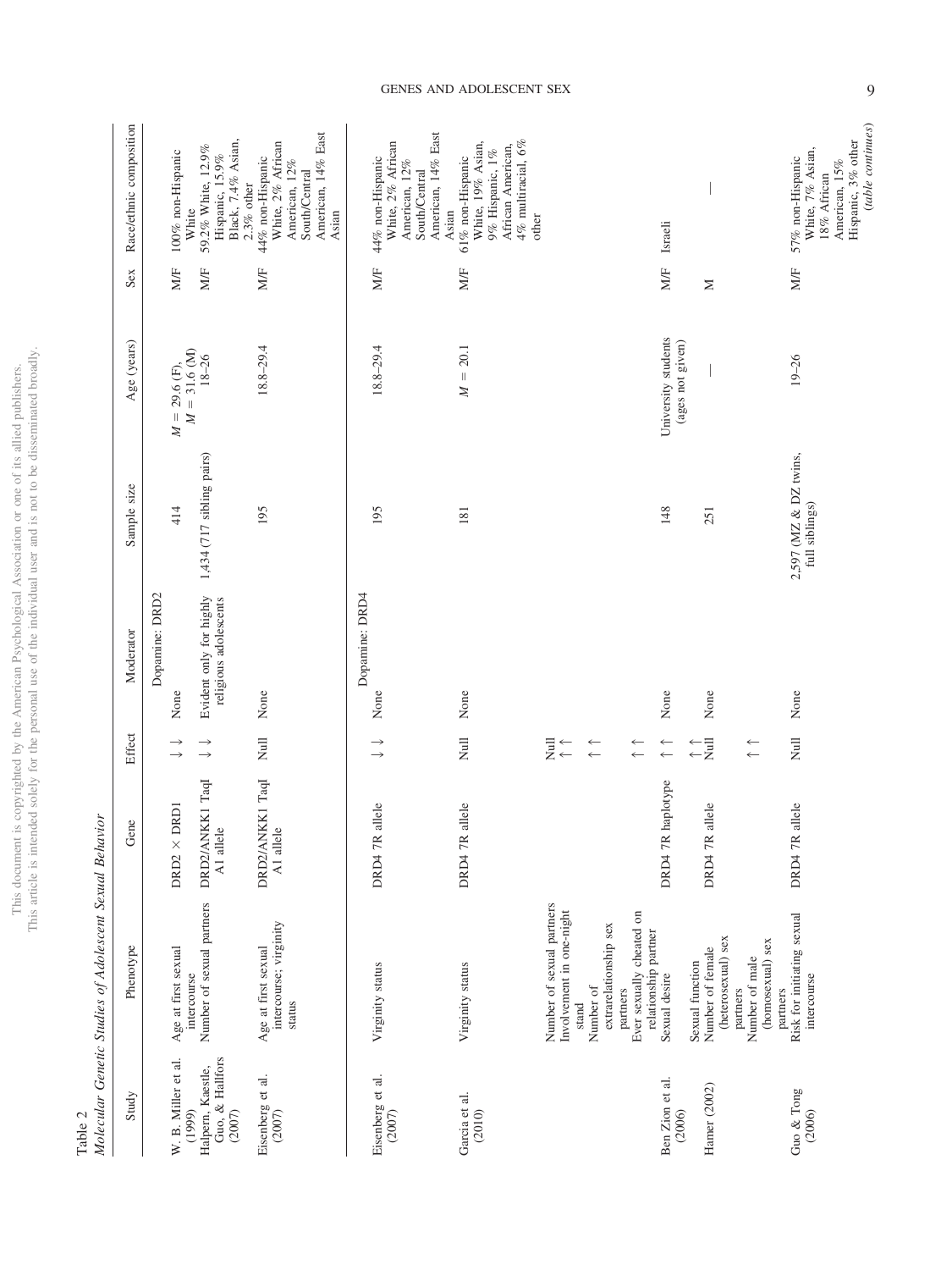Table 2
*Molecular Genetic Studies of Adolescent Sexual Behavior*

| Study | Phenotype | Gene | Effect | Moderator | Sample size | Age (years) | Sex | Race/ethnic composition |
|---|---|---|---|---|---|---|---|---|
| | | | | Dopamine: DRD2 | | | | |
| W. B. Miller et al. (1999) | Age at first sexual intercourse | DRD2 × DRD1 | ↓↓ | None | 414 | $M = 29.6$ (F), $M = 31.6$ (M) | M/F | 100% non-Hispanic White |
| Halpern, Kaestle, Guo, & Hallfors (2007) | Number of sexual partners | DRD2/ANKK1 TaqI A1 allele | ↓↓ | Evident only for highly religious adolescents | 1,434 (717 sibling pairs) | 18–26 | M/F | 59.2% White, 12.9% Hispanic, 15.9% Black, 7.4% Asian, 2.3% other |
| Eisenberg et al. (2007) | Age at first sexual intercourse; virginity status | DRD2/ANKK1 TaqI A1 allele | Null | None | 195 | 18.8–29.4 | M/F | 44% non-Hispanic White, 2% African American, 12% South/Central American, 14% East Asian |
| | | | | Dopamine: DRD4 | | | | |
| Eisenberg et al. (2007) | Virginity status | DRD4 7R allele | ↓↓ | None | 195 | 18.8–29.4 | M/F | 44% non-Hispanic White, 2% African American, 12% South/Central American, 14% East Asian |
| Garcia et al. (2010) | Virginity status | DRD4 7R allele | Null | None | 181 | $M = 20.1$ | M/F | 61% non-Hispanic White, 19% Asian, 9% Hispanic, 1% African American, 4% multiracial, 6% other |
| | Number of sexual partners | | Null | | | | | |
| | Involvement in one-night stand | | ↑↑ | | | | | |
| | Number of extrarelationship sex partners | | ↑↑ | | | | | |
| | Ever sexually cheated on relationship partner | | ↑↑ | | | | | |
| Ben Zion et al. (2006) | Sexual desire | DRD4 7R haplotype | ↑↑ | None | 148 | University students (ages not given) | M/F | Israeli |
| | Sexual function | | ↑↑ | | | | | |
| Hamer (2002) | Number of female (heterosexual) sex partners | DRD4 7R allele | Null | None | 251 | — | M | — |
| | Number of male (homosexual) sex partners | | ↑↑ | | | | | |
| Guo & Tong (2006) | Risk for initiating sexual intercourse | DRD4 7R allele | Null | None | 2,597 (MZ & DZ twins, full siblings) | 19–26 | M/F | 57% non-Hispanic White, 7% Asian, 18% African American, 15% Hispanic, 3% other |

*(table continues)*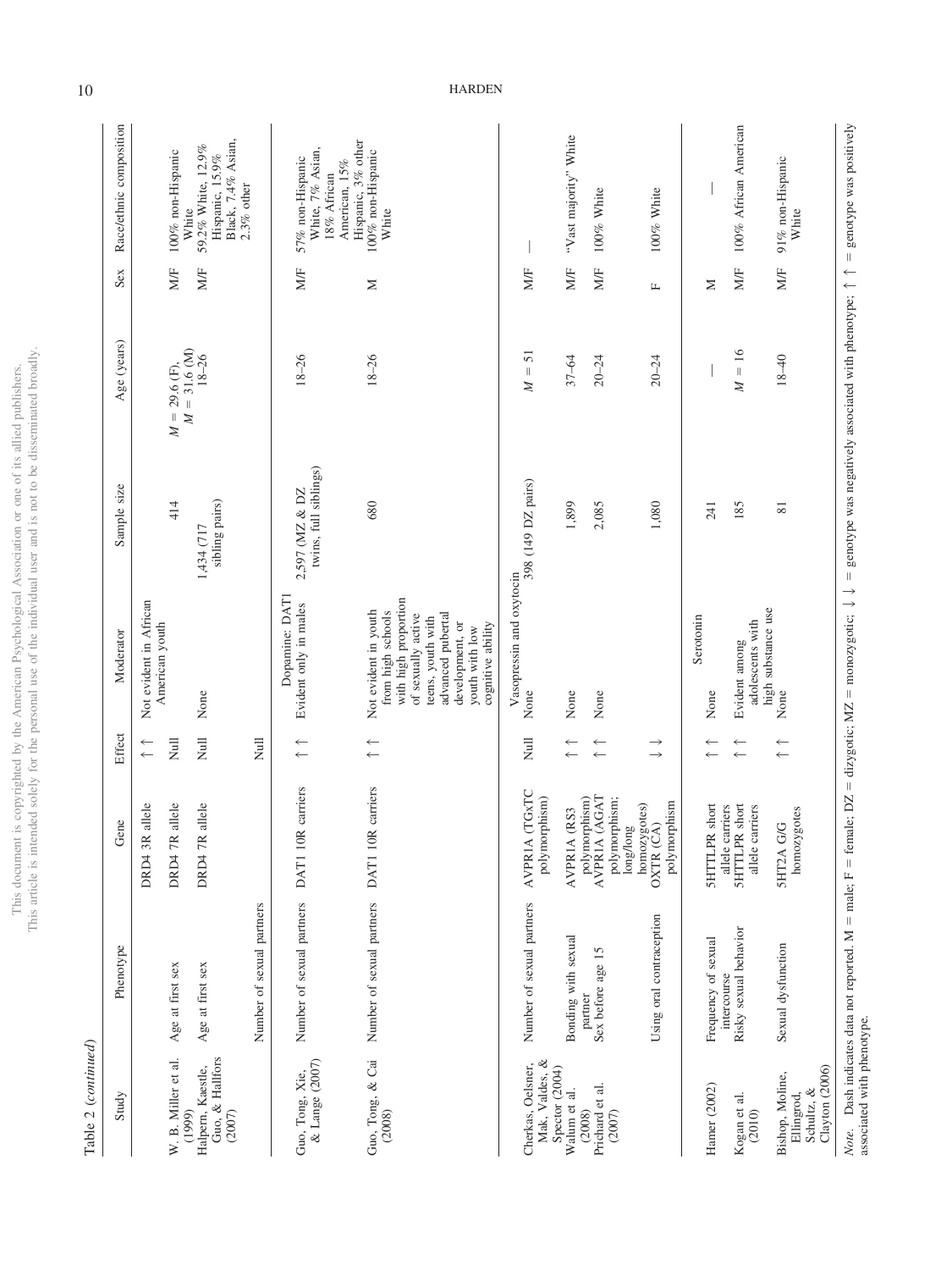Table 2 (*continued*)

| Study | Phenotype | Gene | Effect | Moderator | Sample size | Age (years) | Sex | Race/ethnic composition |
|---|---|---|---|---|---|---|---|---|
| | | DRD4 3R allele | ↑↑ | Not evident in African American youth | | | | |
| W. B. Miller et al. (1999) | Age at first sex | DRD4 7R allele | Null | | 414 | $M$ = 29.6 (F), $M$ = 31.6 (M) | M/F | 100% non-Hispanic White |
| Halpern, Kaestle, Guo, & Halfors (2007) | Age at first sex | DRD4 7R allele | Null | None | 1,434 (717 sibling pairs) | 18–26 | M/F | 59.2% White, 12.9% Hispanic, 15.9% Black, 7.4% Asian, 2.3% other |
| | Number of sexual partners | | Null | | | | | |
| | | | | Dopamine: DAT1 | | | | |
| Guo, Tong, Xie, & Lange (2007) | Number of sexual partners | DAT1 10R carriers | ↑↑ | Evident only in males | 2,597 (MZ & DZ twins, full siblings) | 18–26 | M/F | 57% non-Hispanic White, 7% Asian, 18% African American, 15% Hispanic, 3% other |
| Guo, Tong, & Cai (2008) | Number of sexual partners | DAT1 10R carriers | ↑↑ | Not evident in youth from high schools with high proportion of sexually active teens, youth with advanced pubertal development, or youth with low cognitive ability | 680 | 18–26 | M | 100% non-Hispanic White |
| | | | | Vasopressin and oxytocin | | | | |
| Cherkas, Oelsner, Mak, Valdes, & Spector (2004) | Number of sexual partners | AVPR1A (TGxTC polymorphism) | Null | None | 398 (149 DZ pairs) | $M$ = 51 | M/F | — |
| Walum et al. (2008) | Bonding with sexual partner | AVPR1A (RS3 polymorphism) | ↑↑ | None | 1,899 | 37–64 | M/F | "Vast majority" White |
| Prichard et al. (2007) | Sex before age 15 | AVPR1A (AGAT polymorphism; long/long homozygotes) | ↑↑ | None | 2,085 | 20–24 | M/F | 100% White |
| | Using oral contraception | OXTR (CA) polymorphism | ↓↓ | | 1,080 | 20–24 | F | 100% White |
| | | | | Serotonin | | | | |
| Hamer (2002) | Frequency of sexual intercourse | 5HTTLPR short allele carriers | ↑↑ | None | 241 | — | M | — |
| Kogan et al. (2010) | Risky sexual behavior | 5HTTLPR short allele carriers | ↑↑ | Evident among adolescents with high substance use | 185 | $M$ = 16 | M/F | 100% African American |
| Bishop, Moline, Ellingrod, Schultz, & Clayton (2006) | Sexual dysfunction | 5HT2A G/G homozygotes | ↑↑ | None | 81 | 18–40 | M/F | 91% non-Hispanic White |

*Note*. Dash indicates data not reported. M = male; F = female; DZ = dizygotic; MZ = monozygotic; ↓↓ = genotype was negatively associated with phenotype; ↑↑ = genotype was positively associated with phenotype.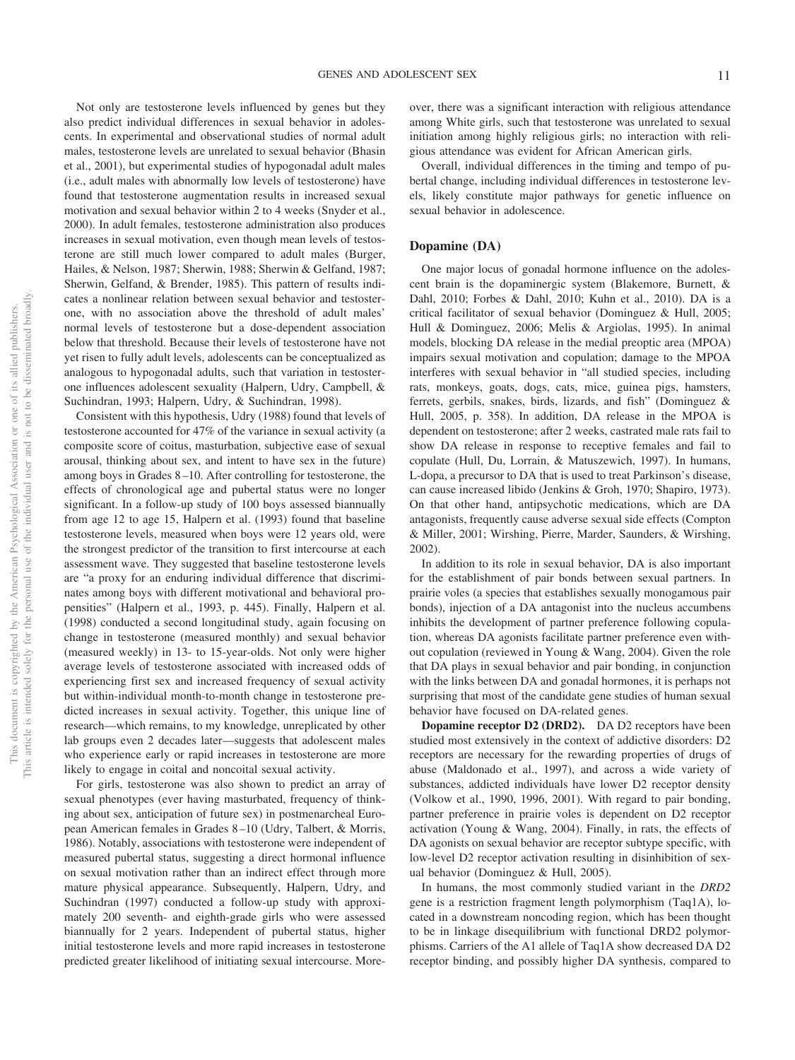Not only are testosterone levels influenced by genes but they also predict individual differences in sexual behavior in adolescents. In experimental and observational studies of normal adult males, testosterone levels are unrelated to sexual behavior (Bhasin et al., 2001), but experimental studies of hypogonadal adult males (i.e., adult males with abnormally low levels of testosterone) have found that testosterone augmentation results in increased sexual motivation and sexual behavior within 2 to 4 weeks (Snyder et al., 2000). In adult females, testosterone administration also produces increases in sexual motivation, even though mean levels of testosterone are still much lower compared to adult males (Burger, Hailes, & Nelson, 1987; Sherwin, 1988; Sherwin & Gelfand, 1987; Sherwin, Gelfand, & Brender, 1985). This pattern of results indicates a nonlinear relation between sexual behavior and testosterone, with no association above the threshold of adult males' normal levels of testosterone but a dose-dependent association below that threshold. Because their levels of testosterone have not yet risen to fully adult levels, adolescents can be conceptualized as analogous to hypogonadal adults, such that variation in testosterone influences adolescent sexuality (Halpern, Udry, Campbell, & Suchindran, 1993; Halpern, Udry, & Suchindran, 1998).

Consistent with this hypothesis, Udry (1988) found that levels of testosterone accounted for 47% of the variance in sexual activity (a composite score of coitus, masturbation, subjective ease of sexual arousal, thinking about sex, and intent to have sex in the future) among boys in Grades 8–10. After controlling for testosterone, the effects of chronological age and pubertal status were no longer significant. In a follow-up study of 100 boys assessed biannually from age 12 to age 15, Halpern et al. (1993) found that baseline testosterone levels, measured when boys were 12 years old, were the strongest predictor of the transition to first intercourse at each assessment wave. They suggested that baseline testosterone levels are "a proxy for an enduring individual difference that discriminates among boys with different motivational and behavioral propensities" (Halpern et al., 1993, p. 445). Finally, Halpern et al. (1998) conducted a second longitudinal study, again focusing on change in testosterone (measured monthly) and sexual behavior (measured weekly) in 13- to 15-year-olds. Not only were higher average levels of testosterone associated with increased odds of experiencing first sex and increased frequency of sexual activity but within-individual month-to-month change in testosterone predicted increases in sexual activity. Together, this unique line of research—which remains, to my knowledge, unreplicated by other lab groups even 2 decades later—suggests that adolescent males who experience early or rapid increases in testosterone are more likely to engage in coital and noncoital sexual activity.

For girls, testosterone was also shown to predict an array of sexual phenotypes (ever having masturbated, frequency of thinking about sex, anticipation of future sex) in postmenarcheal European American females in Grades 8–10 (Udry, Talbert, & Morris, 1986). Notably, associations with testosterone were independent of measured pubertal status, suggesting a direct hormonal influence on sexual motivation rather than an indirect effect through more mature physical appearance. Subsequently, Halpern, Udry, and Suchindran (1997) conducted a follow-up study with approximately 200 seventh- and eighth-grade girls who were assessed biannually for 2 years. Independent of pubertal status, higher initial testosterone levels and more rapid increases in testosterone predicted greater likelihood of initiating sexual intercourse. Moreover, there was a significant interaction with religious attendance among White girls, such that testosterone was unrelated to sexual initiation among highly religious girls; no interaction with religious attendance was evident for African American girls.

Overall, individual differences in the timing and tempo of pubertal change, including individual differences in testosterone levels, likely constitute major pathways for genetic influence on sexual behavior in adolescence.

### Dopamine (DA)

One major locus of gonadal hormone influence on the adolescent brain is the dopaminergic system (Blakemore, Burnett, & Dahl, 2010; Forbes & Dahl, 2010; Kuhn et al., 2010). DA is a critical facilitator of sexual behavior (Dominguez & Hull, 2005; Hull & Dominguez, 2006; Melis & Argiolas, 1995). In animal models, blocking DA release in the medial preoptic area (MPOA) impairs sexual motivation and copulation; damage to the MPOA interferes with sexual behavior in "all studied species, including rats, monkeys, goats, dogs, cats, mice, guinea pigs, hamsters, ferrets, gerbils, snakes, birds, lizards, and fish" (Dominguez & Hull, 2005, p. 358). In addition, DA release in the MPOA is dependent on testosterone; after 2 weeks, castrated male rats fail to show DA release in response to receptive females and fail to copulate (Hull, Du, Lorrain, & Matuszewich, 1997). In humans, L-dopa, a precursor to DA that is used to treat Parkinson's disease, can cause increased libido (Jenkins & Groh, 1970; Shapiro, 1973). On that other hand, antipsychotic medications, which are DA antagonists, frequently cause adverse sexual side effects (Compton & Miller, 2001; Wirshing, Pierre, Marder, Saunders, & Wirshing, 2002).

In addition to its role in sexual behavior, DA is also important for the establishment of pair bonds between sexual partners. In prairie voles (a species that establishes sexually monogamous pair bonds), injection of a DA antagonist into the nucleus accumbens inhibits the development of partner preference following copulation, whereas DA agonists facilitate partner preference even without copulation (reviewed in Young & Wang, 2004). Given the role that DA plays in sexual behavior and pair bonding, in conjunction with the links between DA and gonadal hormones, it is perhaps not surprising that most of the candidate gene studies of human sexual behavior have focused on DA-related genes.

**Dopamine receptor D2 (DRD2).** DA D2 receptors have been studied most extensively in the context of addictive disorders: D2 receptors are necessary for the rewarding properties of drugs of abuse (Maldonado et al., 1997), and across a wide variety of substances, addicted individuals have lower D2 receptor density (Volkow et al., 1990, 1996, 2001). With regard to pair bonding, partner preference in prairie voles is dependent on D2 receptor activation (Young & Wang, 2004). Finally, in rats, the effects of DA agonists on sexual behavior are receptor subtype specific, with low-level D2 receptor activation resulting in disinhibition of sexual behavior (Dominguez & Hull, 2005).

In humans, the most commonly studied variant in the *DRD2* gene is a restriction fragment length polymorphism (Taq1A), located in a downstream noncoding region, which has been thought to be in linkage disequilibrium with functional DRD2 polymorphisms. Carriers of the A1 allele of Taq1A show decreased DA D2 receptor binding, and possibly higher DA synthesis, compared to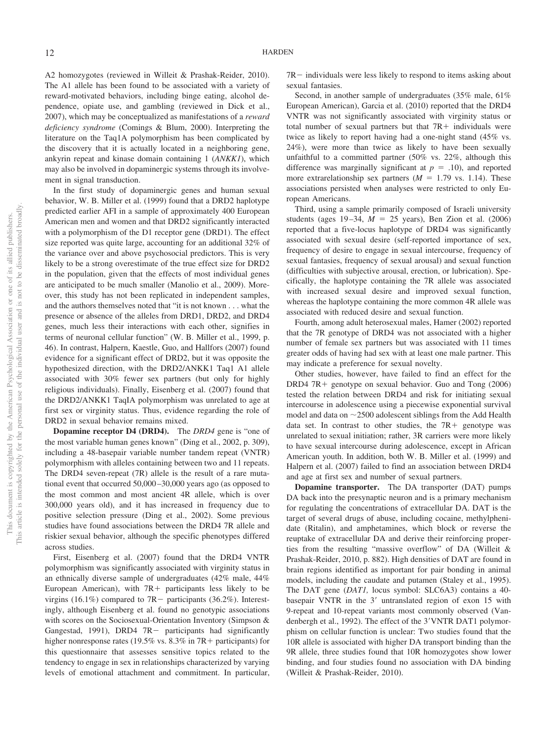A2 homozygotes (reviewed in Willeit & Prashak-Reider, 2010). The A1 allele has been found to be associated with a variety of reward-motivated behaviors, including binge eating, alcohol dependence, opiate use, and gambling (reviewed in Dick et al., 2007), which may be conceptualized as manifestations of a *reward deficiency syndrome* (Comings & Blum, 2000). Interpreting the literature on the Taq1A polymorphism has been complicated by the discovery that it is actually located in a neighboring gene, ankyrin repeat and kinase domain containing 1 (*ANKK1*), which may also be involved in dopaminergic systems through its involvement in signal transduction.

In the first study of dopaminergic genes and human sexual behavior, W. B. Miller et al. (1999) found that a DRD2 haplotype predicted earlier AFI in a sample of approximately 400 European American men and women and that DRD2 significantly interacted with a polymorphism of the D1 receptor gene (DRD1). The effect size reported was quite large, accounting for an additional 32% of the variance over and above psychosocial predictors. This is very likely to be a strong overestimate of the true effect size for DRD2 in the population, given that the effects of most individual genes are anticipated to be much smaller (Manolio et al., 2009). Moreover, this study has not been replicated in independent samples, and the authors themselves noted that "it is not known . . . what the presence or absence of the alleles from DRD1, DRD2, and DRD4 genes, much less their interactions with each other, signifies in terms of neuronal cellular function" (W. B. Miller et al., 1999, p. 46). In contrast, Halpern, Kaestle, Guo, and Hallfors (2007) found evidence for a significant effect of DRD2, but it was opposite the hypothesized direction, with the DRD2/ANKK1 Taq1 A1 allele associated with 30% fewer sex partners (but only for highly religious individuals). Finally, Eisenberg et al. (2007) found that the DRD2/ANKK1 TaqIA polymorphism was unrelated to age at first sex or virginity status. Thus, evidence regarding the role of DRD2 in sexual behavior remains mixed.

**Dopamine receptor D4 (DRD4).** The *DRD4* gene is "one of the most variable human genes known" (Ding et al., 2002, p. 309), including a 48-basepair variable number tandem repeat (VNTR) polymorphism with alleles containing between two and 11 repeats. The DRD4 seven-repeat (7R) allele is the result of a rare mutational event that occurred 50,000–30,000 years ago (as opposed to the most common and most ancient 4R allele, which is over 300,000 years old), and it has increased in frequency due to positive selection pressure (Ding et al., 2002). Some previous studies have found associations between the DRD4 7R allele and riskier sexual behavior, although the specific phenotypes differed across studies.

First, Eisenberg et al. (2007) found that the DRD4 VNTR polymorphism was significantly associated with virginity status in an ethnically diverse sample of undergraduates (42% male, 44% European American), with 7R+ participants less likely to be virgins (16.1%) compared to 7R− participants (36.2%). Interestingly, although Eisenberg et al. found no genotypic associations with scores on the Sociosexual-Orientation Inventory (Simpson & Gangestad, 1991), DRD4 7R− participants had significantly higher nonresponse rates (19.5% vs. 8.3% in 7R+ participants) for this questionnaire that assesses sensitive topics related to the tendency to engage in sex in relationships characterized by varying levels of emotional attachment and commitment. In particular, 7R− individuals were less likely to respond to items asking about sexual fantasies.

Second, in another sample of undergraduates (35% male, 61% European American), Garcia et al. (2010) reported that the DRD4 VNTR was not significantly associated with virginity status or total number of sexual partners but that 7R+ individuals were twice as likely to report having had a one-night stand (45% vs. 24%), were more than twice as likely to have been sexually unfaithful to a committed partner (50% vs. 22%, although this difference was marginally significant at $p = .10$), and reported more extrarelationship sex partners ($M = 1.79$ vs. 1.14). These associations persisted when analyses were restricted to only European Americans.

Third, using a sample primarily composed of Israeli university students (ages 19–34, $M = 25$ years), Ben Zion et al. (2006) reported that a five-locus haplotype of DRD4 was significantly associated with sexual desire (self-reported importance of sex, frequency of desire to engage in sexual intercourse, frequency of sexual fantasies, frequency of sexual arousal) and sexual function (difficulties with subjective arousal, erection, or lubrication). Specifically, the haplotype containing the 7R allele was associated with increased sexual desire and improved sexual function, whereas the haplotype containing the more common 4R allele was associated with reduced desire and sexual function.

Fourth, among adult heterosexual males, Hamer (2002) reported that the 7R genotype of DRD4 was not associated with a higher number of female sex partners but was associated with 11 times greater odds of having had sex with at least one male partner. This may indicate a preference for sexual novelty.

Other studies, however, have failed to find an effect for the DRD4 7R+ genotype on sexual behavior. Guo and Tong (2006) tested the relation between DRD4 and risk for initiating sexual intercourse in adolescence using a piecewise exponential survival model and data on ~2500 adolescent siblings from the Add Health data set. In contrast to other studies, the 7R+ genotype was unrelated to sexual initiation; rather, 3R carriers were more likely to have sexual intercourse during adolescence, except in African American youth. In addition, both W. B. Miller et al. (1999) and Halpern et al. (2007) failed to find an association between DRD4 and age at first sex and number of sexual partners.

**Dopamine transporter.** The DA transporter (DAT) pumps DA back into the presynaptic neuron and is a primary mechanism for regulating the concentrations of extracellular DA. DAT is the target of several drugs of abuse, including cocaine, methylphenidate (Ritalin), and amphetamines, which block or reverse the reuptake of extracellular DA and derive their reinforcing properties from the resulting "massive overflow" of DA (Willeit & Prashak-Reider, 2010, p. 882). High densities of DAT are found in brain regions identified as important for pair bonding in animal models, including the caudate and putamen (Staley et al., 1995). The DAT gene (*DAT1,* locus symbol: SLC6A3) contains a 40-basepair VNTR in the 3′ untranslated region of exon 15 with 9-repeat and 10-repeat variants most commonly observed (Vandenbergh et al., 1992). The effect of the 3′VNTR DAT1 polymorphism on cellular function is unclear: Two studies found that the 10R allele is associated with higher DA transport binding than the 9R allele, three studies found that 10R homozygotes show lower binding, and four studies found no association with DA binding (Willeit & Prashak-Reider, 2010).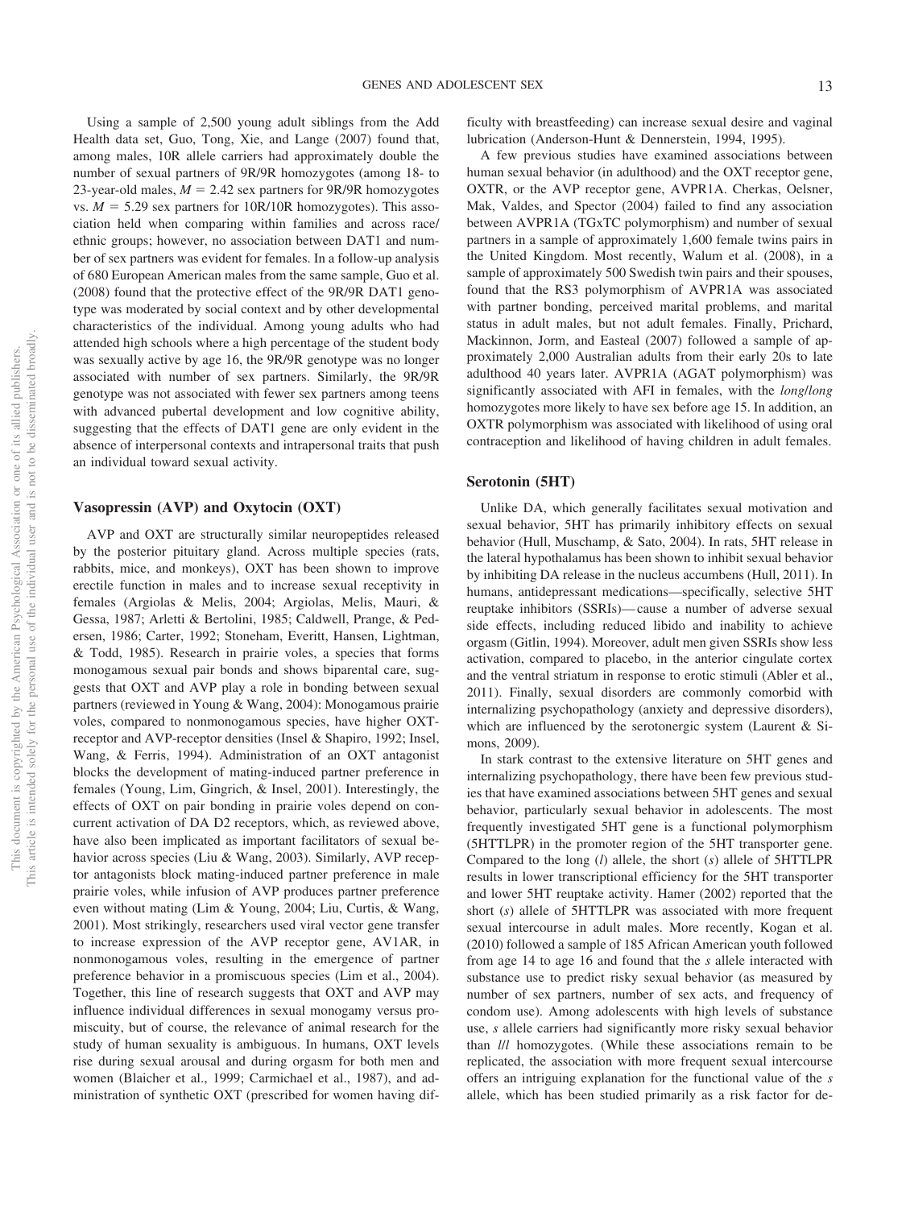Using a sample of 2,500 young adult siblings from the Add Health data set, Guo, Tong, Xie, and Lange (2007) found that, among males, 10R allele carriers had approximately double the number of sexual partners of 9R/9R homozygotes (among 18- to 23-year-old males, $M = 2.42$ sex partners for 9R/9R homozygotes vs. $M = 5.29$ sex partners for 10R/10R homozygotes). This association held when comparing within families and across race/ethnic groups; however, no association between DAT1 and number of sex partners was evident for females. In a follow-up analysis of 680 European American males from the same sample, Guo et al. (2008) found that the protective effect of the 9R/9R DAT1 genotype was moderated by social context and by other developmental characteristics of the individual. Among young adults who had attended high schools where a high percentage of the student body was sexually active by age 16, the 9R/9R genotype was no longer associated with number of sex partners. Similarly, the 9R/9R genotype was not associated with fewer sex partners among teens with advanced pubertal development and low cognitive ability, suggesting that the effects of DAT1 gene are only evident in the absence of interpersonal contexts and intrapersonal traits that push an individual toward sexual activity.

### Vasopressin (AVP) and Oxytocin (OXT)

AVP and OXT are structurally similar neuropeptides released by the posterior pituitary gland. Across multiple species (rats, rabbits, mice, and monkeys), OXT has been shown to improve erectile function in males and to increase sexual receptivity in females (Argiolas & Melis, 2004; Argiolas, Melis, Mauri, & Gessa, 1987; Arletti & Bertolini, 1985; Caldwell, Prange, & Pedersen, 1986; Carter, 1992; Stoneham, Everitt, Hansen, Lightman, & Todd, 1985). Research in prairie voles, a species that forms monogamous sexual pair bonds and shows biparental care, suggests that OXT and AVP play a role in bonding between sexual partners (reviewed in Young & Wang, 2004): Monogamous prairie voles, compared to nonmonogamous species, have higher OXT-receptor and AVP-receptor densities (Insel & Shapiro, 1992; Insel, Wang, & Ferris, 1994). Administration of an OXT antagonist blocks the development of mating-induced partner preference in females (Young, Lim, Gingrich, & Insel, 2001). Interestingly, the effects of OXT on pair bonding in prairie voles depend on concurrent activation of DA D2 receptors, which, as reviewed above, have also been implicated as important facilitators of sexual behavior across species (Liu & Wang, 2003). Similarly, AVP receptor antagonists block mating-induced partner preference in male prairie voles, while infusion of AVP produces partner preference even without mating (Lim & Young, 2004; Liu, Curtis, & Wang, 2001). Most strikingly, researchers used viral vector gene transfer to increase expression of the AVP receptor gene, AV1AR, in nonmonogamous voles, resulting in the emergence of partner preference behavior in a promiscuous species (Lim et al., 2004). Together, this line of research suggests that OXT and AVP may influence individual differences in sexual monogamy versus promiscuity, but of course, the relevance of animal research for the study of human sexuality is ambiguous. In humans, OXT levels rise during sexual arousal and during orgasm for both men and women (Blaicher et al., 1999; Carmichael et al., 1987), and administration of synthetic OXT (prescribed for women having difficulty with breastfeeding) can increase sexual desire and vaginal lubrication (Anderson-Hunt & Dennerstein, 1994, 1995).

A few previous studies have examined associations between human sexual behavior (in adulthood) and the OXT receptor gene, OXTR, or the AVP receptor gene, AVPR1A. Cherkas, Oelsner, Mak, Valdes, and Spector (2004) failed to find any association between AVPR1A (TGxTC polymorphism) and number of sexual partners in a sample of approximately 1,600 female twins pairs in the United Kingdom. Most recently, Walum et al. (2008), in a sample of approximately 500 Swedish twin pairs and their spouses, found that the RS3 polymorphism of AVPR1A was associated with partner bonding, perceived marital problems, and marital status in adult males, but not adult females. Finally, Prichard, Mackinnon, Jorm, and Easteal (2007) followed a sample of approximately 2,000 Australian adults from their early 20s to late adulthood 40 years later. AVPR1A (AGAT polymorphism) was significantly associated with AFI in females, with the *long*/*long* homozygotes more likely to have sex before age 15. In addition, an OXTR polymorphism was associated with likelihood of using oral contraception and likelihood of having children in adult females.

### Serotonin (5HT)

Unlike DA, which generally facilitates sexual motivation and sexual behavior, 5HT has primarily inhibitory effects on sexual behavior (Hull, Muschamp, & Sato, 2004). In rats, 5HT release in the lateral hypothalamus has been shown to inhibit sexual behavior by inhibiting DA release in the nucleus accumbens (Hull, 2011). In humans, antidepressant medications—specifically, selective 5HT reuptake inhibitors (SSRIs)—cause a number of adverse sexual side effects, including reduced libido and inability to achieve orgasm (Gitlin, 1994). Moreover, adult men given SSRIs show less activation, compared to placebo, in the anterior cingulate cortex and the ventral striatum in response to erotic stimuli (Abler et al., 2011). Finally, sexual disorders are commonly comorbid with internalizing psychopathology (anxiety and depressive disorders), which are influenced by the serotonergic system (Laurent & Simons, 2009).

In stark contrast to the extensive literature on 5HT genes and internalizing psychopathology, there have been few previous studies that have examined associations between 5HT genes and sexual behavior, particularly sexual behavior in adolescents. The most frequently investigated 5HT gene is a functional polymorphism (5HTTLPR) in the promoter region of the 5HT transporter gene. Compared to the long (*l*) allele, the short (*s*) allele of 5HTTLPR results in lower transcriptional efficiency for the 5HT transporter and lower 5HT reuptake activity. Hamer (2002) reported that the short (*s*) allele of 5HTTLPR was associated with more frequent sexual intercourse in adult males. More recently, Kogan et al. (2010) followed a sample of 185 African American youth followed from age 14 to age 16 and found that the *s* allele interacted with substance use to predict risky sexual behavior (as measured by number of sex partners, number of sex acts, and frequency of condom use). Among adolescents with high levels of substance use, *s* allele carriers had significantly more risky sexual behavior than *l*/*l* homozygotes. (While these associations remain to be replicated, the association with more frequent sexual intercourse offers an intriguing explanation for the functional value of the *s* allele, which has been studied primarily as a risk factor for de-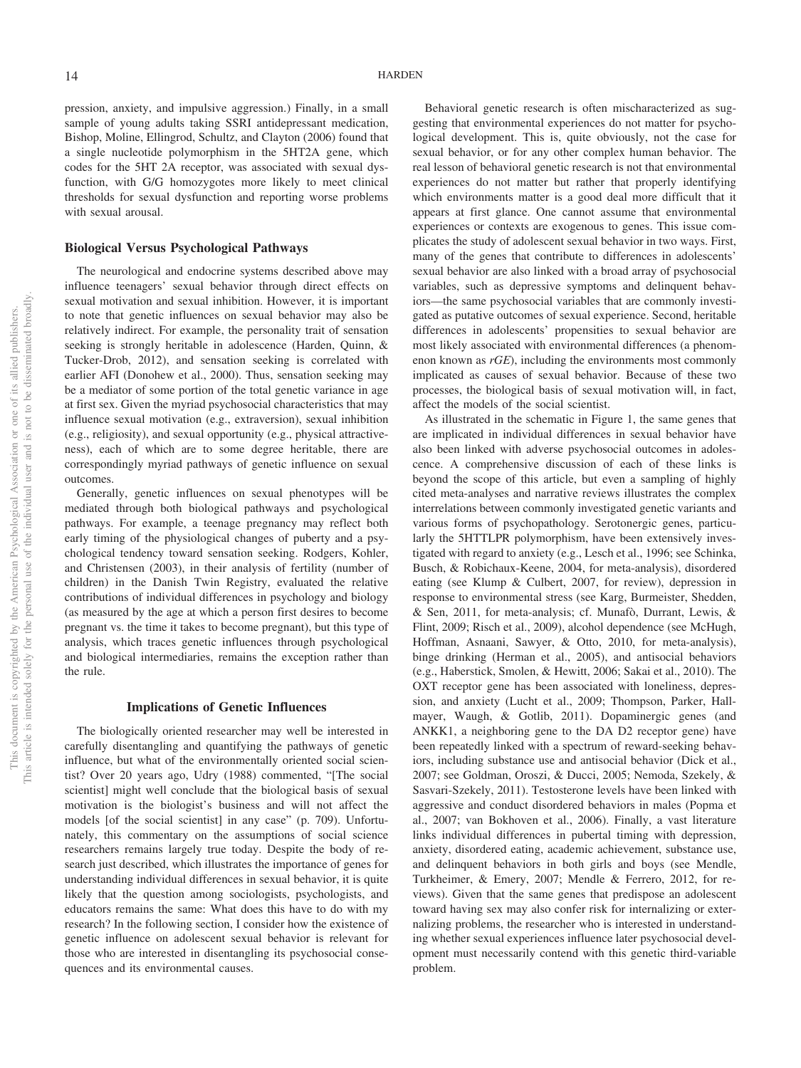pression, anxiety, and impulsive aggression.) Finally, in a small sample of young adults taking SSRI antidepressant medication, Bishop, Moline, Ellingrod, Schultz, and Clayton (2006) found that a single nucleotide polymorphism in the 5HT2A gene, which codes for the 5HT 2A receptor, was associated with sexual dysfunction, with G/G homozygotes more likely to meet clinical thresholds for sexual dysfunction and reporting worse problems with sexual arousal.

### Biological Versus Psychological Pathways

The neurological and endocrine systems described above may influence teenagers' sexual behavior through direct effects on sexual motivation and sexual inhibition. However, it is important to note that genetic influences on sexual behavior may also be relatively indirect. For example, the personality trait of sensation seeking is strongly heritable in adolescence (Harden, Quinn, & Tucker-Drob, 2012), and sensation seeking is correlated with earlier AFI (Donohew et al., 2000). Thus, sensation seeking may be a mediator of some portion of the total genetic variance in age at first sex. Given the myriad psychosocial characteristics that may influence sexual motivation (e.g., extraversion), sexual inhibition (e.g., religiosity), and sexual opportunity (e.g., physical attractiveness), each of which are to some degree heritable, there are correspondingly myriad pathways of genetic influence on sexual outcomes.

Generally, genetic influences on sexual phenotypes will be mediated through both biological pathways and psychological pathways. For example, a teenage pregnancy may reflect both early timing of the physiological changes of puberty and a psychological tendency toward sensation seeking. Rodgers, Kohler, and Christensen (2003), in their analysis of fertility (number of children) in the Danish Twin Registry, evaluated the relative contributions of individual differences in psychology and biology (as measured by the age at which a person first desires to become pregnant vs. the time it takes to become pregnant), but this type of analysis, which traces genetic influences through psychological and biological intermediaries, remains the exception rather than the rule.

## Implications of Genetic Influences

The biologically oriented researcher may well be interested in carefully disentangling and quantifying the pathways of genetic influence, but what of the environmentally oriented social scientist? Over 20 years ago, Udry (1988) commented, "[The social scientist] might well conclude that the biological basis of sexual motivation is the biologist's business and will not affect the models [of the social scientist] in any case" (p. 709). Unfortunately, this commentary on the assumptions of social science researchers remains largely true today. Despite the body of research just described, which illustrates the importance of genes for understanding individual differences in sexual behavior, it is quite likely that the question among sociologists, psychologists, and educators remains the same: What does this have to do with my research? In the following section, I consider how the existence of genetic influence on adolescent sexual behavior is relevant for those who are interested in disentangling its psychosocial consequences and its environmental causes.

Behavioral genetic research is often mischaracterized as suggesting that environmental experiences do not matter for psychological development. This is, quite obviously, not the case for sexual behavior, or for any other complex human behavior. The real lesson of behavioral genetic research is not that environmental experiences do not matter but rather that properly identifying which environments matter is a good deal more difficult that it appears at first glance. One cannot assume that environmental experiences or contexts are exogenous to genes. This issue complicates the study of adolescent sexual behavior in two ways. First, many of the genes that contribute to differences in adolescents' sexual behavior are also linked with a broad array of psychosocial variables, such as depressive symptoms and delinquent behaviors—the same psychosocial variables that are commonly investigated as putative outcomes of sexual experience. Second, heritable differences in adolescents' propensities to sexual behavior are most likely associated with environmental differences (a phenomenon known as *rGE*), including the environments most commonly implicated as causes of sexual behavior. Because of these two processes, the biological basis of sexual motivation will, in fact, affect the models of the social scientist.

As illustrated in the schematic in Figure 1, the same genes that are implicated in individual differences in sexual behavior have also been linked with adverse psychosocial outcomes in adolescence. A comprehensive discussion of each of these links is beyond the scope of this article, but even a sampling of highly cited meta-analyses and narrative reviews illustrates the complex interrelations between commonly investigated genetic variants and various forms of psychopathology. Serotonergic genes, particularly the 5HTTLPR polymorphism, have been extensively investigated with regard to anxiety (e.g., Lesch et al., 1996; see Schinka, Busch, & Robichaux-Keene, 2004, for meta-analysis), disordered eating (see Klump & Culbert, 2007, for review), depression in response to environmental stress (see Karg, Burmeister, Shedden, & Sen, 2011, for meta-analysis; cf. Munafò, Durrant, Lewis, & Flint, 2009; Risch et al., 2009), alcohol dependence (see McHugh, Hoffman, Asnaani, Sawyer, & Otto, 2010, for meta-analysis), binge drinking (Herman et al., 2005), and antisocial behaviors (e.g., Haberstick, Smolen, & Hewitt, 2006; Sakai et al., 2010). The OXT receptor gene has been associated with loneliness, depression, and anxiety (Lucht et al., 2009; Thompson, Parker, Hallmayer, Waugh, & Gotlib, 2011). Dopaminergic genes (and ANKK1, a neighboring gene to the DA D2 receptor gene) have been repeatedly linked with a spectrum of reward-seeking behaviors, including substance use and antisocial behavior (Dick et al., 2007; see Goldman, Oroszi, & Ducci, 2005; Nemoda, Szekely, & Sasvari-Szekely, 2011). Testosterone levels have been linked with aggressive and conduct disordered behaviors in males (Popma et al., 2007; van Bokhoven et al., 2006). Finally, a vast literature links individual differences in pubertal timing with depression, anxiety, disordered eating, academic achievement, substance use, and delinquent behaviors in both girls and boys (see Mendle, Turkheimer, & Emery, 2007; Mendle & Ferrero, 2012, for reviews). Given that the same genes that predispose an adolescent toward having sex may also confer risk for internalizing or externalizing problems, the researcher who is interested in understanding whether sexual experiences influence later psychosocial development must necessarily contend with this genetic third-variable problem.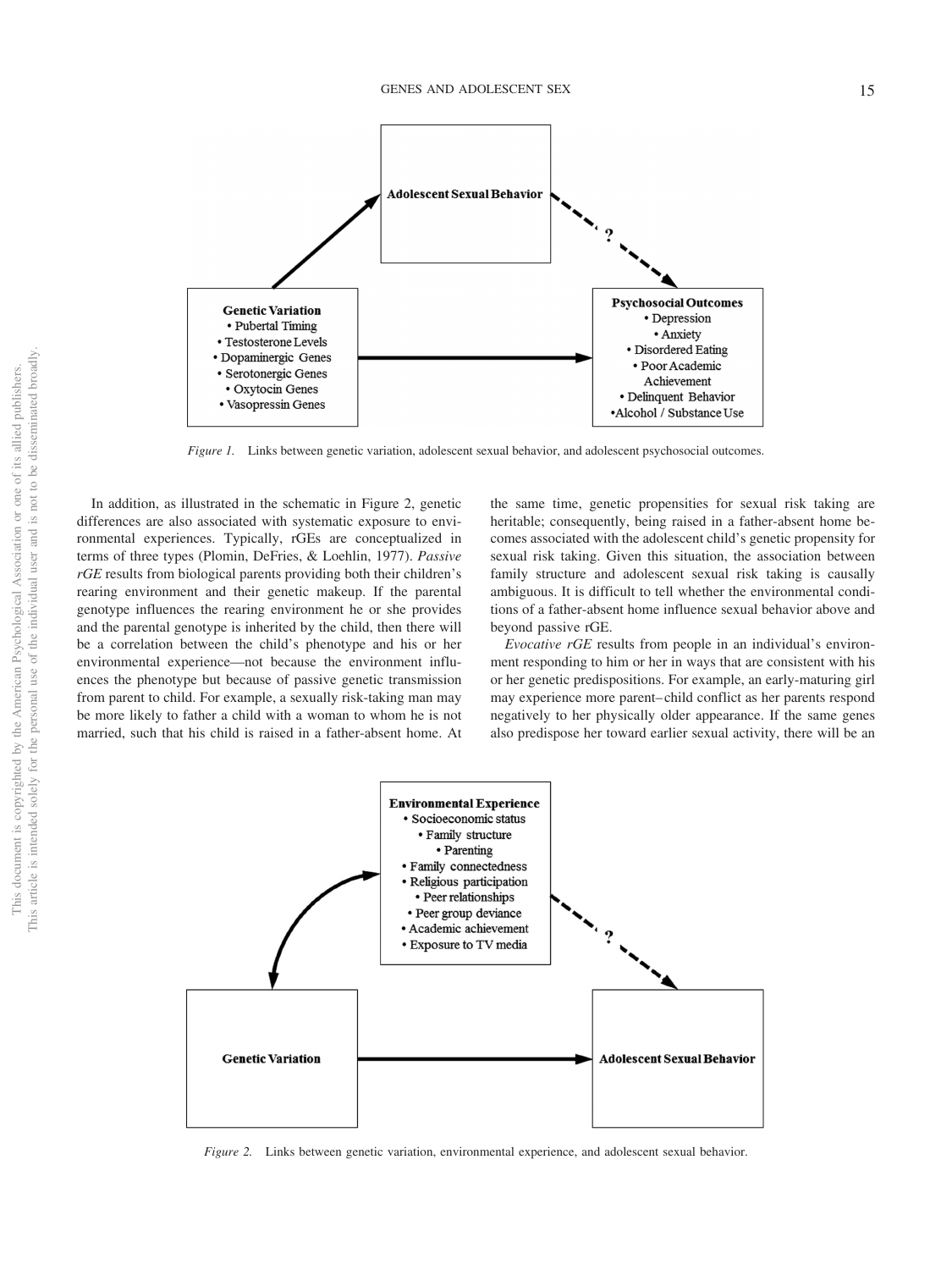Adolescent Sexual Behavior

Genetic Variation
- Pubertal Timing
- Testosterone Levels
- Dopaminergic Genes
- Serotonergic Genes
- Oxytocin Genes
- Vasopressin Genes

Psychosocial Outcomes
- Depression
- Anxiety
- Disordered Eating
- Poor Academic Achievement
- Delinquent Behavior
- Alcohol / Substance Use

*Figure 1.* Links between genetic variation, adolescent sexual behavior, and adolescent psychosocial outcomes.

In addition, as illustrated in the schematic in Figure 2, genetic differences are also associated with systematic exposure to environmental experiences. Typically, rGEs are conceptualized in terms of three types (Plomin, DeFries, & Loehlin, 1977). *Passive rGE* results from biological parents providing both their children's rearing environment and their genetic makeup. If the parental genotype influences the rearing environment he or she provides and the parental genotype is inherited by the child, then there will be a correlation between the child's phenotype and his or her environmental experience—not because the environment influences the phenotype but because of passive genetic transmission from parent to child. For example, a sexually risk-taking man may be more likely to father a child with a woman to whom he is not married, such that his child is raised in a father-absent home. At the same time, genetic propensities for sexual risk taking are heritable; consequently, being raised in a father-absent home becomes associated with the adolescent child's genetic propensity for sexual risk taking. Given this situation, the association between family structure and adolescent sexual risk taking is causally ambiguous. It is difficult to tell whether the environmental conditions of a father-absent home influence sexual behavior above and beyond passive rGE.

*Evocative rGE* results from people in an individual's environment responding to him or her in ways that are consistent with his or her genetic predispositions. For example, an early-maturing girl may experience more parent–child conflict as her parents respond negatively to her physically older appearance. If the same genes also predispose her toward earlier sexual activity, there will be an

Environmental Experience
- Socioeconomic status
- Family structure
- Parenting
- Family connectedness
- Religious participation
- Peer relationships
- Peer group deviance
- Academic achievement
- Exposure to TV media

Genetic Variation

Adolescent Sexual Behavior

*Figure 2.* Links between genetic variation, environmental experience, and adolescent sexual behavior.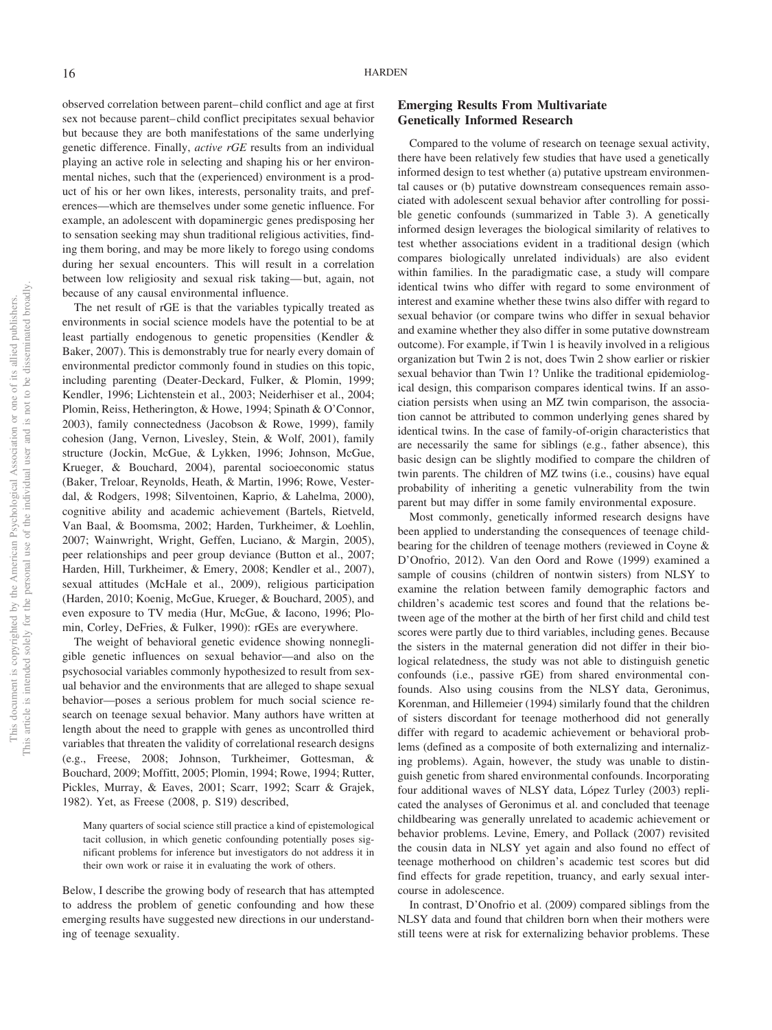observed correlation between parent–child conflict and age at first sex not because parent–child conflict precipitates sexual behavior but because they are both manifestations of the same underlying genetic difference. Finally, *active rGE* results from an individual playing an active role in selecting and shaping his or her environmental niches, such that the (experienced) environment is a product of his or her own likes, interests, personality traits, and preferences—which are themselves under some genetic influence. For example, an adolescent with dopaminergic genes predisposing her to sensation seeking may shun traditional religious activities, finding them boring, and may be more likely to forego using condoms during her sexual encounters. This will result in a correlation between low religiosity and sexual risk taking—but, again, not because of any causal environmental influence.

The net result of rGE is that the variables typically treated as environments in social science models have the potential to be at least partially endogenous to genetic propensities (Kendler & Baker, 2007). This is demonstrably true for nearly every domain of environmental predictor commonly found in studies on this topic, including parenting (Deater-Deckard, Fulker, & Plomin, 1999; Kendler, 1996; Lichtenstein et al., 2003; Neiderhiser et al., 2004; Plomin, Reiss, Hetherington, & Howe, 1994; Spinath & O'Connor, 2003), family connectedness (Jacobson & Rowe, 1999), family cohesion (Jang, Vernon, Livesley, Stein, & Wolf, 2001), family structure (Jockin, McGue, & Lykken, 1996; Johnson, McGue, Krueger, & Bouchard, 2004), parental socioeconomic status (Baker, Treloar, Reynolds, Heath, & Martin, 1996; Rowe, Vesterdal, & Rodgers, 1998; Silventoinen, Kaprio, & Lahelma, 2000), cognitive ability and academic achievement (Bartels, Rietveld, Van Baal, & Boomsma, 2002; Harden, Turkheimer, & Loehlin, 2007; Wainwright, Wright, Geffen, Luciano, & Margin, 2005), peer relationships and peer group deviance (Button et al., 2007; Harden, Hill, Turkheimer, & Emery, 2008; Kendler et al., 2007), sexual attitudes (McHale et al., 2009), religious participation (Harden, 2010; Koenig, McGue, Krueger, & Bouchard, 2005), and even exposure to TV media (Hur, McGue, & Iacono, 1996; Plomin, Corley, DeFries, & Fulker, 1990): rGEs are everywhere.

The weight of behavioral genetic evidence showing nonnegligible genetic influences on sexual behavior—and also on the psychosocial variables commonly hypothesized to result from sexual behavior and the environments that are alleged to shape sexual behavior—poses a serious problem for much social science research on teenage sexual behavior. Many authors have written at length about the need to grapple with genes as uncontrolled third variables that threaten the validity of correlational research designs (e.g., Freese, 2008; Johnson, Turkheimer, Gottesman, & Bouchard, 2009; Moffitt, 2005; Plomin, 1994; Rowe, 1994; Rutter, Pickles, Murray, & Eaves, 2001; Scarr, 1992; Scarr & Grajek, 1982). Yet, as Freese (2008, p. S19) described,

> Many quarters of social science still practice a kind of epistemological tacit collusion, in which genetic confounding potentially poses significant problems for inference but investigators do not address it in their own work or raise it in evaluating the work of others.

Below, I describe the growing body of research that has attempted to address the problem of genetic confounding and how these emerging results have suggested new directions in our understanding of teenage sexuality.

## Emerging Results From Multivariate Genetically Informed Research

Compared to the volume of research on teenage sexual activity, there have been relatively few studies that have used a genetically informed design to test whether (a) putative upstream environmental causes or (b) putative downstream consequences remain associated with adolescent sexual behavior after controlling for possible genetic confounds (summarized in Table 3). A genetically informed design leverages the biological similarity of relatives to test whether associations evident in a traditional design (which compares biologically unrelated individuals) are also evident within families. In the paradigmatic case, a study will compare identical twins who differ with regard to some environment of interest and examine whether these twins also differ with regard to sexual behavior (or compare twins who differ in sexual behavior and examine whether they also differ in some putative downstream outcome). For example, if Twin 1 is heavily involved in a religious organization but Twin 2 is not, does Twin 2 show earlier or riskier sexual behavior than Twin 1? Unlike the traditional epidemiological design, this comparison compares identical twins. If an association persists when using an MZ twin comparison, the association cannot be attributed to common underlying genes shared by identical twins. In the case of family-of-origin characteristics that are necessarily the same for siblings (e.g., father absence), this basic design can be slightly modified to compare the children of twin parents. The children of MZ twins (i.e., cousins) have equal probability of inheriting a genetic vulnerability from the twin parent but may differ in some family environmental exposure.

Most commonly, genetically informed research designs have been applied to understanding the consequences of teenage childbearing for the children of teenage mothers (reviewed in Coyne & D'Onofrio, 2012). Van den Oord and Rowe (1999) examined a sample of cousins (children of nontwin sisters) from NLSY to examine the relation between family demographic factors and children's academic test scores and found that the relations between age of the mother at the birth of her first child and child test scores were partly due to third variables, including genes. Because the sisters in the maternal generation did not differ in their biological relatedness, the study was not able to distinguish genetic confounds (i.e., passive rGE) from shared environmental confounds. Also using cousins from the NLSY data, Geronimus, Korenman, and Hillemeier (1994) similarly found that the children of sisters discordant for teenage motherhood did not generally differ with regard to academic achievement or behavioral problems (defined as a composite of both externalizing and internalizing problems). Again, however, the study was unable to distinguish genetic from shared environmental confounds. Incorporating four additional waves of NLSY data, López Turley (2003) replicated the analyses of Geronimus et al. and concluded that teenage childbearing was generally unrelated to academic achievement or behavior problems. Levine, Emery, and Pollack (2007) revisited the cousin data in NLSY yet again and also found no effect of teenage motherhood on children's academic test scores but did find effects for grade repetition, truancy, and early sexual intercourse in adolescence.

In contrast, D'Onofrio et al. (2009) compared siblings from the NLSY data and found that children born when their mothers were still teens were at risk for externalizing behavior problems. These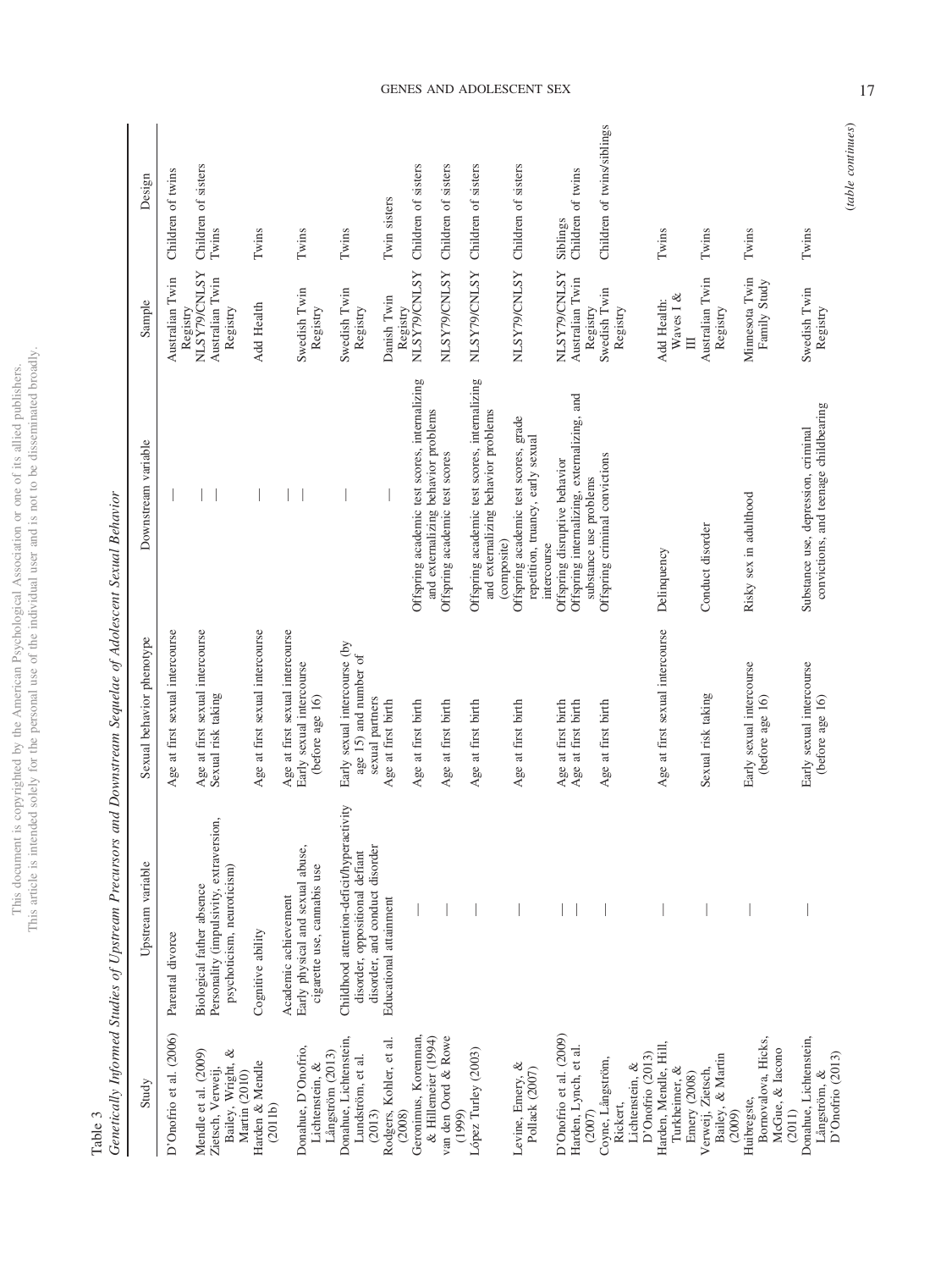Table 3

*Genetically Informed Studies of Upstream Precursors and Downstream Sequelae of Adolescent Sexual Behavior*

| Study | Upstream variable | Sexual behavior phenotype | Downstream variable | Sample | Design |
|---|---|---|---|---|---|
| D'Onofrio et al. (2006) | Parental divorce | Age at first sexual intercourse | — | Australian Twin Registry | Children of twins |
| Mendle et al. (2009) | Biological father absence | Age at first sexual intercourse | — | NLSY79/CNLSY | Children of sisters |
| Zietsch, Verweij, Bailey, Wright, & Martin (2010) | Personality (impulsivity, extraversion, psychoticism, neuroticism) | Sexual risk taking | — | Australian Twin Registry | Twins |
| Harden & Mendle (2011b) | Cognitive ability | Age at first sexual intercourse | — | Add Health | Twins |
| | Academic achievement | Age at first sexual intercourse | — | | |
| Donahue, D'Onofrio, Lichtenstein, & Långström (2013) | Early physical and sexual abuse, cigarette use, cannabis use | Early sexual intercourse (before age 16) | — | Swedish Twin Registry | Twins |
| Donahue, Lichtenstein, Lundström, et al. (2013) | Childhood attention-deficit/hyperactivity disorder, oppositional defiant disorder, and conduct disorder | Early sexual intercourse (by age 15) and number of sexual partners | — | Swedish Twin Registry | Twins |
| Rodgers, Kohler, et al. (2008) | Educational attainment | Age at first birth | — | Danish Twin Registry | Twin sisters |
| Geronimus, Korenman, & Hillemeier (1994) | — | Age at first birth | Offspring academic test scores, internalizing and externalizing behavior problems | NLSY79/CNLSY | Children of sisters |
| van den Oord & Rowe (1999) | — | Age at first birth | Offspring academic test scores | NLSY79/CNLSY | Children of sisters |
| López Turley (2003) | — | Age at first birth | Offspring academic test scores, internalizing and externalizing behavior problems (composite) | NLSY79/CNLSY | Children of sisters |
| Levine, Emery, & Pollack (2007) | — | Age at first birth | Offspring academic test scores, grade repetition, truancy, early sexual intercourse | NLSY79/CNLSY | Children of sisters |
| D'Onofrio et al. (2009) | — | Age at first birth | Offspring disruptive behavior | NLSY79/CNLSY | Siblings |
| Harden, Lynch, et al. (2007) | — | Age at first birth | Offspring internalizing, externalizing, and substance use problems | Australian Twin Registry | Children of twins |
| Coyne, Långström, Rickert, Lichtenstein, & D'Onofrio (2013) | — | Age at first birth | Offspring criminal convictions | Swedish Twin Registry | Children of twins/siblings |
| Harden, Mendle, Hill, Turkheimer, & Emery (2008) | — | Age at first sexual intercourse | Delinquency | Add Health: Waves I & III | Twins |
| Verweij, Zietsch, Bailey, & Martin (2009) | — | Sexual risk taking | Conduct disorder | Australian Twin Registry | Twins |
| Huibregtse, Bornovalova, Hicks, McGue, & Iacono (2011) | — | Early sexual intercourse (before age 16) | Risky sex in adulthood | Minnesota Twin Family Study | Twins |
| Donahue, Lichtenstein, Långström, & D'Onofrio (2013) | — | Early sexual intercourse (before age 16) | Substance use, depression, criminal convictions, and teenage childbearing | Swedish Twin Registry | Twins |

*(table continues)*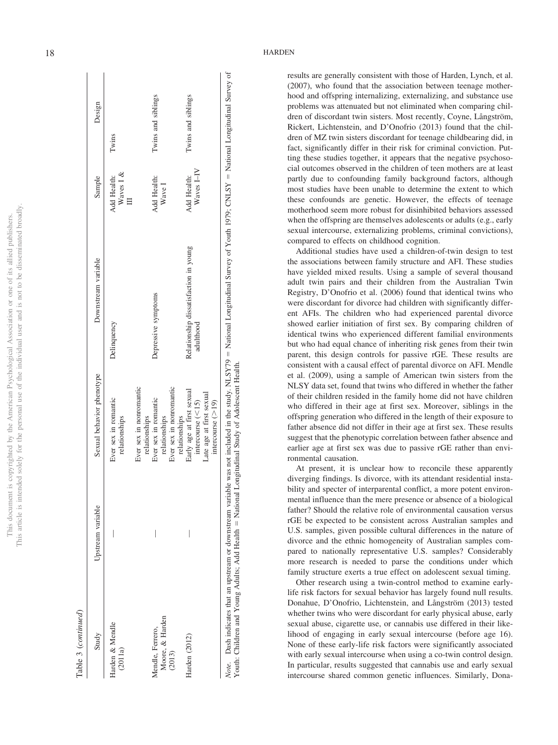Table 3 (*continued*)

| Study | Upstream variable | Sexual behavior phenotype | Downstream variable | Sample | Design |
|---|---|---|---|---|---|
| Harden & Mendle (2011a) | — | Ever sex in romantic relationships<br>Ever sex in nonromantic relationships | Delinquency | Add Health: Waves I & III | Twins |
| Mendle, Ferrero, Moore, & Harden (2013) | — | Ever sex in romantic relationships<br>Ever sex in nonromantic relationships | Depressive symptoms | Add Health: Wave I | Twins and siblings |
| Harden (2012) | — | Early age at first sexual intercourse (<15)<br>Late age at first sexual intercourse (>19) | Relationship dissatisfaction in young adulthood | Add Health: Waves I–IV | Twins and siblings |

*Note.* Dash indicates that an upstream or downstream variable was not included in the study. NLSY79 = National Longitudinal Survey of Youth 1979; CNLSY = National Longitudinal Survey of Youth: Children and Young Adults; Add Health = National Longitudinal Study of Adolescent Health.

results are generally consistent with those of Harden, Lynch, et al. (2007), who found that the association between teenage motherhood and offspring internalizing, externalizing, and substance use problems was attenuated but not eliminated when comparing children of discordant twin sisters. Most recently, Coyne, Långström, Rickert, Lichtenstein, and D'Onofrio (2013) found that the children of MZ twin sisters discordant for teenage childbearing did, in fact, significantly differ in their risk for criminal conviction. Putting these studies together, it appears that the negative psychosocial outcomes observed in the children of teen mothers are at least partly due to confounding family background factors, although most studies have been unable to determine the extent to which these confounds are genetic. However, the effects of teenage motherhood seem more robust for disinhibited behaviors assessed when the offspring are themselves adolescents or adults (e.g., early sexual intercourse, externalizing problems, criminal convictions), compared to effects on childhood cognition.

Additional studies have used a children-of-twin design to test the associations between family structure and AFI. These studies have yielded mixed results. Using a sample of several thousand adult twin pairs and their children from the Australian Twin Registry, D'Onofrio et al. (2006) found that identical twins who were discordant for divorce had children with significantly different AFIs. The children who had experienced parental divorce showed earlier initiation of first sex. By comparing children of identical twins who experienced different familial environments but who had equal chance of inheriting risk genes from their twin parent, this design controls for passive rGE. These results are consistent with a causal effect of parental divorce on AFI. Mendle et al. (2009), using a sample of American twin sisters from the NLSY data set, found that twins who differed in whether the father of their children resided in the family home did not have children who differed in their age at first sex. Moreover, siblings in the offspring generation who differed in the length of their exposure to father absence did not differ in their age at first sex. These results suggest that the phenotypic correlation between father absence and earlier age at first sex was due to passive rGE rather than environmental causation.

At present, it is unclear how to reconcile these apparently diverging findings. Is divorce, with its attendant residential instability and specter of interparental conflict, a more potent environmental influence than the mere presence or absence of a biological father? Should the relative role of environmental causation versus rGE be expected to be consistent across Australian samples and U.S. samples, given possible cultural differences in the nature of divorce and the ethnic homogeneity of Australian samples compared to nationally representative U.S. samples? Considerably more research is needed to parse the conditions under which family structure exerts a true effect on adolescent sexual timing.

Other research using a twin-control method to examine early-life risk factors for sexual behavior has largely found null results. Donahue, D'Onofrio, Lichtenstein, and Långström (2013) tested whether twins who were discordant for early physical abuse, early sexual abuse, cigarette use, or cannabis use differed in their likelihood of engaging in early sexual intercourse (before age 16). None of these early-life risk factors were significantly associated with early sexual intercourse when using a co-twin control design. In particular, results suggested that cannabis use and early sexual intercourse shared common genetic influences. Similarly, Dona-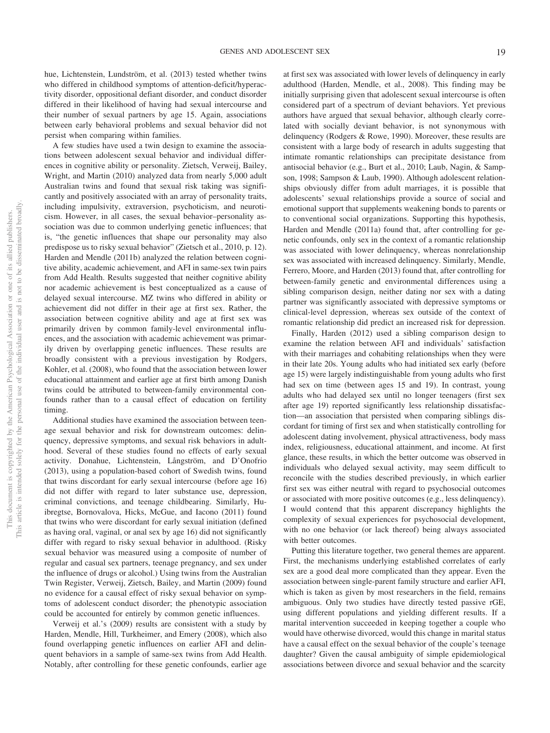hue, Lichtenstein, Lundström, et al. (2013) tested whether twins who differed in childhood symptoms of attention-deficit/hyperactivity disorder, oppositional defiant disorder, and conduct disorder differed in their likelihood of having had sexual intercourse and their number of sexual partners by age 15. Again, associations between early behavioral problems and sexual behavior did not persist when comparing within families.

A few studies have used a twin design to examine the associations between adolescent sexual behavior and individual differences in cognitive ability or personality. Zietsch, Verweij, Bailey, Wright, and Martin (2010) analyzed data from nearly 5,000 adult Australian twins and found that sexual risk taking was significantly and positively associated with an array of personality traits, including impulsivity, extraversion, psychoticism, and neuroticism. However, in all cases, the sexual behavior–personality association was due to common underlying genetic influences; that is, "the genetic influences that shape our personality may also predispose us to risky sexual behavior" (Zietsch et al., 2010, p. 12). Harden and Mendle (2011b) analyzed the relation between cognitive ability, academic achievement, and AFI in same-sex twin pairs from Add Health. Results suggested that neither cognitive ability nor academic achievement is best conceptualized as a cause of delayed sexual intercourse. MZ twins who differed in ability or achievement did not differ in their age at first sex. Rather, the association between cognitive ability and age at first sex was primarily driven by common family-level environmental influences, and the association with academic achievement was primarily driven by overlapping genetic influences. These results are broadly consistent with a previous investigation by Rodgers, Kohler, et al. (2008), who found that the association between lower educational attainment and earlier age at first birth among Danish twins could be attributed to between-family environmental confounds rather than to a causal effect of education on fertility timing.

Additional studies have examined the association between teenage sexual behavior and risk for downstream outcomes: delinquency, depressive symptoms, and sexual risk behaviors in adulthood. Several of these studies found no effects of early sexual activity. Donahue, Lichtenstein, Långström, and D'Onofrio (2013), using a population-based cohort of Swedish twins, found that twins discordant for early sexual intercourse (before age 16) did not differ with regard to later substance use, depression, criminal convictions, and teenage childbearing. Similarly, Huibregtse, Bornovalova, Hicks, McGue, and Iacono (2011) found that twins who were discordant for early sexual initiation (defined as having oral, vaginal, or anal sex by age 16) did not significantly differ with regard to risky sexual behavior in adulthood. (Risky sexual behavior was measured using a composite of number of regular and casual sex partners, teenage pregnancy, and sex under the influence of drugs or alcohol.) Using twins from the Australian Twin Register, Verweij, Zietsch, Bailey, and Martin (2009) found no evidence for a causal effect of risky sexual behavior on symptoms of adolescent conduct disorder; the phenotypic association could be accounted for entirely by common genetic influences.

Verweij et al.'s (2009) results are consistent with a study by Harden, Mendle, Hill, Turkheimer, and Emery (2008), which also found overlapping genetic influences on earlier AFI and delinquent behaviors in a sample of same-sex twins from Add Health. Notably, after controlling for these genetic confounds, earlier age at first sex was associated with lower levels of delinquency in early adulthood (Harden, Mendle, et al., 2008). This finding may be initially surprising given that adolescent sexual intercourse is often considered part of a spectrum of deviant behaviors. Yet previous authors have argued that sexual behavior, although clearly correlated with socially deviant behavior, is not synonymous with delinquency (Rodgers & Rowe, 1990). Moreover, these results are consistent with a large body of research in adults suggesting that intimate romantic relationships can precipitate desistance from antisocial behavior (e.g., Burt et al., 2010; Laub, Nagin, & Sampson, 1998; Sampson & Laub, 1990). Although adolescent relationships obviously differ from adult marriages, it is possible that adolescents' sexual relationships provide a source of social and emotional support that supplements weakening bonds to parents or to conventional social organizations. Supporting this hypothesis, Harden and Mendle (2011a) found that, after controlling for genetic confounds, only sex in the context of a romantic relationship was associated with lower delinquency, whereas nonrelationship sex was associated with increased delinquency. Similarly, Mendle, Ferrero, Moore, and Harden (2013) found that, after controlling for between-family genetic and environmental differences using a sibling comparison design, neither dating nor sex with a dating partner was significantly associated with depressive symptoms or clinical-level depression, whereas sex outside of the context of romantic relationship did predict an increased risk for depression.

Finally, Harden (2012) used a sibling comparison design to examine the relation between AFI and individuals' satisfaction with their marriages and cohabiting relationships when they were in their late 20s. Young adults who had initiated sex early (before age 15) were largely indistinguishable from young adults who first had sex on time (between ages 15 and 19). In contrast, young adults who had delayed sex until no longer teenagers (first sex after age 19) reported significantly less relationship dissatisfaction—an association that persisted when comparing siblings discordant for timing of first sex and when statistically controlling for adolescent dating involvement, physical attractiveness, body mass index, religiousness, educational attainment, and income. At first glance, these results, in which the better outcome was observed in individuals who delayed sexual activity, may seem difficult to reconcile with the studies described previously, in which earlier first sex was either neutral with regard to psychosocial outcomes or associated with more positive outcomes (e.g., less delinquency). I would contend that this apparent discrepancy highlights the complexity of sexual experiences for psychosocial development, with no one behavior (or lack thereof) being always associated with better outcomes.

Putting this literature together, two general themes are apparent. First, the mechanisms underlying established correlates of early sex are a good deal more complicated than they appear. Even the association between single-parent family structure and earlier AFI, which is taken as given by most researchers in the field, remains ambiguous. Only two studies have directly tested passive rGE, using different populations and yielding different results. If a marital intervention succeeded in keeping together a couple who would have otherwise divorced, would this change in marital status have a causal effect on the sexual behavior of the couple's teenage daughter? Given the causal ambiguity of simple epidemiological associations between divorce and sexual behavior and the scarcity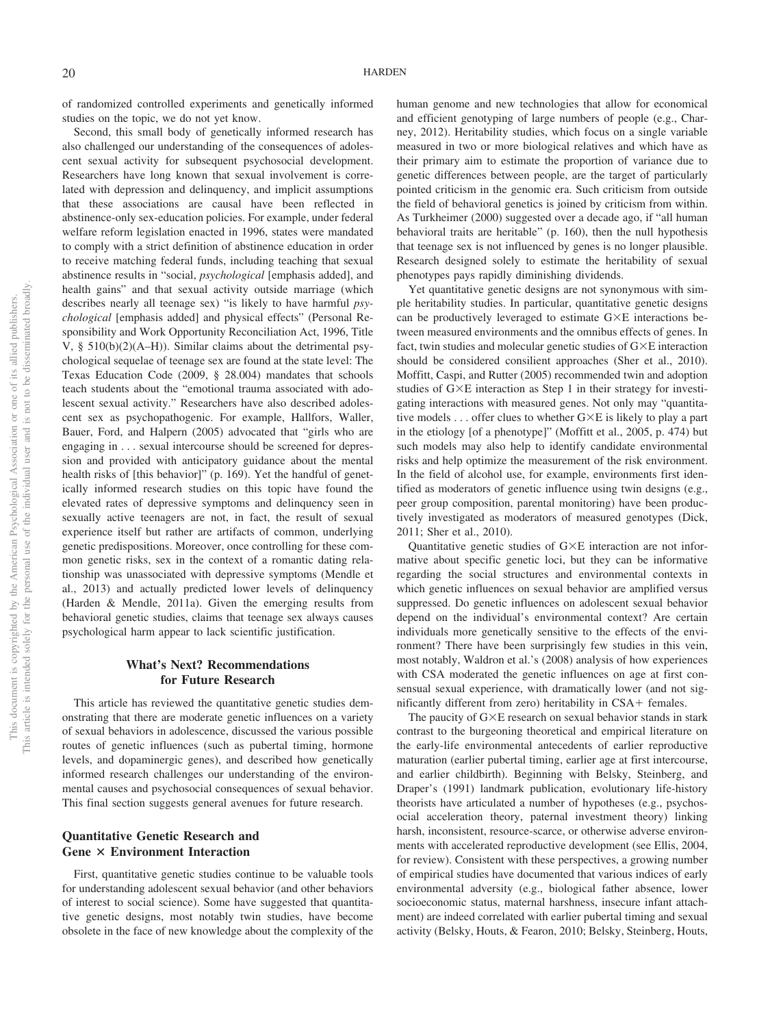of randomized controlled experiments and genetically informed studies on the topic, we do not yet know.

Second, this small body of genetically informed research has also challenged our understanding of the consequences of adolescent sexual activity for subsequent psychosocial development. Researchers have long known that sexual involvement is correlated with depression and delinquency, and implicit assumptions that these associations are causal have been reflected in abstinence-only sex-education policies. For example, under federal welfare reform legislation enacted in 1996, states were mandated to comply with a strict definition of abstinence education in order to receive matching federal funds, including teaching that sexual abstinence results in "social, *psychological* [emphasis added], and health gains" and that sexual activity outside marriage (which describes nearly all teenage sex) "is likely to have harmful *psychological* [emphasis added] and physical effects" (Personal Responsibility and Work Opportunity Reconciliation Act, 1996, Title V, § 510(b)(2)(A–H)). Similar claims about the detrimental psychological sequelae of teenage sex are found at the state level: The Texas Education Code (2009, § 28.004) mandates that schools teach students about the "emotional trauma associated with adolescent sexual activity." Researchers have also described adolescent sex as psychopathogenic. For example, Hallfors, Waller, Bauer, Ford, and Halpern (2005) advocated that "girls who are engaging in . . . sexual intercourse should be screened for depression and provided with anticipatory guidance about the mental health risks of [this behavior]" (p. 169). Yet the handful of genetically informed research studies on this topic have found the elevated rates of depressive symptoms and delinquency seen in sexually active teenagers are not, in fact, the result of sexual experience itself but rather are artifacts of common, underlying genetic predispositions. Moreover, once controlling for these common genetic risks, sex in the context of a romantic dating relationship was unassociated with depressive symptoms (Mendle et al., 2013) and actually predicted lower levels of delinquency (Harden & Mendle, 2011a). Given the emerging results from behavioral genetic studies, claims that teenage sex always causes psychological harm appear to lack scientific justification.

## What's Next? Recommendations for Future Research

This article has reviewed the quantitative genetic studies demonstrating that there are moderate genetic influences on a variety of sexual behaviors in adolescence, discussed the various possible routes of genetic influences (such as pubertal timing, hormone levels, and dopaminergic genes), and described how genetically informed research challenges our understanding of the environmental causes and psychosocial consequences of sexual behavior. This final section suggests general avenues for future research.

### Quantitative Genetic Research and Gene × Environment Interaction

First, quantitative genetic studies continue to be valuable tools for understanding adolescent sexual behavior (and other behaviors of interest to social science). Some have suggested that quantitative genetic designs, most notably twin studies, have become obsolete in the face of new knowledge about the complexity of the human genome and new technologies that allow for economical and efficient genotyping of large numbers of people (e.g., Charney, 2012). Heritability studies, which focus on a single variable measured in two or more biological relatives and which have as their primary aim to estimate the proportion of variance due to genetic differences between people, are the target of particularly pointed criticism in the genomic era. Such criticism from outside the field of behavioral genetics is joined by criticism from within. As Turkheimer (2000) suggested over a decade ago, if "all human behavioral traits are heritable" (p. 160), then the null hypothesis that teenage sex is not influenced by genes is no longer plausible. Research designed solely to estimate the heritability of sexual phenotypes pays rapidly diminishing dividends.

Yet quantitative genetic designs are not synonymous with simple heritability studies. In particular, quantitative genetic designs can be productively leveraged to estimate G×E interactions between measured environments and the omnibus effects of genes. In fact, twin studies and molecular genetic studies of G×E interaction should be considered consilient approaches (Sher et al., 2010). Moffitt, Caspi, and Rutter (2005) recommended twin and adoption studies of G×E interaction as Step 1 in their strategy for investigating interactions with measured genes. Not only may "quantitative models . . . offer clues to whether G×E is likely to play a part in the etiology [of a phenotype]" (Moffitt et al., 2005, p. 474) but such models may also help to identify candidate environmental risks and help optimize the measurement of the risk environment. In the field of alcohol use, for example, environments first identified as moderators of genetic influence using twin designs (e.g., peer group composition, parental monitoring) have been productively investigated as moderators of measured genotypes (Dick, 2011; Sher et al., 2010).

Quantitative genetic studies of G×E interaction are not informative about specific genetic loci, but they can be informative regarding the social structures and environmental contexts in which genetic influences on sexual behavior are amplified versus suppressed. Do genetic influences on adolescent sexual behavior depend on the individual's environmental context? Are certain individuals more genetically sensitive to the effects of the environment? There have been surprisingly few studies in this vein, most notably, Waldron et al.'s (2008) analysis of how experiences with CSA moderated the genetic influences on age at first consensual sexual experience, with dramatically lower (and not significantly different from zero) heritability in CSA+ females.

The paucity of G×E research on sexual behavior stands in stark contrast to the burgeoning theoretical and empirical literature on the early-life environmental antecedents of earlier reproductive maturation (earlier pubertal timing, earlier age at first intercourse, and earlier childbirth). Beginning with Belsky, Steinberg, and Draper's (1991) landmark publication, evolutionary life-history theorists have articulated a number of hypotheses (e.g., psychosocial acceleration theory, paternal investment theory) linking harsh, inconsistent, resource-scarce, or otherwise adverse environments with accelerated reproductive development (see Ellis, 2004, for review). Consistent with these perspectives, a growing number of empirical studies have documented that various indices of early environmental adversity (e.g., biological father absence, lower socioeconomic status, maternal harshness, insecure infant attachment) are indeed correlated with earlier pubertal timing and sexual activity (Belsky, Houts, & Fearon, 2010; Belsky, Steinberg, Houts,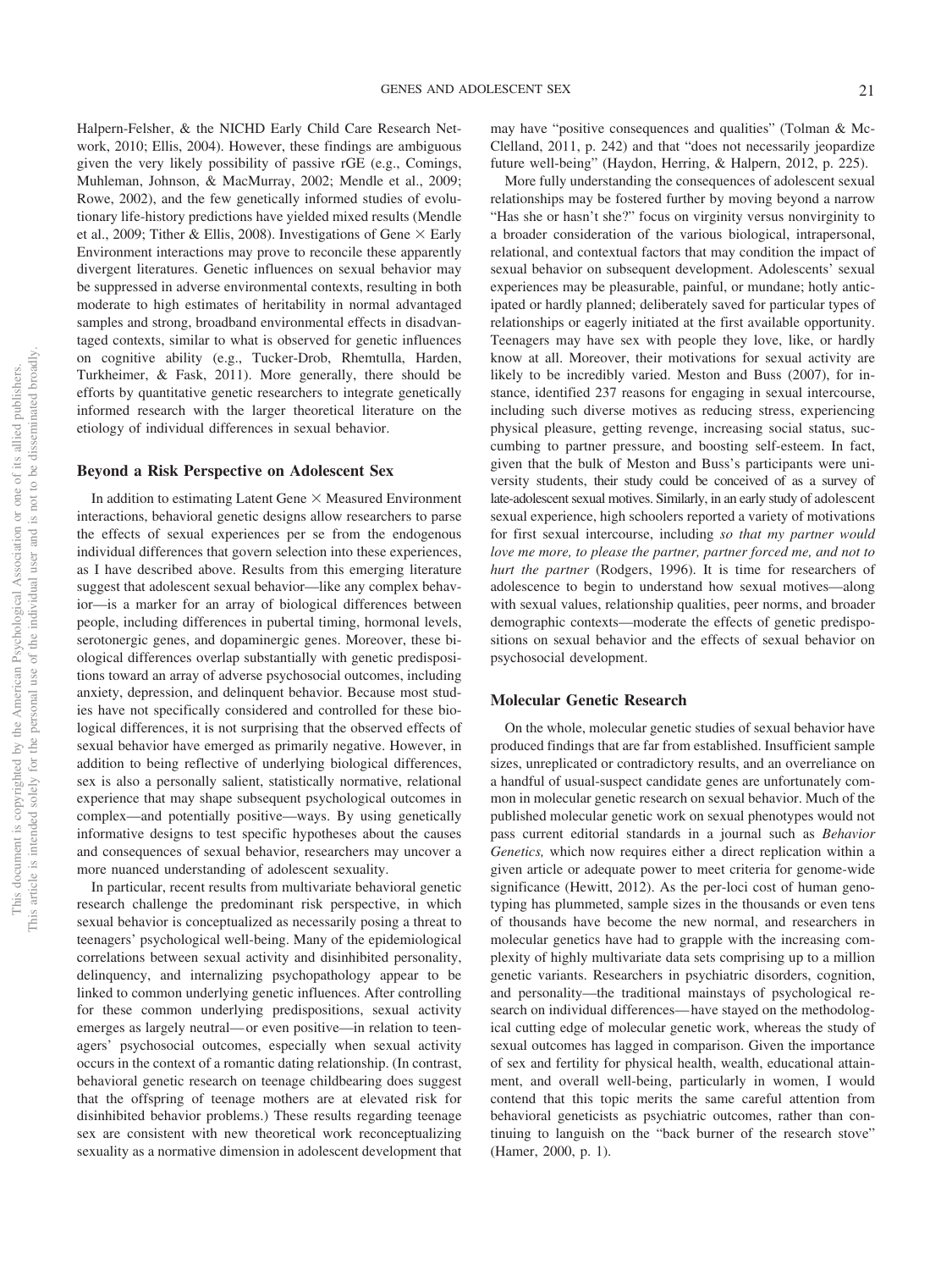Halpern-Felsher, & the NICHD Early Child Care Research Network, 2010; Ellis, 2004). However, these findings are ambiguous given the very likely possibility of passive rGE (e.g., Comings, Muhleman, Johnson, & MacMurray, 2002; Mendle et al., 2009; Rowe, 2002), and the few genetically informed studies of evolutionary life-history predictions have yielded mixed results (Mendle et al., 2009; Tither & Ellis, 2008). Investigations of Gene × Early Environment interactions may prove to reconcile these apparently divergent literatures. Genetic influences on sexual behavior may be suppressed in adverse environmental contexts, resulting in both moderate to high estimates of heritability in normal advantaged samples and strong, broadband environmental effects in disadvantaged contexts, similar to what is observed for genetic influences on cognitive ability (e.g., Tucker-Drob, Rhemtulla, Harden, Turkheimer, & Fask, 2011). More generally, there should be efforts by quantitative genetic researchers to integrate genetically informed research with the larger theoretical literature on the etiology of individual differences in sexual behavior.

## Beyond a Risk Perspective on Adolescent Sex

In addition to estimating Latent Gene × Measured Environment interactions, behavioral genetic designs allow researchers to parse the effects of sexual experiences per se from the endogenous individual differences that govern selection into these experiences, as I have described above. Results from this emerging literature suggest that adolescent sexual behavior—like any complex behavior—is a marker for an array of biological differences between people, including differences in pubertal timing, hormonal levels, serotonergic genes, and dopaminergic genes. Moreover, these biological differences overlap substantially with genetic predispositions toward an array of adverse psychosocial outcomes, including anxiety, depression, and delinquent behavior. Because most studies have not specifically considered and controlled for these biological differences, it is not surprising that the observed effects of sexual behavior have emerged as primarily negative. However, in addition to being reflective of underlying biological differences, sex is also a personally salient, statistically normative, relational experience that may shape subsequent psychological outcomes in complex—and potentially positive—ways. By using genetically informative designs to test specific hypotheses about the causes and consequences of sexual behavior, researchers may uncover a more nuanced understanding of adolescent sexuality.

In particular, recent results from multivariate behavioral genetic research challenge the predominant risk perspective, in which sexual behavior is conceptualized as necessarily posing a threat to teenagers' psychological well-being. Many of the epidemiological correlations between sexual activity and disinhibited personality, delinquency, and internalizing psychopathology appear to be linked to common underlying genetic influences. After controlling for these common underlying predispositions, sexual activity emerges as largely neutral—or even positive—in relation to teenagers' psychosocial outcomes, especially when sexual activity occurs in the context of a romantic dating relationship. (In contrast, behavioral genetic research on teenage childbearing does suggest that the offspring of teenage mothers are at elevated risk for disinhibited behavior problems.) These results regarding teenage sex are consistent with new theoretical work reconceptualizing sexuality as a normative dimension in adolescent development that may have "positive consequences and qualities" (Tolman & McClelland, 2011, p. 242) and that "does not necessarily jeopardize future well-being" (Haydon, Herring, & Halpern, 2012, p. 225).

More fully understanding the consequences of adolescent sexual relationships may be fostered further by moving beyond a narrow "Has she or hasn't she?" focus on virginity versus nonvirginity to a broader consideration of the various biological, intrapersonal, relational, and contextual factors that may condition the impact of sexual behavior on subsequent development. Adolescents' sexual experiences may be pleasurable, painful, or mundane; hotly anticipated or hardly planned; deliberately saved for particular types of relationships or eagerly initiated at the first available opportunity. Teenagers may have sex with people they love, like, or hardly know at all. Moreover, their motivations for sexual activity are likely to be incredibly varied. Meston and Buss (2007), for instance, identified 237 reasons for engaging in sexual intercourse, including such diverse motives as reducing stress, experiencing physical pleasure, getting revenge, increasing social status, succumbing to partner pressure, and boosting self-esteem. In fact, given that the bulk of Meston and Buss's participants were university students, their study could be conceived of as a survey of late-adolescent sexual motives. Similarly, in an early study of adolescent sexual experience, high schoolers reported a variety of motivations for first sexual intercourse, including *so that my partner would love me more, to please the partner, partner forced me, and not to hurt the partner* (Rodgers, 1996). It is time for researchers of adolescence to begin to understand how sexual motives—along with sexual values, relationship qualities, peer norms, and broader demographic contexts—moderate the effects of genetic predispositions on sexual behavior and the effects of sexual behavior on psychosocial development.

## Molecular Genetic Research

On the whole, molecular genetic studies of sexual behavior have produced findings that are far from established. Insufficient sample sizes, unreplicated or contradictory results, and an overreliance on a handful of usual-suspect candidate genes are unfortunately common in molecular genetic research on sexual behavior. Much of the published molecular genetic work on sexual phenotypes would not pass current editorial standards in a journal such as *Behavior Genetics,* which now requires either a direct replication within a given article or adequate power to meet criteria for genome-wide significance (Hewitt, 2012). As the per-loci cost of human genotyping has plummeted, sample sizes in the thousands or even tens of thousands have become the new normal, and researchers in molecular genetics have had to grapple with the increasing complexity of highly multivariate data sets comprising up to a million genetic variants. Researchers in psychiatric disorders, cognition, and personality—the traditional mainstays of psychological research on individual differences—have stayed on the methodological cutting edge of molecular genetic work, whereas the study of sexual outcomes has lagged in comparison. Given the importance of sex and fertility for physical health, wealth, educational attainment, and overall well-being, particularly in women, I would contend that this topic merits the same careful attention from behavioral geneticists as psychiatric outcomes, rather than continuing to languish on the "back burner of the research stove" (Hamer, 2000, p. 1).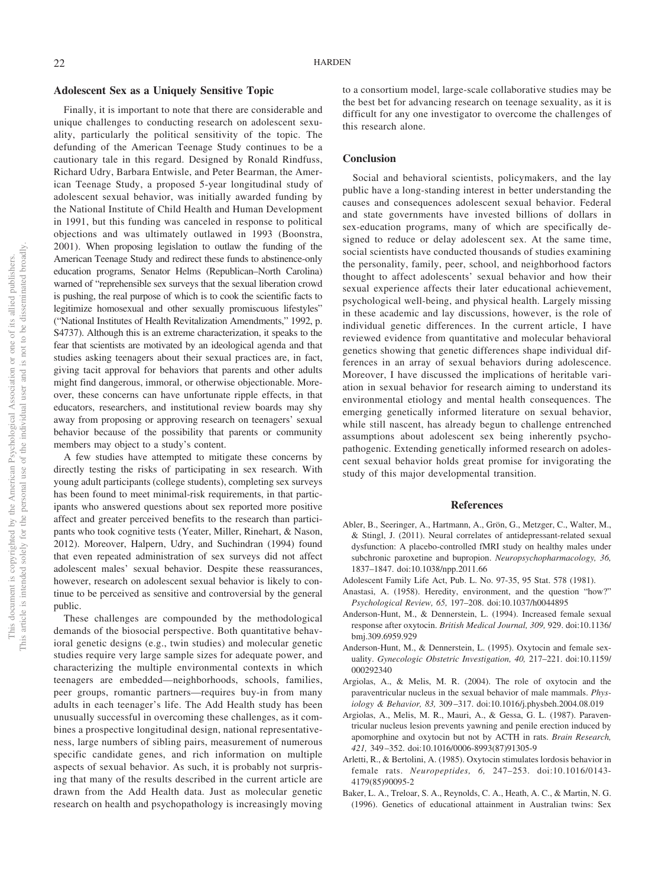## Adolescent Sex as a Uniquely Sensitive Topic

Finally, it is important to note that there are considerable and unique challenges to conducting research on adolescent sexuality, particularly the political sensitivity of the topic. The defunding of the American Teenage Study continues to be a cautionary tale in this regard. Designed by Ronald Rindfuss, Richard Udry, Barbara Entwisle, and Peter Bearman, the American Teenage Study, a proposed 5-year longitudinal study of adolescent sexual behavior, was initially awarded funding by the National Institute of Child Health and Human Development in 1991, but this funding was canceled in response to political objections and was ultimately outlawed in 1993 (Boonstra, 2001). When proposing legislation to outlaw the funding of the American Teenage Study and redirect these funds to abstinence-only education programs, Senator Helms (Republican–North Carolina) warned of "reprehensible sex surveys that the sexual liberation crowd is pushing, the real purpose of which is to cook the scientific facts to legitimize homosexual and other sexually promiscuous lifestyles" ("National Institutes of Health Revitalization Amendments," 1992, p. S4737). Although this is an extreme characterization, it speaks to the fear that scientists are motivated by an ideological agenda and that studies asking teenagers about their sexual practices are, in fact, giving tacit approval for behaviors that parents and other adults might find dangerous, immoral, or otherwise objectionable. Moreover, these concerns can have unfortunate ripple effects, in that educators, researchers, and institutional review boards may shy away from proposing or approving research on teenagers' sexual behavior because of the possibility that parents or community members may object to a study's content.

A few studies have attempted to mitigate these concerns by directly testing the risks of participating in sex research. With young adult participants (college students), completing sex surveys has been found to meet minimal-risk requirements, in that participants who answered questions about sex reported more positive affect and greater perceived benefits to the research than participants who took cognitive tests (Yeater, Miller, Rinehart, & Nason, 2012). Moreover, Halpern, Udry, and Suchindran (1994) found that even repeated administration of sex surveys did not affect adolescent males' sexual behavior. Despite these reassurances, however, research on adolescent sexual behavior is likely to continue to be perceived as sensitive and controversial by the general public.

These challenges are compounded by the methodological demands of the biosocial perspective. Both quantitative behavioral genetic designs (e.g., twin studies) and molecular genetic studies require very large sample sizes for adequate power, and characterizing the multiple environmental contexts in which teenagers are embedded—neighborhoods, schools, families, peer groups, romantic partners—requires buy-in from many adults in each teenager's life. The Add Health study has been unusually successful in overcoming these challenges, as it combines a prospective longitudinal design, national representativeness, large numbers of sibling pairs, measurement of numerous specific candidate genes, and rich information on multiple aspects of sexual behavior. As such, it is probably not surprising that many of the results described in the current article are drawn from the Add Health data. Just as molecular genetic research on health and psychopathology is increasingly moving to a consortium model, large-scale collaborative studies may be the best bet for advancing research on teenage sexuality, as it is difficult for any one investigator to overcome the challenges of this research alone.

## Conclusion

Social and behavioral scientists, policymakers, and the lay public have a long-standing interest in better understanding the causes and consequences adolescent sexual behavior. Federal and state governments have invested billions of dollars in sex-education programs, many of which are specifically designed to reduce or delay adolescent sex. At the same time, social scientists have conducted thousands of studies examining the personality, family, peer, school, and neighborhood factors thought to affect adolescents' sexual behavior and how their sexual experience affects their later educational achievement, psychological well-being, and physical health. Largely missing in these academic and lay discussions, however, is the role of individual genetic differences. In the current article, I have reviewed evidence from quantitative and molecular behavioral genetics showing that genetic differences shape individual differences in an array of sexual behaviors during adolescence. Moreover, I have discussed the implications of heritable variation in sexual behavior for research aiming to understand its environmental etiology and mental health consequences. The emerging genetically informed literature on sexual behavior, while still nascent, has already begun to challenge entrenched assumptions about adolescent sex being inherently psychopathogenic. Extending genetically informed research on adolescent sexual behavior holds great promise for invigorating the study of this major developmental transition.

## References

Abler, B., Seeringer, A., Hartmann, A., Grön, G., Metzger, C., Walter, M., & Stingl, J. (2011). Neural correlates of antidepressant-related sexual dysfunction: A placebo-controlled fMRI study on healthy males under subchronic paroxetine and bupropion. *Neuropsychopharmacology, 36,* 1837–1847. doi:10.1038/npp.2011.66

Adolescent Family Life Act, Pub. L. No. 97-35, 95 Stat. 578 (1981).

Anastasi, A. (1958). Heredity, environment, and the question "how?" *Psychological Review, 65,* 197–208. doi:10.1037/h0044895

Anderson-Hunt, M., & Dennerstein, L. (1994). Increased female sexual response after oxytocin. *British Medical Journal, 309,* 929. doi:10.1136/bmj.309.6959.929

Anderson-Hunt, M., & Dennerstein, L. (1995). Oxytocin and female sexuality. *Gynecologic Obstetric Investigation, 40,* 217–221. doi:10.1159/000292340

Argiolas, A., & Melis, M. R. (2004). The role of oxytocin and the paraventricular nucleus in the sexual behavior of male mammals. *Physiology & Behavior, 83,* 309–317. doi:10.1016/j.physbeh.2004.08.019

Argiolas, A., Melis, M. R., Mauri, A., & Gessa, G. L. (1987). Paraventricular nucleus lesion prevents yawning and penile erection induced by apomorphine and oxytocin but not by ACTH in rats. *Brain Research, 421,* 349–352. doi:10.1016/0006-8993(87)91305-9

Arletti, R., & Bertolini, A. (1985). Oxytocin stimulates lordosis behavior in female rats. *Neuropeptides, 6,* 247–253. doi:10.1016/0143-4179(85)90095-2

Baker, L. A., Treloar, S. A., Reynolds, C. A., Heath, A. C., & Martin, N. G. (1996). Genetics of educational attainment in Australian twins: Sex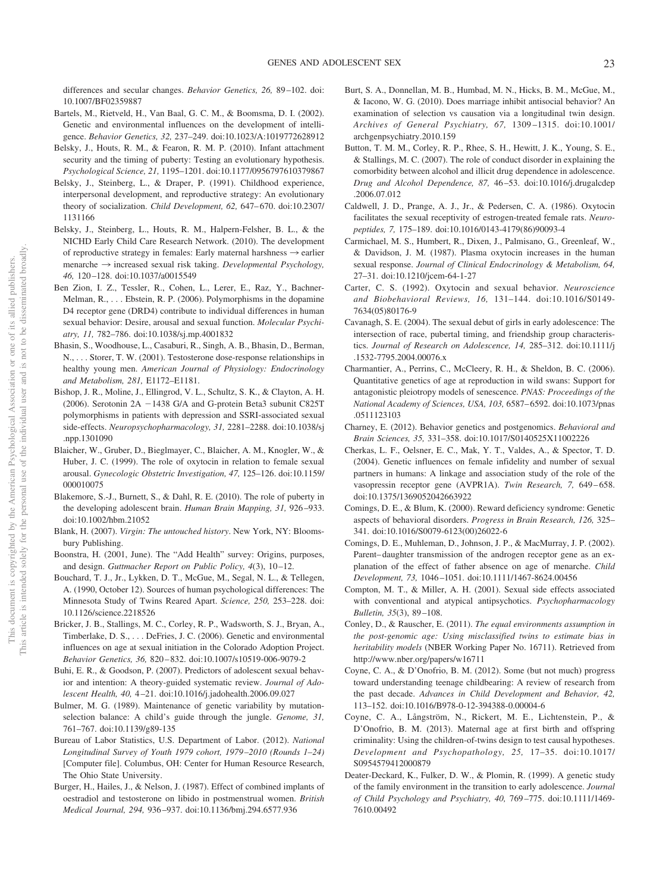differences and secular changes. *Behavior Genetics, 26,* 89–102. doi: 10.1007/BF02359887

Bartels, M., Rietveld, H., Van Baal, G. C. M., & Boomsma, D. I. (2002). Genetic and environmental influences on the development of intelligence. *Behavior Genetics, 32,* 237–249. doi:10.1023/A:1019772628912

Belsky, J., Houts, R. M., & Fearon, R. M. P. (2010). Infant attachment security and the timing of puberty: Testing an evolutionary hypothesis. *Psychological Science, 21,* 1195–1201. doi:10.1177/0956797610379867

Belsky, J., Steinberg, L., & Draper, P. (1991). Childhood experience, interpersonal development, and reproductive strategy: An evolutionary theory of socialization. *Child Development, 62,* 647–670. doi:10.2307/1131166

Belsky, J., Steinberg, L., Houts, R. M., Halpern-Felsher, B. L., & the NICHD Early Child Care Research Network. (2010). The development of reproductive strategy in females: Early maternal harshness → earlier menarche → increased sexual risk taking. *Developmental Psychology, 46,* 120–128. doi:10.1037/a0015549

Ben Zion, I. Z., Tessler, R., Cohen, L., Lerer, E., Raz, Y., Bachner-Melman, R., . . . Ebstein, R. P. (2006). Polymorphisms in the dopamine D4 receptor gene (DRD4) contribute to individual differences in human sexual behavior: Desire, arousal and sexual function. *Molecular Psychiatry, 11,* 782–786. doi:10.1038/sj.mp.4001832

Bhasin, S., Woodhouse, L., Casaburi, R., Singh, A. B., Bhasin, D., Berman, N., . . . Storer, T. W. (2001). Testosterone dose-response relationships in healthy young men. *American Journal of Physiology: Endocrinology and Metabolism, 281,* E1172–E1181.

Bishop, J. R., Moline, J., Ellingrod, V. L., Schultz, S. K., & Clayton, A. H. (2006). Serotonin 2A −1438 G/A and G-protein Beta3 subunit C825T polymorphisms in patients with depression and SSRI-associated sexual side-effects. *Neuropsychopharmacology, 31,* 2281–2288. doi:10.1038/sj.npp.1301090

Blaicher, W., Gruber, D., Bieglmayer, C., Blaicher, A. M., Knogler, W., & Huber, J. C. (1999). The role of oxytocin in relation to female sexual arousal. *Gynecologic Obstetric Investigation, 47,* 125–126. doi:10.1159/000010075

Blakemore, S.-J., Burnett, S., & Dahl, R. E. (2010). The role of puberty in the developing adolescent brain. *Human Brain Mapping, 31,* 926–933. doi:10.1002/hbm.21052

Blank, H. (2007). *Virgin: The untouched history*. New York, NY: Bloomsbury Publishing.

Boonstra, H. (2001, June). The "Add Health" survey: Origins, purposes, and design. *Guttmacher Report on Public Policy, 4*(3), 10–12.

Bouchard, T. J., Jr., Lykken, D. T., McGue, M., Segal, N. L., & Tellegen, A. (1990, October 12). Sources of human psychological differences: The Minnesota Study of Twins Reared Apart. *Science, 250,* 253–228. doi: 10.1126/science.2218526

Bricker, J. B., Stallings, M. C., Corley, R. P., Wadsworth, S. J., Bryan, A., Timberlake, D. S., . . . DeFries, J. C. (2006). Genetic and environmental influences on age at sexual initiation in the Colorado Adoption Project. *Behavior Genetics, 36,* 820–832. doi:10.1007/s10519-006-9079-2

Buhi, E. R., & Goodson, P. (2007). Predictors of adolescent sexual behavior and intention: A theory-guided systematic review. *Journal of Adolescent Health, 40,* 4–21. doi:10.1016/j.jadohealth.2006.09.027

Bulmer, M. G. (1989). Maintenance of genetic variability by mutation-selection balance: A child's guide through the jungle. *Genome, 31,* 761–767. doi:10.1139/g89-135

Bureau of Labor Statistics, U.S. Department of Labor. (2012). *National Longitudinal Survey of Youth 1979 cohort, 1979–2010 (Rounds 1–24)* [Computer file]. Columbus, OH: Center for Human Resource Research, The Ohio State University.

Burger, H., Hailes, J., & Nelson, J. (1987). Effect of combined implants of oestradiol and testosterone on libido in postmenstrual women. *British Medical Journal, 294,* 936–937. doi:10.1136/bmj.294.6577.936

Burt, S. A., Donnellan, M. B., Humbad, M. N., Hicks, B. M., McGue, M., & Iacono, W. G. (2010). Does marriage inhibit antisocial behavior? An examination of selection vs causation via a longitudinal twin design. *Archives of General Psychiatry, 67,* 1309–1315. doi:10.1001/archgenpsychiatry.2010.159

Button, T. M. M., Corley, R. P., Rhee, S. H., Hewitt, J. K., Young, S. E., & Stallings, M. C. (2007). The role of conduct disorder in explaining the comorbidity between alcohol and illicit drug dependence in adolescence. *Drug and Alcohol Dependence, 87,* 46–53. doi:10.1016/j.drugalcdep.2006.07.012

Caldwell, J. D., Prange, A. J., Jr., & Pedersen, C. A. (1986). Oxytocin facilitates the sexual receptivity of estrogen-treated female rats. *Neuropeptides, 7,* 175–189. doi:10.1016/0143-4179(86)90093-4

Carmichael, M. S., Humbert, R., Dixen, J., Palmisano, G., Greenleaf, W., & Davidson, J. M. (1987). Plasma oxytocin increases in the human sexual response. *Journal of Clinical Endocrinology & Metabolism, 64,* 27–31. doi:10.1210/jcem-64-1-27

Carter, C. S. (1992). Oxytocin and sexual behavior. *Neuroscience and Biobehavioral Reviews, 16,* 131–144. doi:10.1016/S0149-7634(05)80176-9

Cavanagh, S. E. (2004). The sexual debut of girls in early adolescence: The intersection of race, pubertal timing, and friendship group characteristics. *Journal of Research on Adolescence, 14,* 285–312. doi:10.1111/j.1532-7795.2004.00076.x

Charmantier, A., Perrins, C., McCleery, R. H., & Sheldon, B. C. (2006). Quantitative genetics of age at reproduction in wild swans: Support for antagonistic pleiotropy models of senescence. *PNAS: Proceedings of the National Academy of Sciences, USA, 103,* 6587–6592. doi:10.1073/pnas.0511123103

Charney, E. (2012). Behavior genetics and postgenomics. *Behavioral and Brain Sciences, 35,* 331–358. doi:10.1017/S0140525X11002226

Cherkas, L. F., Oelsner, E. C., Mak, Y. T., Valdes, A., & Spector, T. D. (2004). Genetic influences on female infidelity and number of sexual partners in humans: A linkage and association study of the role of the vasopressin receptor gene (AVPR1A). *Twin Research, 7,* 649–658. doi:10.1375/1369052042663922

Comings, D. E., & Blum, K. (2000). Reward deficiency syndrome: Genetic aspects of behavioral disorders. *Progress in Brain Research, 126,* 325–341. doi:10.1016/S0079-6123(00)26022-6

Comings, D. E., Muhleman, D., Johnson, J. P., & MacMurray, J. P. (2002). Parent–daughter transmission of the androgen receptor gene as an explanation of the effect of father absence on age of menarche. *Child Development, 73,* 1046–1051. doi:10.1111/1467-8624.00456

Compton, M. T., & Miller, A. H. (2001). Sexual side effects associated with conventional and atypical antipsychotics. *Psychopharmacology Bulletin, 35*(3), 89–108.

Conley, D., & Rauscher, E. (2011). *The equal environments assumption in the post-genomic age: Using misclassified twins to estimate bias in heritability models* (NBER Working Paper No. 16711). Retrieved from http://www.nber.org/papers/w16711

Coyne, C. A., & D'Onofrio, B. M. (2012). Some (but not much) progress toward understanding teenage childbearing: A review of research from the past decade. *Advances in Child Development and Behavior, 42,* 113–152. doi:10.1016/B978-0-12-394388-0.00004-6

Coyne, C. A., Långström, N., Rickert, M. E., Lichtenstein, P., & D'Onofrio, B. M. (2013). Maternal age at first birth and offspring criminality: Using the children-of-twins design to test causal hypotheses. *Development and Psychopathology, 25,* 17–35. doi:10.1017/S0954579412000879

Deater-Deckard, K., Fulker, D. W., & Plomin, R. (1999). A genetic study of the family environment in the transition to early adolescence. *Journal of Child Psychology and Psychiatry, 40,* 769–775. doi:10.1111/1469-7610.00492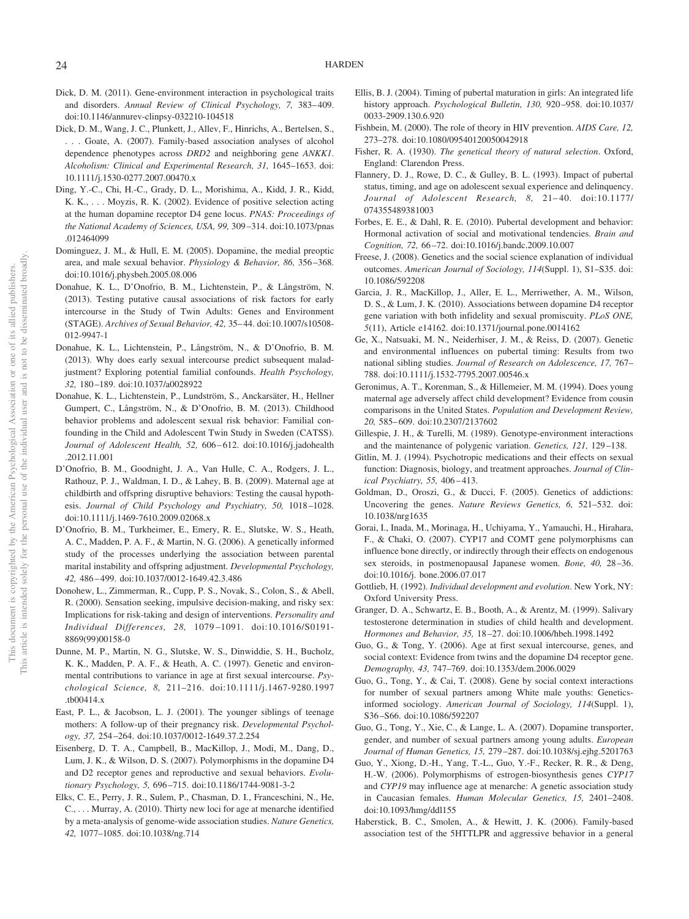Dick, D. M. (2011). Gene-environment interaction in psychological traits and disorders. *Annual Review of Clinical Psychology, 7,* 383–409. doi:10.1146/annurev-clinpsy-032210-104518

Dick, D. M., Wang, J. C., Plunkett, J., Allev, F., Hinrichs, A., Bertelsen, S., . . . Goate, A. (2007). Family-based association analyses of alcohol dependence phenotypes across *DRD2* and neighboring gene *ANKK1*. *Alcoholism: Clinical and Experimental Research, 31,* 1645–1653. doi:10.1111/j.1530-0277.2007.00470.x

Ding, Y.-C., Chi, H.-C., Grady, D. L., Morishima, A., Kidd, J. R., Kidd, K. K., . . . Moyzis, R. K. (2002). Evidence of positive selection acting at the human dopamine receptor D4 gene locus. *PNAS: Proceedings of the National Academy of Sciences, USA, 99,* 309–314. doi:10.1073/pnas.012464099

Dominguez, J. M., & Hull, E. M. (2005). Dopamine, the medial preoptic area, and male sexual behavior. *Physiology & Behavior, 86,* 356–368. doi:10.1016/j.physbeh.2005.08.006

Donahue, K. L., D'Onofrio, B. M., Lichtenstein, P., & Långström, N. (2013). Testing putative causal associations of risk factors for early intercourse in the Study of Twin Adults: Genes and Environment (STAGE). *Archives of Sexual Behavior, 42,* 35–44. doi:10.1007/s10508-012-9947-1

Donahue, K. L., Lichtenstein, P., Långström, N., & D'Onofrio, B. M. (2013). Why does early sexual intercourse predict subsequent maladjustment? Exploring potential familial confounds. *Health Psychology, 32,* 180–189. doi:10.1037/a0028922

Donahue, K. L., Lichtenstein, P., Lundström, S., Anckarsäter, H., Hellner Gumpert, C., Långström, N., & D'Onofrio, B. M. (2013). Childhood behavior problems and adolescent sexual risk behavior: Familial confounding in the Child and Adolescent Twin Study in Sweden (CATSS). *Journal of Adolescent Health, 52,* 606–612. doi:10.1016/j.jadohealth.2012.11.001

D'Onofrio, B. M., Goodnight, J. A., Van Hulle, C. A., Rodgers, J. L., Rathouz, P. J., Waldman, I. D., & Lahey, B. B. (2009). Maternal age at childbirth and offspring disruptive behaviors: Testing the causal hypothesis. *Journal of Child Psychology and Psychiatry, 50,* 1018–1028. doi:10.1111/j.1469-7610.2009.02068.x

D'Onofrio, B. M., Turkheimer, E., Emery, R. E., Slutske, W. S., Heath, A. C., Madden, P. A. F., & Martin, N. G. (2006). A genetically informed study of the processes underlying the association between parental marital instability and offspring adjustment. *Developmental Psychology, 42,* 486–499. doi:10.1037/0012-1649.42.3.486

Donohew, L., Zimmerman, R., Cupp, P. S., Novak, S., Colon, S., & Abell, R. (2000). Sensation seeking, impulsive decision-making, and risky sex: Implications for risk-taking and design of interventions. *Personality and Individual Differences, 28,* 1079–1091. doi:10.1016/S0191-8869(99)00158-0

Dunne, M. P., Martin, N. G., Slutske, W. S., Dinwiddie, S. H., Bucholz, K. K., Madden, P. A. F., & Heath, A. C. (1997). Genetic and environmental contributions to variance in age at first sexual intercourse. *Psychological Science, 8,* 211–216. doi:10.1111/j.1467-9280.1997.tb00414.x

East, P. L., & Jacobson, L. J. (2001). The younger siblings of teenage mothers: A follow-up of their pregnancy risk. *Developmental Psychology, 37,* 254–264. doi:10.1037/0012-1649.37.2.254

Eisenberg, D. T. A., Campbell, B., MacKillop, J., Modi, M., Dang, D., Lum, J. K., & Wilson, D. S. (2007). Polymorphisms in the dopamine D4 and D2 receptor genes and reproductive and sexual behaviors. *Evolutionary Psychology, 5,* 696–715. doi:10.1186/1744-9081-3-2

Elks, C. E., Perry, J. R., Sulem, P., Chasman, D. I., Franceschini, N., He, C., . . . Murray, A. (2010). Thirty new loci for age at menarche identified by a meta-analysis of genome-wide association studies. *Nature Genetics, 42,* 1077–1085. doi:10.1038/ng.714

Ellis, B. J. (2004). Timing of pubertal maturation in girls: An integrated life history approach. *Psychological Bulletin, 130,* 920–958. doi:10.1037/0033-2909.130.6.920

Fishbein, M. (2000). The role of theory in HIV prevention. *AIDS Care, 12,* 273–278. doi:10.1080/09540120050042918

Fisher, R. A. (1930). *The genetical theory of natural selection*. Oxford, England: Clarendon Press.

Flannery, D. J., Rowe, D. C., & Gulley, B. L. (1993). Impact of pubertal status, timing, and age on adolescent sexual experience and delinquency. *Journal of Adolescent Research, 8,* 21–40. doi:10.1177/074355489381003

Forbes, E. E., & Dahl, R. E. (2010). Pubertal development and behavior: Hormonal activation of social and motivational tendencies. *Brain and Cognition, 72,* 66–72. doi:10.1016/j.bandc.2009.10.007

Freese, J. (2008). Genetics and the social science explanation of individual outcomes. *American Journal of Sociology, 114*(Suppl. 1), S1–S35. doi:10.1086/592208

Garcia, J. R., MacKillop, J., Aller, E. L., Merriwether, A. M., Wilson, D. S., & Lum, J. K. (2010). Associations between dopamine D4 receptor gene variation with both infidelity and sexual promiscuity. *PLoS ONE, 5*(11), Article e14162. doi:10.1371/journal.pone.0014162

Ge, X., Natsuaki, M. N., Neiderhiser, J. M., & Reiss, D. (2007). Genetic and environmental influences on pubertal timing: Results from two national sibling studies. *Journal of Research on Adolescence, 17,* 767–788. doi:10.1111/j.1532-7795.2007.00546.x

Geronimus, A. T., Korenman, S., & Hillemeier, M. M. (1994). Does young maternal age adversely affect child development? Evidence from cousin comparisons in the United States. *Population and Development Review, 20,* 585–609. doi:10.2307/2137602

Gillespie, J. H., & Turelli, M. (1989). Genotype-environment interactions and the maintenance of polygenic variation. *Genetics, 121,* 129–138.

Gitlin, M. J. (1994). Psychotropic medications and their effects on sexual function: Diagnosis, biology, and treatment approaches. *Journal of Clinical Psychiatry, 55,* 406–413.

Goldman, D., Oroszi, G., & Ducci, F. (2005). Genetics of addictions: Uncovering the genes. *Nature Reviews Genetics, 6,* 521–532. doi:10.1038/nrg1635

Gorai, I., Inada, M., Morinaga, H., Uchiyama, Y., Yamauchi, H., Hirahara, F., & Chaki, O. (2007). CYP17 and COMT gene polymorphisms can influence bone directly, or indirectly through their effects on endogenous sex steroids, in postmenopausal Japanese women. *Bone, 40,* 28–36. doi:10.1016/j. bone.2006.07.017

Gottlieb, H. (1992). *Individual development and evolution*. New York, NY: Oxford University Press.

Granger, D. A., Schwartz, E. B., Booth, A., & Arentz, M. (1999). Salivary testosterone determination in studies of child health and development. *Hormones and Behavior, 35,* 18–27. doi:10.1006/hbeh.1998.1492

Guo, G., & Tong, Y. (2006). Age at first sexual intercourse, genes, and social context: Evidence from twins and the dopamine D4 receptor gene. *Demography, 43,* 747–769. doi:10.1353/dem.2006.0029

Guo, G., Tong, Y., & Cai, T. (2008). Gene by social context interactions for number of sexual partners among White male youths: Genetics-informed sociology. *American Journal of Sociology, 114*(Suppl. 1), S36–S66. doi:10.1086/592207

Guo, G., Tong, Y., Xie, C., & Lange, L. A. (2007). Dopamine transporter, gender, and number of sexual partners among young adults. *European Journal of Human Genetics, 15,* 279–287. doi:10.1038/sj.ejhg.5201763

Guo, Y., Xiong, D.-H., Yang, T.-L., Guo, Y.-F., Recker, R. R., & Deng, H.-W. (2006). Polymorphisms of estrogen-biosynthesis genes *CYP17* and *CYP19* may influence age at menarche: A genetic association study in Caucasian females. *Human Molecular Genetics, 15,* 2401–2408. doi:10.1093/hmg/ddl155

Haberstick, B. C., Smolen, A., & Hewitt, J. K. (2006). Family-based association test of the 5HTTLPR and aggressive behavior in a general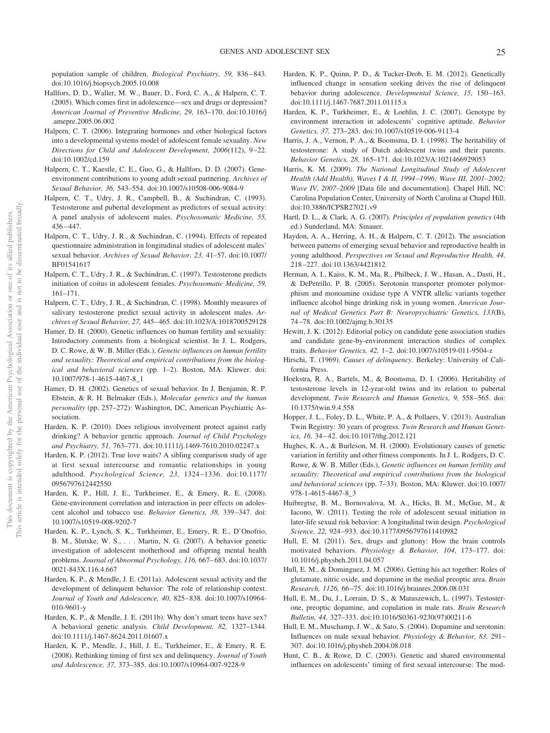population sample of children. *Biological Psychiatry, 59,* 836–843. doi:10.1016/j.biopsych.2005.10.008

Hallfors, D. D., Waller, M. W., Bauer, D., Ford, C. A., & Halpern, C. T. (2005). Which comes first in adolescence—sex and drugs or depression? *American Journal of Preventive Medicine, 29,* 163–170. doi:10.1016/j.amepre.2005.06.002

Halpern, C. T. (2006). Integrating hormones and other biological factors into a developmental systems model of adolescent female sexuality. *New Directions for Child and Adolescent Development, 2006*(112), 9–22. doi:10.1002/cd.159

Halpern, C. T., Kaestle, C. E., Guo, G., & Hallfors, D. D. (2007). Gene-environment contributions to young adult sexual partnering. *Archives of Sexual Behavior, 36,* 543–554. doi:10.1007/s10508-006-9084-9

Halpern, C. T., Udry, J. R., Campbell, B., & Suchindran, C. (1993). Testosterone and pubertal development as predictors of sexual activity: A panel analysis of adolescent males. *Psychosomatic Medicine, 55,* 436–447.

Halpern, C. T., Udry, J. R., & Suchindran, C. (1994). Effects of repeated questionnaire administration in longitudinal studies of adolescent males' sexual behavior. *Archives of Sexual Behavior, 23,* 41–57. doi:10.1007/BF01541617

Halpern, C. T., Udry, J. R., & Suchindran, C. (1997). Testosterone predicts initiation of coitus in adolescent females. *Psychosomatic Medicine, 59,* 161–171.

Halpern, C. T., Udry, J. R., & Suchindran, C. (1998). Monthly measures of salivary testosterone predict sexual activity in adolescent males. *Archives of Sexual Behavior, 27,* 445–465. doi:10.1023/A:1018700529128

Hamer, D. H. (2000). Genetic influences on human fertility and sexuality: Introductory comments from a biological scientist. In J. L. Rodgers, D. C. Rowe, & W. B. Miller (Eds.), *Genetic influences on human fertility and sexuality: Theoretical and empirical contributions from the biological and behavioral sciences* (pp. 1–2). Boston, MA: Kluwer. doi:10.1007/978-1-4615-4467-8_1

Hamer, D. H. (2002). Genetics of sexual behavior. In J. Benjamin, R. P. Ebstein, & R. H. Belmaker (Eds.), *Molecular genetics and the human personality* (pp. 257–272): Washington, DC, American Psychiatric Association.

Harden, K. P. (2010). Does religious involvement protect against early drinking? A behavior genetic approach. *Journal of Child Psychology and Psychiatry, 51,* 763–771. doi:10.1111/j.1469-7610.2010.02247.x

Harden, K. P. (2012). True love waits? A sibling comparison study of age at first sexual intercourse and romantic relationships in young adulthood. *Psychological Science, 23,* 1324–1336. doi:10.1177/0956797612442550

Harden, K. P., Hill, J. E., Turkheimer, E., & Emery, R. E. (2008). Gene-environment correlation and interaction in peer effects on adolescent alcohol and tobacco use. *Behavior Genetics, 38,* 339–347. doi:10.1007/s10519-008-9202-7

Harden, K. P., Lynch, S. K., Turkheimer, E., Emery, R. E., D'Onofrio, B. M., Slutske, W. S., . . . Martin, N. G. (2007). A behavior genetic investigation of adolescent motherhood and offspring mental health problems. *Journal of Abnormal Psychology, 116,* 667–683. doi:10.1037/0021-843X.116.4.667

Harden, K. P., & Mendle, J. E. (2011a). Adolescent sexual activity and the development of delinquent behavior: The role of relationship context. *Journal of Youth and Adolescence, 40,* 825–838. doi:10.1007/s10964-010-9601-y

Harden, K. P., & Mendle, J. E. (2011b). Why don't smart teens have sex? A behavioral genetic analysis. *Child Development, 82,* 1327–1344. doi:10.1111/j.1467-8624.2011.01607.x

Harden, K. P., Mendle, J., Hill, J. E., Turkheimer, E., & Emery, R. E. (2008). Rethinking timing of first sex and delinquency. *Journal of Youth and Adolescence, 37,* 373–385. doi:10.1007/s10964-007-9228-9

Harden, K. P., Quinn, P. D., & Tucker-Drob, E. M. (2012). Genetically influenced change in sensation seeking drives the rise of delinquent behavior during adolescence. *Developmental Science, 15,* 150–163. doi:10.1111/j.1467-7687.2011.01115.x

Harden, K. P., Turkheimer, E., & Loehlin, J. C. (2007). Genotype by environment interaction in adolescents' cognitive aptitude. *Behavior Genetics, 37,* 273–283. doi:10.1007/s10519-006-9113-4

Harris, J. A., Vernon, P. A., & Boomsma, D. I. (1998). The heritability of testosterone: A study of Dutch adolescent twins and their parents. *Behavior Genetics, 28,* 165–171. doi:10.1023/A:1021466929053

Harris, K. M. (2009). *The National Longitudinal Study of Adolescent Health (Add Health), Waves I & II, 1994–1996; Wave III, 2001–2002; Wave IV, 2007–2009* [Data file and documentation]. Chapel Hill, NC: Carolina Population Center, University of North Carolina at Chapel Hill. doi:10.3886/ICPSR27021.v9

Hartl, D. L., & Clark, A. G. (2007). *Principles of population genetics* (4th ed.) Sunderland, MA: Sinauer.

Haydon, A. A., Herring, A. H., & Halpern, C. T. (2012). The association between patterns of emerging sexual behavior and reproductive health in young adulthood. *Perspectives on Sexual and Reproductive Health, 44,* 218–227. doi:10.1363/4421812

Herman, A. I., Kaiss, K. M., Ma, R., Philbeck, J. W., Hasan, A., Dasti, H., & DePetrillo, P. B. (2005). Serotonin transporter promoter polymorphism and monoamine oxidase type A VNTR allelic variants together influence alcohol binge drinking risk in young women. *American Journal of Medical Genetics Part B: Neuropsychiatric Genetics, 133*(B), 74–78. doi:10.1002/ajmg.b.30135

Hewitt, J. K. (2012). Editorial policy on candidate gene association studies and candidate gene-by-environment interaction studies of complex traits. *Behavior Genetics, 42,* 1–2. doi:10.1007/s10519-011-9504-z

Hirschi, T. (1969). *Causes of delinquency*. Berkeley: University of California Press.

Hoekstra, R. A., Bartels, M., & Boomsma, D. I. (2006). Heritability of testosterone levels in 12-year-old twins and its relation to pubertal development. *Twin Research and Human Genetics, 9,* 558–565. doi:10.1375/twin.9.4.558

Hopper, J. L., Foley, D. L., White, P. A., & Pollaers, V. (2013). Australian Twin Registry: 30 years of progress. *Twin Research and Human Genetics, 16,* 34–42. doi:10.1017/thg.2012.121

Hughes, K. A., & Burleson, M. H. (2000). Evolutionary causes of genetic variation in fertility and other fitness components. In J. L. Rodgers, D. C. Rowe, & W. B. Miller (Eds.), *Genetic influences on human fertility and sexuality: Theoretical and empirical contributions from the biological and behavioral sciences* (pp. 7–33). Boston, MA: Kluwer. doi:10.1007/978-1-4615-4467-8_3

Huibregtse, B. M., Bornovalova, M. A., Hicks, B. M., McGue, M., & Iacono, W. (2011). Testing the role of adolescent sexual initiation in later-life sexual risk behavior: A longitudinal twin design. *Psychological Science, 22,* 924–933. doi:10.1177/0956797611410982

Hull, E. M. (2011). Sex, drugs and gluttony: How the brain controls motivated behaviors. *Physiology & Behavior, 104,* 173–177. doi:10.1016/j.physbeh.2011.04.057

Hull, E. M., & Dominguez, J. M. (2006). Getting his act together: Roles of glutamate, nitric oxide, and dopamine in the medial preoptic area. *Brain Research, 1126,* 66–75. doi:10.1016/j.brainres.2006.08.031

Hull, E. M., Du, J., Lorrain, D. S., & Matuszewich, L. (1997). Testosterone, preoptic dopamine, and copulation in male rats. *Brain Research Bulletin, 44,* 327–333. doi:10.1016/S0361-9230(97)00211-6

Hull, E. M., Muschamp, J. W., & Sato, S. (2004). Dopamine and serotonin: Influences on male sexual behavior. *Physiology & Behavior, 83,* 291–307. doi:10.1016/j.physbeh.2004.08.018

Hunt, C. B., & Rowe, D. C. (2003). Genetic and shared environmental influences on adolescents' timing of first sexual intercourse: The mod-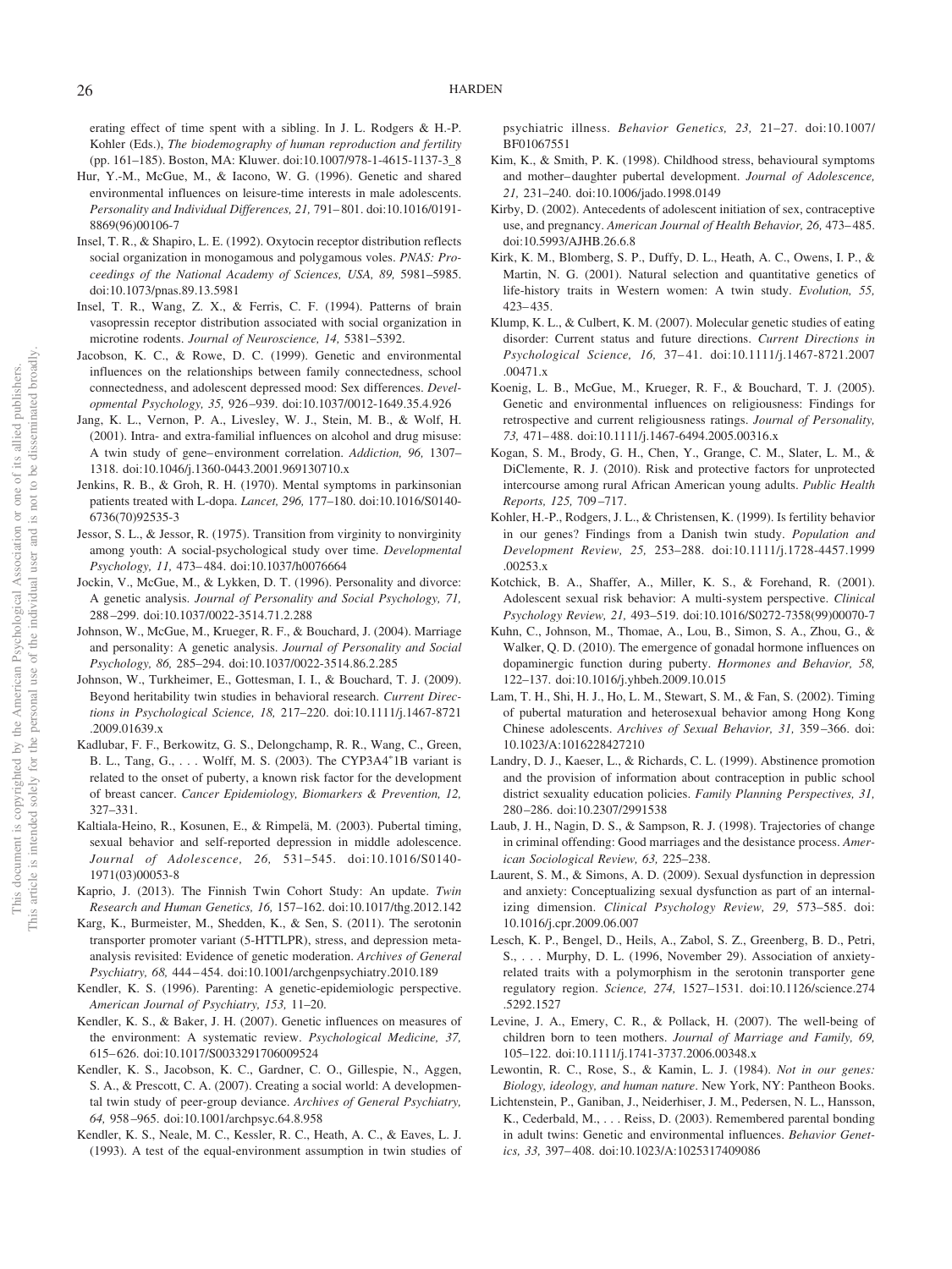erating effect of time spent with a sibling. In J. L. Rodgers & H.-P. Kohler (Eds.), *The biodemography of human reproduction and fertility* (pp. 161–185). Boston, MA: Kluwer. doi:10.1007/978-1-4615-1137-3_8

Hur, Y.-M., McGue, M., & Iacono, W. G. (1996). Genetic and shared environmental influences on leisure-time interests in male adolescents. *Personality and Individual Differences, 21,* 791–801. doi:10.1016/0191-8869(96)00106-7

Insel, T. R., & Shapiro, L. E. (1992). Oxytocin receptor distribution reflects social organization in monogamous and polygamous voles. *PNAS: Proceedings of the National Academy of Sciences, USA, 89,* 5981–5985. doi:10.1073/pnas.89.13.5981

Insel, T. R., Wang, Z. X., & Ferris, C. F. (1994). Patterns of brain vasopressin receptor distribution associated with social organization in microtine rodents. *Journal of Neuroscience, 14,* 5381–5392.

Jacobson, K. C., & Rowe, D. C. (1999). Genetic and environmental influences on the relationships between family connectedness, school connectedness, and adolescent depressed mood: Sex differences. *Developmental Psychology, 35,* 926–939. doi:10.1037/0012-1649.35.4.926

Jang, K. L., Vernon, P. A., Livesley, W. J., Stein, M. B., & Wolf, H. (2001). Intra- and extra-familial influences on alcohol and drug misuse: A twin study of gene–environment correlation. *Addiction, 96,* 1307–1318. doi:10.1046/j.1360-0443.2001.969130710.x

Jenkins, R. B., & Groh, R. H. (1970). Mental symptoms in parkinsonian patients treated with L-dopa. *Lancet, 296,* 177–180. doi:10.1016/S0140-6736(70)92535-3

Jessor, S. L., & Jessor, R. (1975). Transition from virginity to nonvirginity among youth: A social-psychological study over time. *Developmental Psychology, 11,* 473–484. doi:10.1037/h0076664

Jockin, V., McGue, M., & Lykken, D. T. (1996). Personality and divorce: A genetic analysis. *Journal of Personality and Social Psychology, 71,* 288–299. doi:10.1037/0022-3514.71.2.288

Johnson, W., McGue, M., Krueger, R. F., & Bouchard, J. (2004). Marriage and personality: A genetic analysis. *Journal of Personality and Social Psychology, 86,* 285–294. doi:10.1037/0022-3514.86.2.285

Johnson, W., Turkheimer, E., Gottesman, I. I., & Bouchard, T. J. (2009). Beyond heritability twin studies in behavioral research. *Current Directions in Psychological Science, 18,* 217–220. doi:10.1111/j.1467-8721.2009.01639.x

Kadlubar, F. F., Berkowitz, G. S., Delongchamp, R. R., Wang, C., Green, B. L., Tang, G., . . . Wolff, M. S. (2003). The CYP3A4*1B variant is related to the onset of puberty, a known risk factor for the development of breast cancer. *Cancer Epidemiology, Biomarkers & Prevention, 12,* 327–331.

Kaltiala-Heino, R., Kosunen, E., & Rimpelä, M. (2003). Pubertal timing, sexual behavior and self-reported depression in middle adolescence. *Journal of Adolescence, 26,* 531–545. doi:10.1016/S0140-1971(03)00053-8

Kaprio, J. (2013). The Finnish Twin Cohort Study: An update. *Twin Research and Human Genetics, 16,* 157–162. doi:10.1017/thg.2012.142

Karg, K., Burmeister, M., Shedden, K., & Sen, S. (2011). The serotonin transporter promoter variant (5-HTTLPR), stress, and depression meta-analysis revisited: Evidence of genetic moderation. *Archives of General Psychiatry, 68,* 444–454. doi:10.1001/archgenpsychiatry.2010.189

Kendler, K. S. (1996). Parenting: A genetic-epidemiologic perspective. *American Journal of Psychiatry, 153,* 11–20.

Kendler, K. S., & Baker, J. H. (2007). Genetic influences on measures of the environment: A systematic review. *Psychological Medicine, 37,* 615–626. doi:10.1017/S0033291706009524

Kendler, K. S., Jacobson, K. C., Gardner, C. O., Gillespie, N., Aggen, S. A., & Prescott, C. A. (2007). Creating a social world: A developmental twin study of peer-group deviance. *Archives of General Psychiatry, 64,* 958–965. doi:10.1001/archpsyc.64.8.958

Kendler, K. S., Neale, M. C., Kessler, R. C., Heath, A. C., & Eaves, L. J. (1993). A test of the equal-environment assumption in twin studies of psychiatric illness. *Behavior Genetics, 23,* 21–27. doi:10.1007/BF01067551

Kim, K., & Smith, P. K. (1998). Childhood stress, behavioural symptoms and mother–daughter pubertal development. *Journal of Adolescence, 21,* 231–240. doi:10.1006/jado.1998.0149

Kirby, D. (2002). Antecedents of adolescent initiation of sex, contraceptive use, and pregnancy. *American Journal of Health Behavior, 26,* 473–485. doi:10.5993/AJHB.26.6.8

Kirk, K. M., Blomberg, S. P., Duffy, D. L., Heath, A. C., Owens, I. P., & Martin, N. G. (2001). Natural selection and quantitative genetics of life-history traits in Western women: A twin study. *Evolution, 55,* 423–435.

Klump, K. L., & Culbert, K. M. (2007). Molecular genetic studies of eating disorder: Current status and future directions. *Current Directions in Psychological Science, 16,* 37–41. doi:10.1111/j.1467-8721.2007.00471.x

Koenig, L. B., McGue, M., Krueger, R. F., & Bouchard, T. J. (2005). Genetic and environmental influences on religiousness: Findings for retrospective and current religiousness ratings. *Journal of Personality, 73,* 471–488. doi:10.1111/j.1467-6494.2005.00316.x

Kogan, S. M., Brody, G. H., Chen, Y., Grange, C. M., Slater, L. M., & DiClemente, R. J. (2010). Risk and protective factors for unprotected intercourse among rural African American young adults. *Public Health Reports, 125,* 709–717.

Kohler, H.-P., Rodgers, J. L., & Christensen, K. (1999). Is fertility behavior in our genes? Findings from a Danish twin study. *Population and Development Review, 25,* 253–288. doi:10.1111/j.1728-4457.1999.00253.x

Kotchick, B. A., Shaffer, A., Miller, K. S., & Forehand, R. (2001). Adolescent sexual risk behavior: A multi-system perspective. *Clinical Psychology Review, 21,* 493–519. doi:10.1016/S0272-7358(99)00070-7

Kuhn, C., Johnson, M., Thomae, A., Lou, B., Simon, S. A., Zhou, G., & Walker, Q. D. (2010). The emergence of gonadal hormone influences on dopaminergic function during puberty. *Hormones and Behavior, 58,* 122–137. doi:10.1016/j.yhbeh.2009.10.015

Lam, T. H., Shi, H. J., Ho, L. M., Stewart, S. M., & Fan, S. (2002). Timing of pubertal maturation and heterosexual behavior among Hong Kong Chinese adolescents. *Archives of Sexual Behavior, 31,* 359–366. doi:10.1023/A:1016228427210

Landry, D. J., Kaeser, L., & Richards, C. L. (1999). Abstinence promotion and the provision of information about contraception in public school district sexuality education policies. *Family Planning Perspectives, 31,* 280–286. doi:10.2307/2991538

Laub, J. H., Nagin, D. S., & Sampson, R. J. (1998). Trajectories of change in criminal offending: Good marriages and the desistance process. *American Sociological Review, 63,* 225–238.

Laurent, S. M., & Simons, A. D. (2009). Sexual dysfunction in depression and anxiety: Conceptualizing sexual dysfunction as part of an internalizing dimension. *Clinical Psychology Review, 29,* 573–585. doi:10.1016/j.cpr.2009.06.007

Lesch, K. P., Bengel, D., Heils, A., Zabol, S. Z., Greenberg, B. D., Petri, S., . . . Murphy, D. L. (1996, November 29). Association of anxiety-related traits with a polymorphism in the serotonin transporter gene regulatory region. *Science, 274,* 1527–1531. doi:10.1126/science.274.5292.1527

Levine, J. A., Emery, C. R., & Pollack, H. (2007). The well-being of children born to teen mothers. *Journal of Marriage and Family, 69,* 105–122. doi:10.1111/j.1741-3737.2006.00348.x

Lewontin, R. C., Rose, S., & Kamin, L. J. (1984). *Not in our genes: Biology, ideology, and human nature*. New York, NY: Pantheon Books.

Lichtenstein, P., Ganiban, J., Neiderhiser, J. M., Pedersen, N. L., Hansson, K., Cederblad, M., . . . Reiss, D. (2003). Remembered parental bonding in adult twins: Genetic and environmental influences. *Behavior Genetics, 33,* 397–408. doi:10.1023/A:1025317409086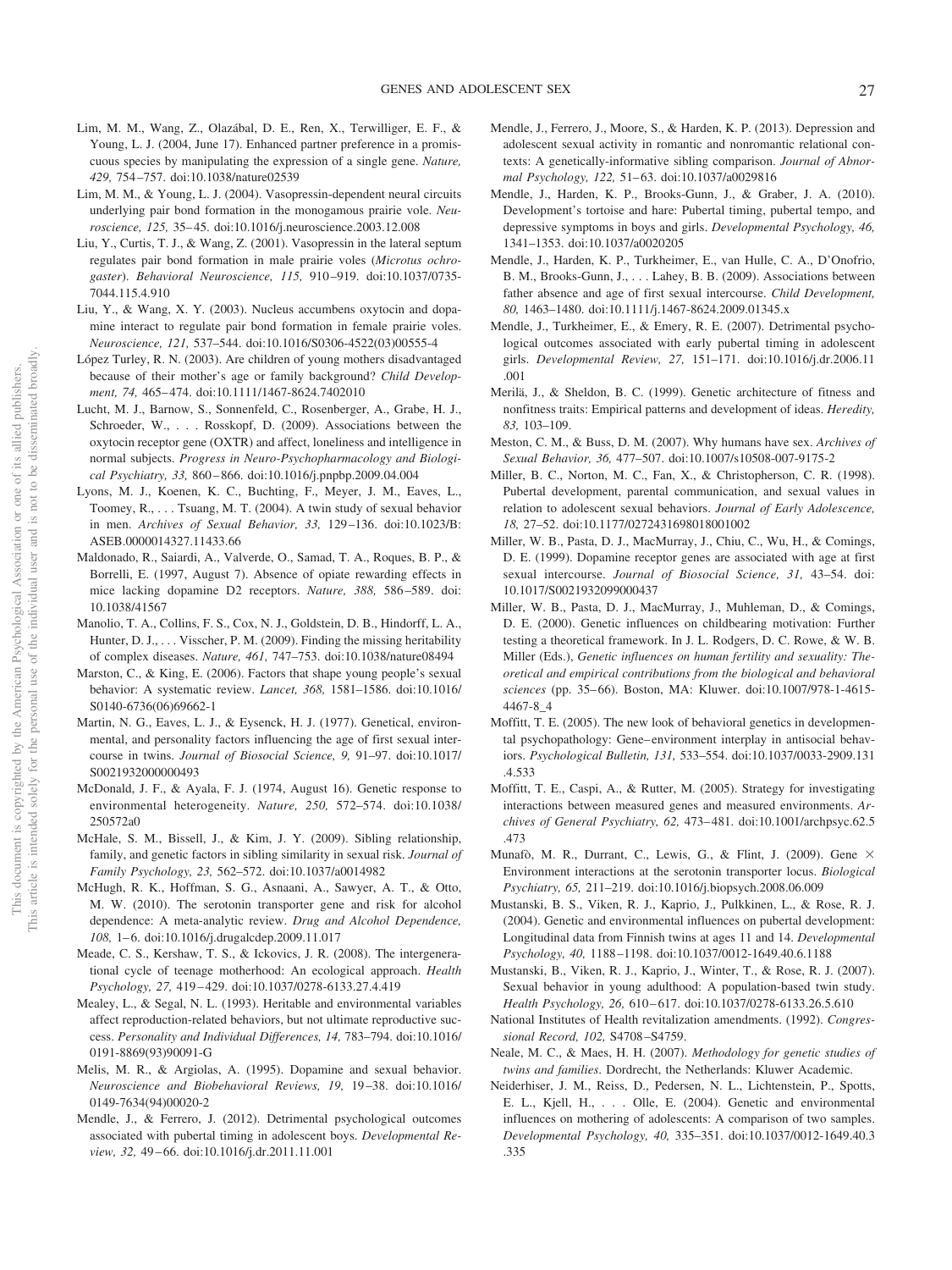Lim, M. M., Wang, Z., Olazábal, D. E., Ren, X., Terwilliger, E. F., & Young, L. J. (2004, June 17). Enhanced partner preference in a promiscuous species by manipulating the expression of a single gene. *Nature, 429,* 754–757. doi:10.1038/nature02539

Lim, M. M., & Young, L. J. (2004). Vasopressin-dependent neural circuits underlying pair bond formation in the monogamous prairie vole. *Neuroscience, 125,* 35–45. doi:10.1016/j.neuroscience.2003.12.008

Liu, Y., Curtis, T. J., & Wang, Z. (2001). Vasopressin in the lateral septum regulates pair bond formation in male prairie voles (*Microtus ochrogaster*). *Behavioral Neuroscience, 115,* 910–919. doi:10.1037/0735-7044.115.4.910

Liu, Y., & Wang, X. Y. (2003). Nucleus accumbens oxytocin and dopamine interact to regulate pair bond formation in female prairie voles. *Neuroscience, 121,* 537–544. doi:10.1016/S0306-4522(03)00555-4

López Turley, R. N. (2003). Are children of young mothers disadvantaged because of their mother's age or family background? *Child Development, 74,* 465–474. doi:10.1111/1467-8624.7402010

Lucht, M. J., Barnow, S., Sonnenfeld, C., Rosenberger, A., Grabe, H. J., Schroeder, W., . . . Rosskopf, D. (2009). Associations between the oxytocin receptor gene (OXTR) and affect, loneliness and intelligence in normal subjects. *Progress in Neuro-Psychopharmacology and Biological Psychiatry, 33,* 860–866. doi:10.1016/j.pnpbp.2009.04.004

Lyons, M. J., Koenen, K. C., Buchting, F., Meyer, J. M., Eaves, L., Toomey, R., . . . Tsuang, M. T. (2004). A twin study of sexual behavior in men. *Archives of Sexual Behavior, 33,* 129–136. doi:10.1023/B:ASEB.0000014327.11433.66

Maldonado, R., Saiardi, A., Valverde, O., Samad, T. A., Roques, B. P., & Borrelli, E. (1997, August 7). Absence of opiate rewarding effects in mice lacking dopamine D2 receptors. *Nature, 388,* 586–589. doi:10.1038/41567

Manolio, T. A., Collins, F. S., Cox, N. J., Goldstein, D. B., Hindorff, L. A., Hunter, D. J., . . . Visscher, P. M. (2009). Finding the missing heritability of complex diseases. *Nature, 461,* 747–753. doi:10.1038/nature08494

Marston, C., & King, E. (2006). Factors that shape young people's sexual behavior: A systematic review. *Lancet, 368,* 1581–1586. doi:10.1016/S0140-6736(06)69662-1

Martin, N. G., Eaves, L. J., & Eysenck, H. J. (1977). Genetical, environmental, and personality factors influencing the age of first sexual intercourse in twins. *Journal of Biosocial Science, 9,* 91–97. doi:10.1017/S0021932000000493

McDonald, J. F., & Ayala, F. J. (1974, August 16). Genetic response to environmental heterogeneity. *Nature, 250,* 572–574. doi:10.1038/250572a0

McHale, S. M., Bissell, J., & Kim, J. Y. (2009). Sibling relationship, family, and genetic factors in sibling similarity in sexual risk. *Journal of Family Psychology, 23,* 562–572. doi:10.1037/a0014982

McHugh, R. K., Hoffman, S. G., Asnaani, A., Sawyer, A. T., & Otto, M. W. (2010). The serotonin transporter gene and risk for alcohol dependence: A meta-analytic review. *Drug and Alcohol Dependence, 108,* 1–6. doi:10.1016/j.drugalcdep.2009.11.017

Meade, C. S., Kershaw, T. S., & Ickovics, J. R. (2008). The intergenerational cycle of teenage motherhood: An ecological approach. *Health Psychology, 27,* 419–429. doi:10.1037/0278-6133.27.4.419

Mealey, L., & Segal, N. L. (1993). Heritable and environmental variables affect reproduction-related behaviors, but not ultimate reproductive success. *Personality and Individual Differences, 14,* 783–794. doi:10.1016/0191-8869(93)90091-G

Melis, M. R., & Argiolas, A. (1995). Dopamine and sexual behavior. *Neuroscience and Biobehavioral Reviews, 19,* 19–38. doi:10.1016/0149-7634(94)00020-2

Mendle, J., & Ferrero, J. (2012). Detrimental psychological outcomes associated with pubertal timing in adolescent boys. *Developmental Review, 32,* 49–66. doi:10.1016/j.dr.2011.11.001

Mendle, J., Ferrero, J., Moore, S., & Harden, K. P. (2013). Depression and adolescent sexual activity in romantic and nonromantic relational contexts: A genetically-informative sibling comparison. *Journal of Abnormal Psychology, 122,* 51–63. doi:10.1037/a0029816

Mendle, J., Harden, K. P., Brooks-Gunn, J., & Graber, J. A. (2010). Development's tortoise and hare: Pubertal timing, pubertal tempo, and depressive symptoms in boys and girls. *Developmental Psychology, 46,* 1341–1353. doi:10.1037/a0020205

Mendle, J., Harden, K. P., Turkheimer, E., van Hulle, C. A., D'Onofrio, B. M., Brooks-Gunn, J., . . . Lahey, B. B. (2009). Associations between father absence and age of first sexual intercourse. *Child Development, 80,* 1463–1480. doi:10.1111/j.1467-8624.2009.01345.x

Mendle, J., Turkheimer, E., & Emery, R. E. (2007). Detrimental psychological outcomes associated with early pubertal timing in adolescent girls. *Developmental Review, 27,* 151–171. doi:10.1016/j.dr.2006.11.001

Merilä, J., & Sheldon, B. C. (1999). Genetic architecture of fitness and nonfitness traits: Empirical patterns and development of ideas. *Heredity, 83,* 103–109.

Meston, C. M., & Buss, D. M. (2007). Why humans have sex. *Archives of Sexual Behavior, 36,* 477–507. doi:10.1007/s10508-007-9175-2

Miller, B. C., Norton, M. C., Fan, X., & Christopherson, C. R. (1998). Pubertal development, parental communication, and sexual values in relation to adolescent sexual behaviors. *Journal of Early Adolescence, 18,* 27–52. doi:10.1177/0272431698018001002

Miller, W. B., Pasta, D. J., MacMurray, J., Chiu, C., Wu, H., & Comings, D. E. (1999). Dopamine receptor genes are associated with age at first sexual intercourse. *Journal of Biosocial Science, 31,* 43–54. doi:10.1017/S0021932099000437

Miller, W. B., Pasta, D. J., MacMurray, J., Muhleman, D., & Comings, D. E. (2000). Genetic influences on childbearing motivation: Further testing a theoretical framework. In J. L. Rodgers, D. C. Rowe, & W. B. Miller (Eds.), *Genetic influences on human fertility and sexuality: Theoretical and empirical contributions from the biological and behavioral sciences* (pp. 35–66). Boston, MA: Kluwer. doi:10.1007/978-1-4615-4467-8_4

Moffitt, T. E. (2005). The new look of behavioral genetics in developmental psychopathology: Gene–environment interplay in antisocial behaviors. *Psychological Bulletin, 131,* 533–554. doi:10.1037/0033-2909.131.4.533

Moffitt, T. E., Caspi, A., & Rutter, M. (2005). Strategy for investigating interactions between measured genes and measured environments. *Archives of General Psychiatry, 62,* 473–481. doi:10.1001/archpsyc.62.5.473

Munafò, M. R., Durrant, C., Lewis, G., & Flint, J. (2009). Gene × Environment interactions at the serotonin transporter locus. *Biological Psychiatry, 65,* 211–219. doi:10.1016/j.biopsych.2008.06.009

Mustanski, B. S., Viken, R. J., Kaprio, J., Pulkkinen, L., & Rose, R. J. (2004). Genetic and environmental influences on pubertal development: Longitudinal data from Finnish twins at ages 11 and 14. *Developmental Psychology, 40,* 1188–1198. doi:10.1037/0012-1649.40.6.1188

Mustanski, B., Viken, R. J., Kaprio, J., Winter, T., & Rose, R. J. (2007). Sexual behavior in young adulthood: A population-based twin study. *Health Psychology, 26,* 610–617. doi:10.1037/0278-6133.26.5.610

National Institutes of Health revitalization amendments. (1992). *Congressional Record, 102,* S4708–S4759.

Neale, M. C., & Maes, H. H. (2007). *Methodology for genetic studies of twins and families*. Dordrecht, the Netherlands: Kluwer Academic.

Neiderhiser, J. M., Reiss, D., Pedersen, N. L., Lichtenstein, P., Spotts, E. L., Kjell, H., . . . Olle, E. (2004). Genetic and environmental influences on mothering of adolescents: A comparison of two samples. *Developmental Psychology, 40,* 335–351. doi:10.1037/0012-1649.40.3.335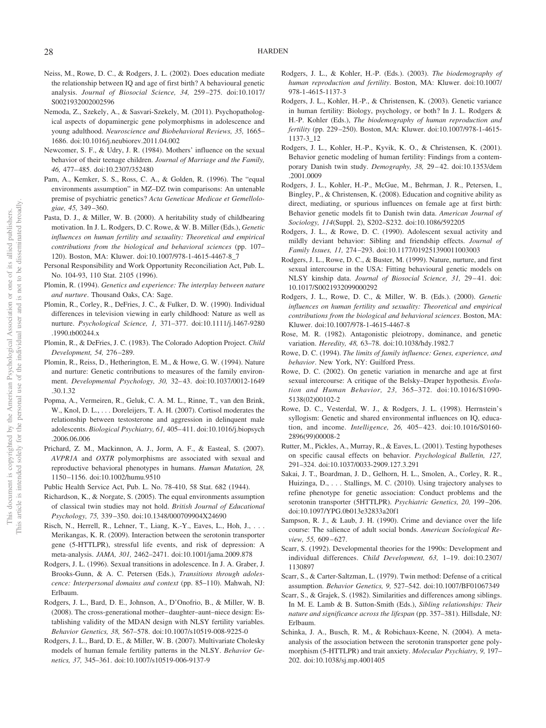Neiss, M., Rowe, D. C., & Rodgers, J. L. (2002). Does education mediate the relationship between IQ and age of first birth? A behavioural genetic analysis. *Journal of Biosocial Science, 34,* 259–275. doi:10.1017/S0021932002002596

Nemoda, Z., Szekely, A., & Sasvari-Szekely, M. (2011). Psychopathological aspects of dopaminergic gene polymorphisms in adolescence and young adulthood. *Neuroscience and Biobehavioral Reviews, 35,* 1665–1686. doi:10.1016/j.neubiorev.2011.04.002

Newcomer, S. F., & Udry, J. R. (1984). Mothers' influence on the sexual behavior of their teenage children. *Journal of Marriage and the Family, 46,* 477–485. doi:10.2307/352480

Pam, A., Kemker, S. S., Ross, C. A., & Golden, R. (1996). The "equal environments assumption" in MZ–DZ twin comparisons: An untenable premise of psychiatric genetics? *Acta Geneticae Medicae et Gemellologiae, 45,* 349–360.

Pasta, D. J., & Miller, W. B. (2000). A heritability study of childbearing motivation. In J. L. Rodgers, D. C. Rowe, & W. B. Miller (Eds.), *Genetic influences on human fertility and sexuality: Theoretical and empirical contributions from the biological and behavioral sciences* (pp. 107–120). Boston, MA: Kluwer. doi:10.1007/978-1-4615-4467-8_7

Personal Responsibility and Work Opportunity Reconciliation Act, Pub. L. No. 104-93, 110 Stat. 2105 (1996).

Plomin, R. (1994). *Genetics and experience: The interplay between nature and nurture*. Thousand Oaks, CA: Sage.

Plomin, R., Corley, R., DeFries, J. C., & Fulker, D. W. (1990). Individual differences in television viewing in early childhood: Nature as well as nurture. *Psychological Science, 1,* 371–377. doi:10.1111/j.1467-9280.1990.tb00244.x

Plomin, R., & DeFries, J. C. (1983). The Colorado Adoption Project. *Child Development, 54,* 276–289.

Plomin, R., Reiss, D., Hetherington, E. M., & Howe, G. W. (1994). Nature and nurture: Genetic contributions to measures of the family environment. *Developmental Psychology, 30,* 32–43. doi:10.1037/0012-1649.30.1.32

Popma, A., Vermeiren, R., Geluk, C. A. M. L., Rinne, T., van den Brink, W., Knol, D. L., . . . Doreleijers, T. A. H. (2007). Cortisol moderates the relationship between testosterone and aggression in delinquent male adolescents. *Biological Psychiatry, 61,* 405–411. doi:10.1016/j.biopsych.2006.06.006

Prichard, Z. M., Mackinnon, A. J., Jorm, A. F., & Easteal, S. (2007). *AVPR1A* and *OXTR* polymorphisms are associated with sexual and reproductive behavioral phenotypes in humans. *Human Mutation, 28,* 1150–1156. doi:10.1002/humu.9510

Public Health Service Act, Pub. L. No. 78-410, 58 Stat. 682 (1944).

Richardson, K., & Norgate, S. (2005). The equal environments assumption of classical twin studies may not hold. *British Journal of Educational Psychology, 75,* 339–350. doi:10.1348/000709904X24690

Risch, N., Herrell, R., Lehner, T., Liang, K.-Y., Eaves, L., Hoh, J., . . . Merikangas, K. R. (2009). Interaction between the serotonin transporter gene (5-HTTLPR), stressful life events, and risk of depression: A meta-analysis. *JAMA, 301,* 2462–2471. doi:10.1001/jama.2009.878

Rodgers, J. L. (1996). Sexual transitions in adolescence. In J. A. Graber, J. Brooks-Gunn, & A. C. Petersen (Eds.), *Transitions through adolescence: Interpersonal domains and context* (pp. 85–110). Mahwah, NJ: Erlbaum.

Rodgers, J. L., Bard, D. E., Johnson, A., D'Onofrio, B., & Miller, W. B. (2008). The cross-generational mother–daughter–aunt–niece design: Establishing validity of the MDAN design with NLSY fertility variables. *Behavior Genetics, 38,* 567–578. doi:10.1007/s10519-008-9225-0

Rodgers, J. L., Bard, D. E., & Miller, W. B. (2007). Multivariate Cholesky models of human female fertility patterns in the NLSY. *Behavior Genetics, 37,* 345–361. doi:10.1007/s10519-006-9137-9

Rodgers, J. L., & Kohler, H.-P. (Eds.). (2003). *The biodemography of human reproduction and fertility*. Boston, MA: Kluwer. doi:10.1007/978-1-4615-1137-3

Rodgers, J. L., Kohler, H.-P., & Christensen, K. (2003). Genetic variance in human fertility: Biology, psychology, or both? In J. L. Rodgers & H.-P. Kohler (Eds.), *The biodemography of human reproduction and fertility* (pp. 229–250). Boston, MA: Kluwer. doi:10.1007/978-1-4615-1137-3_12

Rodgers, J. L., Kohler, H.-P., Kyvik, K. O., & Christensen, K. (2001). Behavior genetic modeling of human fertility: Findings from a contemporary Danish twin study. *Demography, 38,* 29–42. doi:10.1353/dem.2001.0009

Rodgers, J. L., Kohler, H.-P., McGue, M., Behrman, J. R., Petersen, I., Bingley, P., & Christensen, K. (2008). Education and cognitive ability as direct, mediating, or spurious influences on female age at first birth: Behavior genetic models fit to Danish twin data. *American Journal of Sociology, 114*(Suppl. 2), S202–S232. doi:10.1086/592205

Rodgers, J. L., & Rowe, D. C. (1990). Adolescent sexual activity and mildly deviant behavior: Sibling and friendship effects. *Journal of Family Issues, 11,* 274–293. doi:10.1177/019251390011003003

Rodgers, J. L., Rowe, D. C., & Buster, M. (1999). Nature, nurture, and first sexual intercourse in the USA: Fitting behavioural genetic models on NLSY kinship data. *Journal of Biosocial Science, 31,* 29–41. doi:10.1017/S0021932099000292

Rodgers, J. L., Rowe, D. C., & Miller, W. B. (Eds.). (2000). *Genetic influences on human fertility and sexuality: Theoretical and empirical contributions from the biological and behavioral sciences*. Boston, MA: Kluwer. doi:10.1007/978-1-4615-4467-8

Rose, M. R. (1982). Antagonistic pleiotropy, dominance, and genetic variation. *Heredity, 48,* 63–78. doi:10.1038/hdy.1982.7

Rowe, D. C. (1994). *The limits of family influence: Genes, experience, and behavior*. New York, NY: Guilford Press.

Rowe, D. C. (2002). On genetic variation in menarche and age at first sexual intercourse: A critique of the Belsky–Draper hypothesis. *Evolution and Human Behavior, 23,* 365–372. doi:10.1016/S1090-5138(02)00102-2

Rowe, D. C., Vesterdal, W. J., & Rodgers, J. L. (1998). Herrnstein's syllogism: Genetic and shared environmental influences on IQ, education, and income. *Intelligence, 26,* 405–423. doi:10.1016/S0160-2896(99)00008-2

Rutter, M., Pickles, A., Murray, R., & Eaves, L. (2001). Testing hypotheses on specific causal effects on behavior. *Psychological Bulletin, 127,* 291–324. doi:10.1037/0033-2909.127.3.291

Sakai, J. T., Boardman, J. D., Gelhorn, H. L., Smolen, A., Corley, R. R., Huizinga, D., . . . Stallings, M. C. (2010). Using trajectory analyses to refine phenotype for genetic association: Conduct problems and the serotonin transporter (5HTTLPR). *Psychiatric Genetics, 20,* 199–206. doi:10.1097/YPG.0b013e32833a20f1

Sampson, R. J., & Laub, J. H. (1990). Crime and deviance over the life course: The salience of adult social bonds. *American Sociological Review, 55,* 609–627.

Scarr, S. (1992). Developmental theories for the 1990s: Development and individual differences. *Child Development, 63,* 1–19. doi:10.2307/1130897

Scarr, S., & Carter-Saltzman, L. (1979). Twin method: Defense of a critical assumption. *Behavior Genetics, 9,* 527–542. doi:10.1007/BF01067349

Scarr, S., & Grajek, S. (1982). Similarities and differences among siblings. In M. E. Lamb & B. Sutton-Smith (Eds.), *Sibling relationships: Their nature and significance across the lifespan* (pp. 357–381). Hillsdale, NJ: Erlbaum.

Schinka, J. A., Busch, R. M., & Robichaux-Keene, N. (2004). A meta-analysis of the association between the serotonin transporter gene polymorphism (5-HTTLPR) and trait anxiety. *Molecular Psychiatry, 9,* 197–202. doi:10.1038/sj.mp.4001405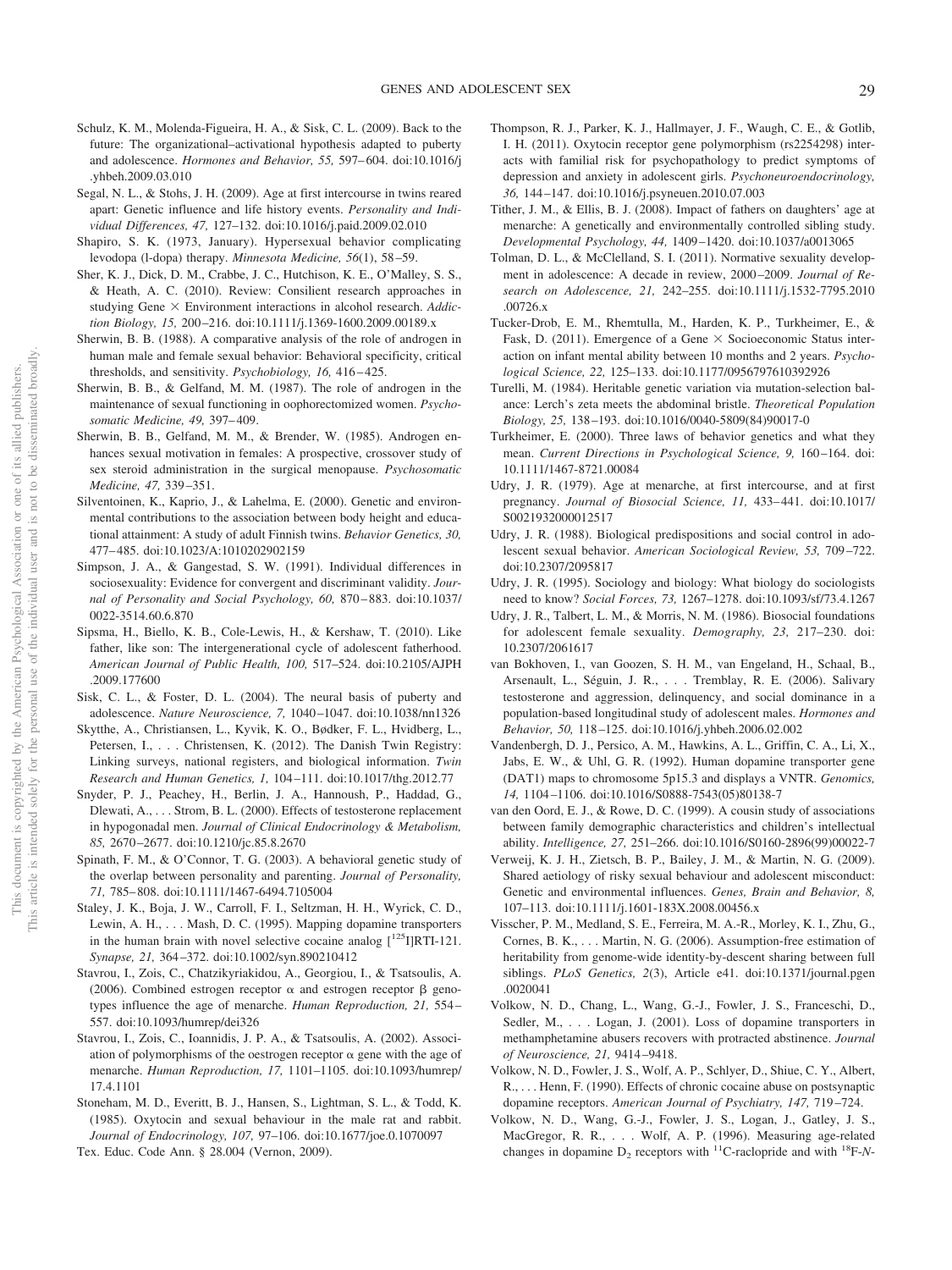Schulz, K. M., Molenda-Figueira, H. A., & Sisk, C. L. (2009). Back to the future: The organizational–activational hypothesis adapted to puberty and adolescence. *Hormones and Behavior, 55,* 597–604. doi:10.1016/j.yhbeh.2009.03.010

Segal, N. L., & Stohs, J. H. (2009). Age at first intercourse in twins reared apart: Genetic influence and life history events. *Personality and Individual Differences, 47,* 127–132. doi:10.1016/j.paid.2009.02.010

Shapiro, S. K. (1973, January). Hypersexual behavior complicating levodopa (l-dopa) therapy. *Minnesota Medicine, 56*(1), 58–59.

Sher, K. J., Dick, D. M., Crabbe, J. C., Hutchison, K. E., O'Malley, S. S., & Heath, A. C. (2010). Review: Consilient research approaches in studying Gene × Environment interactions in alcohol research. *Addiction Biology, 15,* 200–216. doi:10.1111/j.1369-1600.2009.00189.x

Sherwin, B. B. (1988). A comparative analysis of the role of androgen in human male and female sexual behavior: Behavioral specificity, critical thresholds, and sensitivity. *Psychobiology, 16,* 416–425.

Sherwin, B. B., & Gelfand, M. M. (1987). The role of androgen in the maintenance of sexual functioning in oophorectomized women. *Psychosomatic Medicine, 49,* 397–409.

Sherwin, B. B., Gelfand, M. M., & Brender, W. (1985). Androgen enhances sexual motivation in females: A prospective, crossover study of sex steroid administration in the surgical menopause. *Psychosomatic Medicine, 47,* 339–351.

Silventoinen, K., Kaprio, J., & Lahelma, E. (2000). Genetic and environmental contributions to the association between body height and educational attainment: A study of adult Finnish twins. *Behavior Genetics, 30,* 477–485. doi:10.1023/A:1010202902159

Simpson, J. A., & Gangestad, S. W. (1991). Individual differences in sociosexuality: Evidence for convergent and discriminant validity. *Journal of Personality and Social Psychology, 60,* 870–883. doi:10.1037/0022-3514.60.6.870

Sipsma, H., Biello, K. B., Cole-Lewis, H., & Kershaw, T. (2010). Like father, like son: The intergenerational cycle of adolescent fatherhood. *American Journal of Public Health, 100,* 517–524. doi:10.2105/AJPH.2009.177600

Sisk, C. L., & Foster, D. L. (2004). The neural basis of puberty and adolescence. *Nature Neuroscience, 7,* 1040–1047. doi:10.1038/nn1326

Skytthe, A., Christiansen, L., Kyvik, K. O., Bødker, F. L., Hvidberg, L., Petersen, I., . . . Christensen, K. (2012). The Danish Twin Registry: Linking surveys, national registers, and biological information. *Twin Research and Human Genetics, 1,* 104–111. doi:10.1017/thg.2012.77

Snyder, P. J., Peachey, H., Berlin, J. A., Hannoush, P., Haddad, G., Dlewati, A., . . . Strom, B. L. (2000). Effects of testosterone replacement in hypogonadal men. *Journal of Clinical Endocrinology & Metabolism, 85,* 2670–2677. doi:10.1210/jc.85.8.2670

Spinath, F. M., & O'Connor, T. G. (2003). A behavioral genetic study of the overlap between personality and parenting. *Journal of Personality, 71,* 785–808. doi:10.1111/1467-6494.7105004

Staley, J. K., Boja, J. W., Carroll, F. I., Seltzman, H. H., Wyrick, C. D., Lewin, A. H., . . . Mash, D. C. (1995). Mapping dopamine transporters in the human brain with novel selective cocaine analog [$^{125}$I]RTI-121. *Synapse, 21,* 364–372. doi:10.1002/syn.890210412

Stavrou, I., Zois, C., Chatzikyriakidou, A., Georgiou, I., & Tsatsoulis, A. (2006). Combined estrogen receptor $\alpha$ and estrogen receptor $\beta$ genotypes influence the age of menarche. *Human Reproduction, 21,* 554–557. doi:10.1093/humrep/dei326

Stavrou, I., Zois, C., Ioannidis, J. P. A., & Tsatsoulis, A. (2002). Association of polymorphisms of the oestrogen receptor $\alpha$ gene with the age of menarche. *Human Reproduction, 17,* 1101–1105. doi:10.1093/humrep/17.4.1101

Stoneham, M. D., Everitt, B. J., Hansen, S., Lightman, S. L., & Todd, K. (1985). Oxytocin and sexual behaviour in the male rat and rabbit. *Journal of Endocrinology, 107,* 97–106. doi:10.1677/joe.0.1070097

Tex. Educ. Code Ann. § 28.004 (Vernon, 2009).

Thompson, R. J., Parker, K. J., Hallmayer, J. F., Waugh, C. E., & Gotlib, I. H. (2011). Oxytocin receptor gene polymorphism (rs2254298) interacts with familial risk for psychopathology to predict symptoms of depression and anxiety in adolescent girls. *Psychoneuroendocrinology, 36,* 144–147. doi:10.1016/j.psyneuen.2010.07.003

Tither, J. M., & Ellis, B. J. (2008). Impact of fathers on daughters' age at menarche: A genetically and environmentally controlled sibling study. *Developmental Psychology, 44,* 1409–1420. doi:10.1037/a0013065

Tolman, D. L., & McClelland, S. I. (2011). Normative sexuality development in adolescence: A decade in review, 2000–2009. *Journal of Research on Adolescence, 21,* 242–255. doi:10.1111/j.1532-7795.2010.00726.x

Tucker-Drob, E. M., Rhemtulla, M., Harden, K. P., Turkheimer, E., & Fask, D. (2011). Emergence of a Gene × Socioeconomic Status interaction on infant mental ability between 10 months and 2 years. *Psychological Science, 22,* 125–133. doi:10.1177/0956797610392926

Turelli, M. (1984). Heritable genetic variation via mutation-selection balance: Lerch's zeta meets the abdominal bristle. *Theoretical Population Biology, 25,* 138–193. doi:10.1016/0040-5809(84)90017-0

Turkheimer, E. (2000). Three laws of behavior genetics and what they mean. *Current Directions in Psychological Science, 9,* 160–164. doi:10.1111/1467-8721.00084

Udry, J. R. (1979). Age at menarche, at first intercourse, and at first pregnancy. *Journal of Biosocial Science, 11,* 433–441. doi:10.1017/S0021932000012517

Udry, J. R. (1988). Biological predispositions and social control in adolescent sexual behavior. *American Sociological Review, 53,* 709–722. doi:10.2307/2095817

Udry, J. R. (1995). Sociology and biology: What biology do sociologists need to know? *Social Forces, 73,* 1267–1278. doi:10.1093/sf/73.4.1267

Udry, J. R., Talbert, L. M., & Morris, N. M. (1986). Biosocial foundations for adolescent female sexuality. *Demography, 23,* 217–230. doi:10.2307/2061617

van Bokhoven, I., van Goozen, S. H. M., van Engeland, H., Schaal, B., Arsenault, L., Séguin, J. R., . . . Tremblay, R. E. (2006). Salivary testosterone and aggression, delinquency, and social dominance in a population-based longitudinal study of adolescent males. *Hormones and Behavior, 50,* 118–125. doi:10.1016/j.yhbeh.2006.02.002

Vandenbergh, D. J., Persico, A. M., Hawkins, A. L., Griffin, C. A., Li, X., Jabs, E. W., & Uhl, G. R. (1992). Human dopamine transporter gene (DAT1) maps to chromosome 5p15.3 and displays a VNTR. *Genomics, 14,* 1104–1106. doi:10.1016/S0888-7543(05)80138-7

van den Oord, E. J., & Rowe, D. C. (1999). A cousin study of associations between family demographic characteristics and children's intellectual ability. *Intelligence, 27,* 251–266. doi:10.1016/S0160-2896(99)00022-7

Verweij, K. J. H., Zietsch, B. P., Bailey, J. M., & Martin, N. G. (2009). Shared aetiology of risky sexual behaviour and adolescent misconduct: Genetic and environmental influences. *Genes, Brain and Behavior, 8,* 107–113. doi:10.1111/j.1601-183X.2008.00456.x

Visscher, P. M., Medland, S. E., Ferreira, M. A.-R., Morley, K. I., Zhu, G., Cornes, B. K., . . . Martin, N. G. (2006). Assumption-free estimation of heritability from genome-wide identity-by-descent sharing between full siblings. *PLoS Genetics, 2*(3), Article e41. doi:10.1371/journal.pgen.0020041

Volkow, N. D., Chang, L., Wang, G.-J., Fowler, J. S., Franceschi, D., Sedler, M., . . . Logan, J. (2001). Loss of dopamine transporters in methamphetamine abusers recovers with protracted abstinence. *Journal of Neuroscience, 21,* 9414–9418.

Volkow, N. D., Fowler, J. S., Wolf, A. P., Schlyer, D., Shiue, C. Y., Albert, R., . . . Henn, F. (1990). Effects of chronic cocaine abuse on postsynaptic dopamine receptors. *American Journal of Psychiatry, 147,* 719–724.

Volkow, N. D., Wang, G.-J., Fowler, J. S., Logan, J., Gatley, J. S., MacGregor, R. R., . . . Wolf, A. P. (1996). Measuring age-related changes in dopamine $D_2$ receptors with $^{11}$C-raclopride and with $^{18}$F-*N*-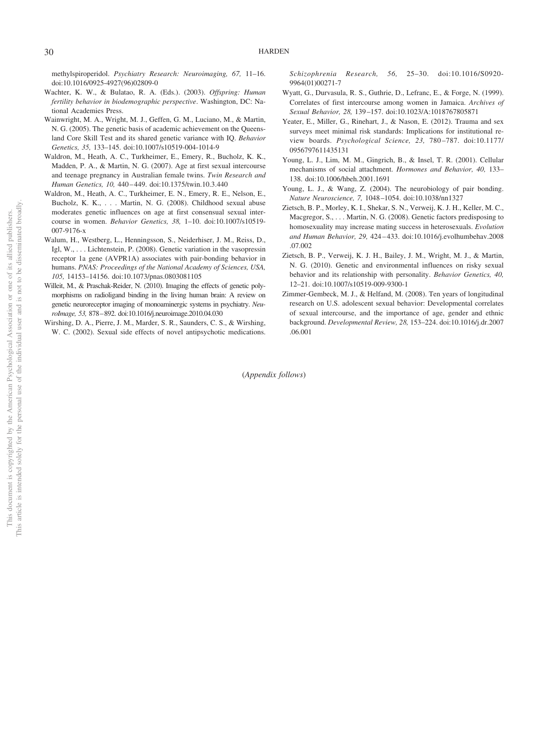methylspiroperidol. *Psychiatry Research: Neuroimaging, 67,* 11–16. doi:10.1016/0925-4927(96)02809-0

Wachter, K. W., & Bulatao, R. A. (Eds.). (2003). *Offspring: Human fertility behavior in biodemographic perspective*. Washington, DC: National Academies Press.

Wainwright, M. A., Wright, M. J., Geffen, G. M., Luciano, M., & Martin, N. G. (2005). The genetic basis of academic achievement on the Queensland Core Skill Test and its shared genetic variance with IQ. *Behavior Genetics, 35,* 133–145. doi:10.1007/s10519-004-1014-9

Waldron, M., Heath, A. C., Turkheimer, E., Emery, R., Bucholz, K. K., Madden, P. A., & Martin, N. G. (2007). Age at first sexual intercourse and teenage pregnancy in Australian female twins. *Twin Research and Human Genetics, 10,* 440–449. doi:10.1375/twin.10.3.440

Waldron, M., Heath, A. C., Turkheimer, E. N., Emery, R. E., Nelson, E., Bucholz, K. K., . . . Martin, N. G. (2008). Childhood sexual abuse moderates genetic influences on age at first consensual sexual intercourse in women. *Behavior Genetics, 38,* 1–10. doi:10.1007/s10519-007-9176-x

Walum, H., Westberg, L., Henningsson, S., Neiderhiser, J. M., Reiss, D., Igl, W., . . . Lichtenstein, P. (2008). Genetic variation in the vasopressin receptor 1a gene (AVPR1A) associates with pair-bonding behavior in humans. *PNAS: Proceedings of the National Academy of Sciences, USA, 105,* 14153–14156. doi:10.1073/pnas.0803081105

Willeit, M., & Praschak-Reider, N. (2010). Imaging the effects of genetic polymorphisms on radioligand binding in the living human brain: A review on genetic neuroreceptor imaging of monoaminergic systems in psychiatry. *NeuroImage, 53,* 878–892. doi:10.1016/j.neuroimage.2010.04.030

Wirshing, D. A., Pierre, J. M., Marder, S. R., Saunders, C. S., & Wirshing, W. C. (2002). Sexual side effects of novel antipsychotic medications. *Schizophrenia Research, 56,* 25–30. doi:10.1016/S0920-9964(01)00271-7

Wyatt, G., Durvasula, R. S., Guthrie, D., Lefranc, E., & Forge, N. (1999). Correlates of first intercourse among women in Jamaica. *Archives of Sexual Behavior, 28,* 139–157. doi:10.1023/A:1018767805871

Yeater, E., Miller, G., Rinehart, J., & Nason, E. (2012). Trauma and sex surveys meet minimal risk standards: Implications for institutional review boards. *Psychological Science, 23,* 780–787. doi:10.1177/0956797611435131

Young, L. J., Lim, M. M., Gingrich, B., & Insel, T. R. (2001). Cellular mechanisms of social attachment. *Hormones and Behavior, 40,* 133–138. doi:10.1006/hbeh.2001.1691

Young, L. J., & Wang, Z. (2004). The neurobiology of pair bonding. *Nature Neuroscience, 7,* 1048–1054. doi:10.1038/nn1327

Zietsch, B. P., Morley, K. I., Shekar, S. N., Verweij, K. J. H., Keller, M. C., Macgregor, S., . . . Martin, N. G. (2008). Genetic factors predisposing to homosexuality may increase mating success in heterosexuals. *Evolution and Human Behavior, 29,* 424–433. doi:10.1016/j.evolhumbehav.2008.07.002

Zietsch, B. P., Verweij, K. J. H., Bailey, J. M., Wright, M. J., & Martin, N. G. (2010). Genetic and environmental influences on risky sexual behavior and its relationship with personality. *Behavior Genetics, 40,* 12–21. doi:10.1007/s10519-009-9300-1

Zimmer-Gembeck, M. J., & Helfand, M. (2008). Ten years of longitudinal research on U.S. adolescent sexual behavior: Developmental correlates of sexual intercourse, and the importance of age, gender and ethnic background. *Developmental Review, 28,* 153–224. doi:10.1016/j.dr.2007.06.001

(*Appendix follows*)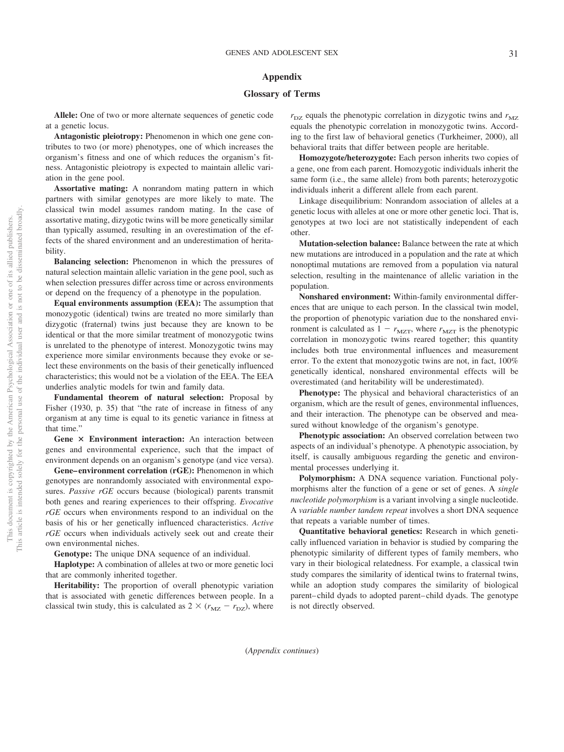# Appendix

## Glossary of Terms

**Allele:** One of two or more alternate sequences of genetic code at a genetic locus.

**Antagonistic pleiotropy:** Phenomenon in which one gene contributes to two (or more) phenotypes, one of which increases the organism's fitness and one of which reduces the organism's fitness. Antagonistic pleiotropy is expected to maintain allelic variation in the gene pool.

**Assortative mating:** A nonrandom mating pattern in which partners with similar genotypes are more likely to mate. The classical twin model assumes random mating. In the case of assortative mating, dizygotic twins will be more genetically similar than typically assumed, resulting in an overestimation of the effects of the shared environment and an underestimation of heritability.

**Balancing selection:** Phenomenon in which the pressures of natural selection maintain allelic variation in the gene pool, such as when selection pressures differ across time or across environments or depend on the frequency of a phenotype in the population.

**Equal environments assumption (EEA):** The assumption that monozygotic (identical) twins are treated no more similarly than dizygotic (fraternal) twins just because they are known to be identical or that the more similar treatment of monozygotic twins is unrelated to the phenotype of interest. Monozygotic twins may experience more similar environments because they evoke or select these environments on the basis of their genetically influenced characteristics; this would not be a violation of the EEA. The EEA underlies analytic models for twin and family data.

**Fundamental theorem of natural selection:** Proposal by Fisher (1930, p. 35) that "the rate of increase in fitness of any organism at any time is equal to its genetic variance in fitness at that time."

**Gene × Environment interaction:** An interaction between genes and environmental experience, such that the impact of environment depends on an organism's genotype (and vice versa).

**Gene–environment correlation (rGE):** Phenomenon in which genotypes are nonrandomly associated with environmental exposures. *Passive rGE* occurs because (biological) parents transmit both genes and rearing experiences to their offspring. *Evocative rGE* occurs when environments respond to an individual on the basis of his or her genetically influenced characteristics. *Active rGE* occurs when individuals actively seek out and create their own environmental niches.

**Genotype:** The unique DNA sequence of an individual.

**Haplotype:** A combination of alleles at two or more genetic loci that are commonly inherited together.

**Heritability:** The proportion of overall phenotypic variation that is associated with genetic differences between people. In a classical twin study, this is calculated as $2 \times (r_{MZ} - r_{DZ})$, where $r_{DZ}$ equals the phenotypic correlation in dizygotic twins and $r_{MZ}$ equals the phenotypic correlation in monozygotic twins. According to the first law of behavioral genetics (Turkheimer, 2000), all behavioral traits that differ between people are heritable.

**Homozygote/heterozygote:** Each person inherits two copies of a gene, one from each parent. Homozygotic individuals inherit the same form (i.e., the same allele) from both parents; heterozygotic individuals inherit a different allele from each parent.

Linkage disequilibrium: Nonrandom association of alleles at a genetic locus with alleles at one or more other genetic loci. That is, genotypes at two loci are not statistically independent of each other.

**Mutation-selection balance:** Balance between the rate at which new mutations are introduced in a population and the rate at which nonoptimal mutations are removed from a population via natural selection, resulting in the maintenance of allelic variation in the population.

**Nonshared environment:** Within-family environmental differences that are unique to each person. In the classical twin model, the proportion of phenotypic variation due to the nonshared environment is calculated as $1 - r_{MZT}$, where $r_{MZT}$ is the phenotypic correlation in monozygotic twins reared together; this quantity includes both true environmental influences and measurement error. To the extent that monozygotic twins are not, in fact, 100% genetically identical, nonshared environmental effects will be overestimated (and heritability will be underestimated).

**Phenotype:** The physical and behavioral characteristics of an organism, which are the result of genes, environmental influences, and their interaction. The phenotype can be observed and measured without knowledge of the organism's genotype.

**Phenotypic association:** An observed correlation between two aspects of an individual's phenotype. A phenotypic association, by itself, is causally ambiguous regarding the genetic and environmental processes underlying it.

**Polymorphism:** A DNA sequence variation. Functional polymorphisms alter the function of a gene or set of genes. A *single nucleotide polymorphism* is a variant involving a single nucleotide. A *variable number tandem repeat* involves a short DNA sequence that repeats a variable number of times.

**Quantitative behavioral genetics:** Research in which genetically influenced variation in behavior is studied by comparing the phenotypic similarity of different types of family members, who vary in their biological relatedness. For example, a classical twin study compares the similarity of identical twins to fraternal twins, while an adoption study compares the similarity of biological parent–child dyads to adopted parent–child dyads. The genotype is not directly observed.

(*Appendix continues*)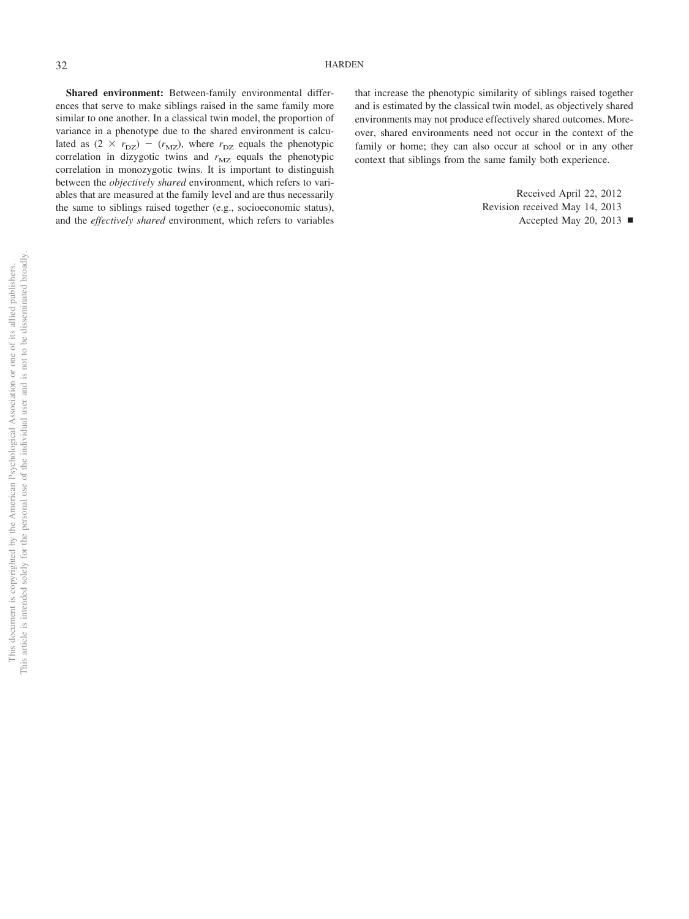**Shared environment:** Between-family environmental differences that serve to make siblings raised in the same family more similar to one another. In a classical twin model, the proportion of variance in a phenotype due to the shared environment is calculated as $(2 \times r_{DZ}) - (r_{MZ})$, where $r_{DZ}$ equals the phenotypic correlation in dizygotic twins and $r_{MZ}$ equals the phenotypic correlation in monozygotic twins. It is important to distinguish between the *objectively shared* environment, which refers to variables that are measured at the family level and are thus necessarily the same to siblings raised together (e.g., socioeconomic status), and the *effectively shared* environment, which refers to variables that increase the phenotypic similarity of siblings raised together and is estimated by the classical twin model, as objectively shared environments may not produce effectively shared outcomes. Moreover, shared environments need not occur in the context of the family or home; they can also occur at school or in any other context that siblings from the same family both experience.

Received April 22, 2012
Revision received May 14, 2013
Accepted May 20, 2013 ■